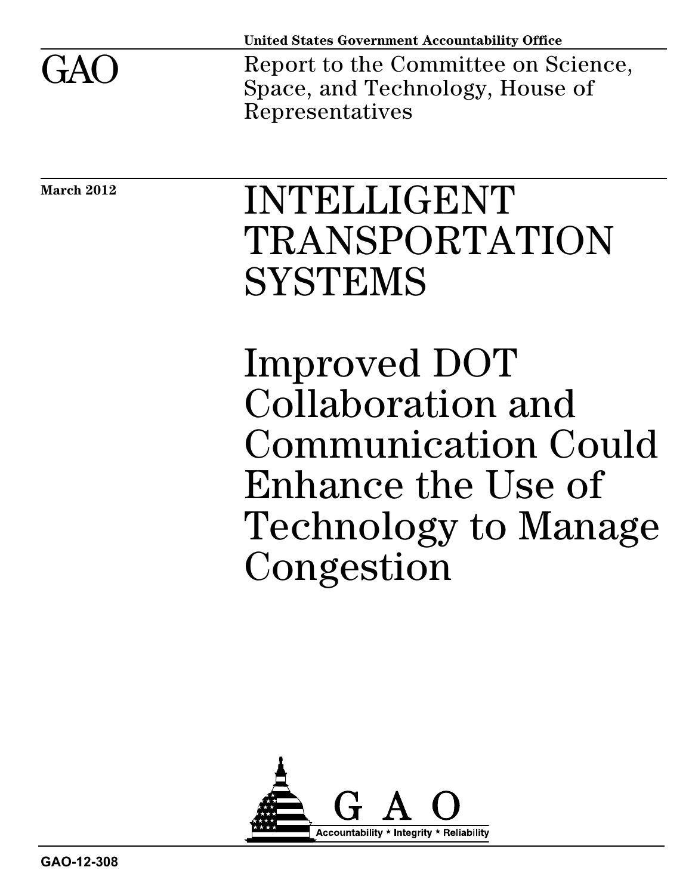GAO

United States Government Accountability Office

Report to the Committee on Science, Space, and Technology, House of Representatives

March 2012

# INTELLIGENT TRANSPORTATION SYSTEMS

# Improved DOT Collaboration and Communication Could Enhance the Use of Technology to Manage Congestion

GAO

Accountability * Integrity * Reliability

GAO-12-308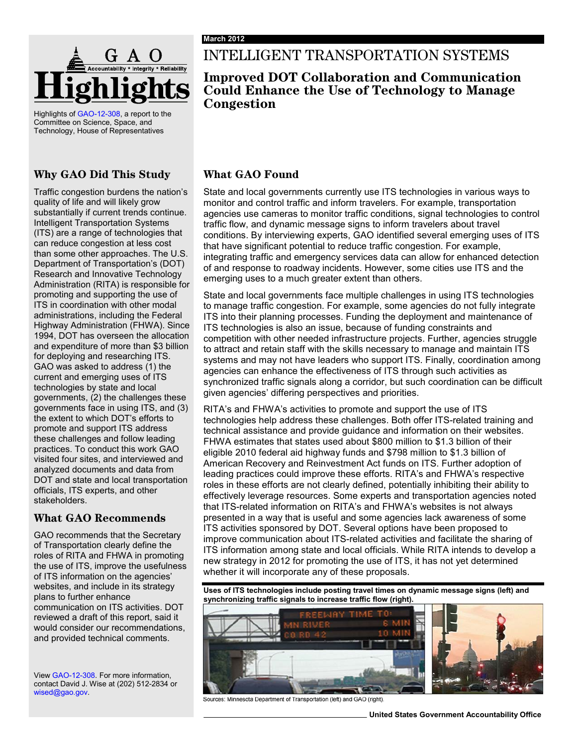# GAO Highlights

Highlights of GAO-12-308, a report to the Committee on Science, Space, and Technology, House of Representatives

March 2012

# INTELLIGENT TRANSPORTATION SYSTEMS

## Improved DOT Collaboration and Communication Could Enhance the Use of Technology to Manage Congestion

### Why GAO Did This Study

Traffic congestion burdens the nation's quality of life and will likely grow substantially if current trends continue. Intelligent Transportation Systems (ITS) are a range of technologies that can reduce congestion at less cost than some other approaches. The U.S. Department of Transportation's (DOT) Research and Innovative Technology Administration (RITA) is responsible for promoting and supporting the use of ITS in coordination with other modal administrations, including the Federal Highway Administration (FHWA). Since 1994, DOT has overseen the allocation and expenditure of more than $3 billion for deploying and researching ITS. GAO was asked to address (1) the current and emerging uses of ITS technologies by state and local governments, (2) the challenges these governments face in using ITS, and (3) the extent to which DOT's efforts to promote and support ITS address these challenges and follow leading practices. To conduct this work GAO visited four sites, and interviewed and analyzed documents and data from DOT and state and local transportation officials, ITS experts, and other stakeholders.

### What GAO Recommends

GAO recommends that the Secretary of Transportation clearly define the roles of RITA and FHWA in promoting the use of ITS, improve the usefulness of ITS information on the agencies' websites, and include in its strategy plans to further enhance communication on ITS activities. DOT reviewed a draft of this report, said it would consider our recommendations, and provided technical comments.

View GAO-12-308. For more information, contact David J. Wise at (202) 512-2834 or wised@gao.gov.

### What GAO Found

State and local governments currently use ITS technologies in various ways to monitor and control traffic and inform travelers. For example, transportation agencies use cameras to monitor traffic conditions, signal technologies to control traffic flow, and dynamic message signs to inform travelers about travel conditions. By interviewing experts, GAO identified several emerging uses of ITS that have significant potential to reduce traffic congestion. For example, integrating traffic and emergency services data can allow for enhanced detection of and response to roadway incidents. However, some cities use ITS and the emerging uses to a much greater extent than others.

State and local governments face multiple challenges in using ITS technologies to manage traffic congestion. For example, some agencies do not fully integrate ITS into their planning processes. Funding the deployment and maintenance of ITS technologies is also an issue, because of funding constraints and competition with other needed infrastructure projects. Further, agencies struggle to attract and retain staff with the skills necessary to manage and maintain ITS systems and may not have leaders who support ITS. Finally, coordination among agencies can enhance the effectiveness of ITS through such activities as synchronized traffic signals along a corridor, but such coordination can be difficult given agencies' differing perspectives and priorities.

RITA's and FHWA's activities to promote and support the use of ITS technologies help address these challenges. Both offer ITS-related training and technical assistance and provide guidance and information on their websites. FHWA estimates that states used about $800 million to $1.3 billion of their eligible 2010 federal aid highway funds and $798 million to $1.3 billion of American Recovery and Reinvestment Act funds on ITS. Further adoption of leading practices could improve these efforts. RITA's and FHWA's respective roles in these efforts are not clearly defined, potentially inhibiting their ability to effectively leverage resources. Some experts and transportation agencies noted that ITS-related information on RITA's and FHWA's websites is not always presented in a way that is useful and some agencies lack awareness of some ITS activities sponsored by DOT. Several options have been proposed to improve communication about ITS-related activities and facilitate the sharing of ITS information among state and local officials. While RITA intends to develop a new strategy in 2012 for promoting the use of ITS, it has not yet determined whether it will incorporate any of these proposals.

**Uses of ITS technologies include posting travel times on dynamic message signs (left) and synchronizing traffic signals to increase traffic flow (right).**

Sources: Minnesota Department of Transportation (left) and GAO (right).

United States Government Accountability Office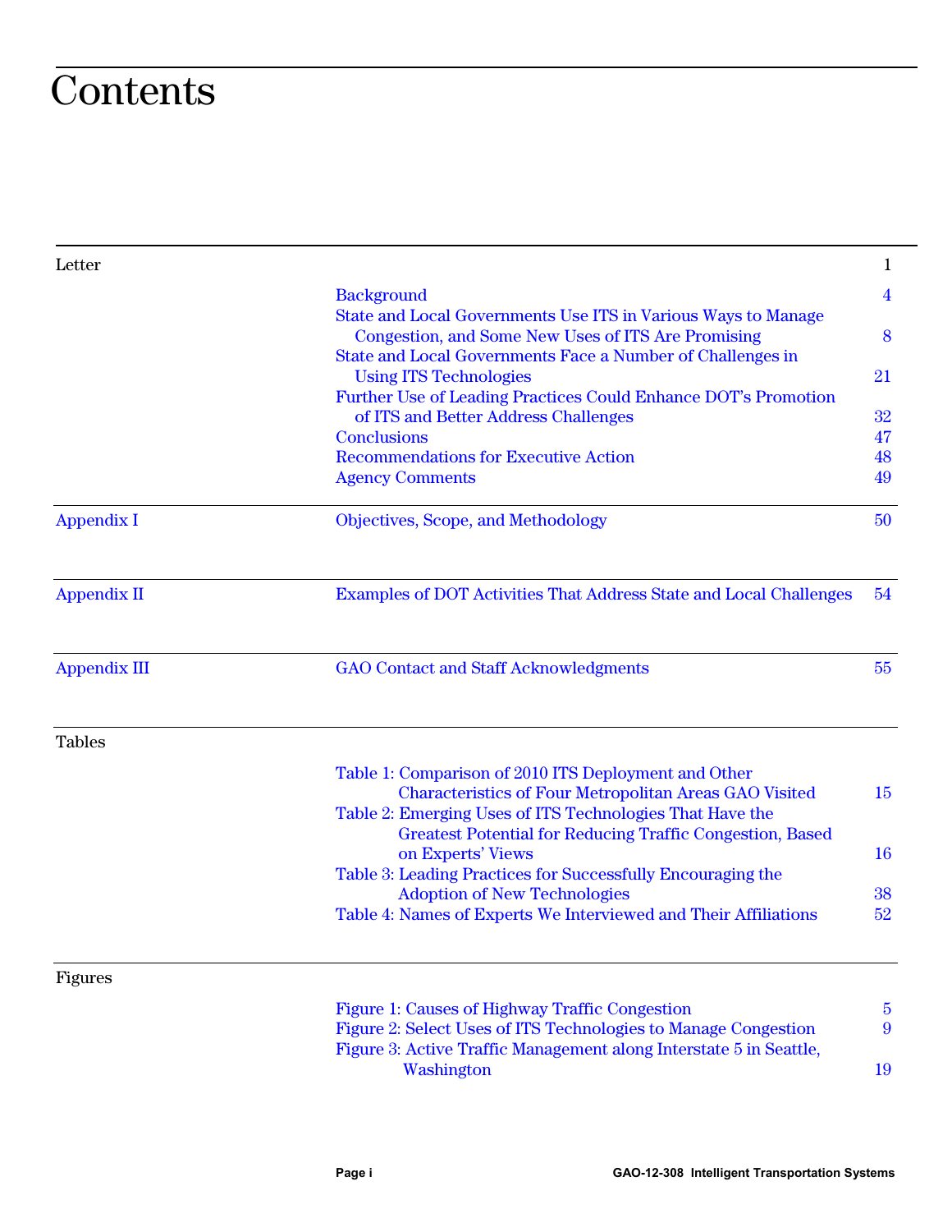# Contents

| | | |
|---|---|---|
| Letter | | 1 |
| | Background | 4 |
| | State and Local Governments Use ITS in Various Ways to Manage Congestion, and Some New Uses of ITS Are Promising | 8 |
| | State and Local Governments Face a Number of Challenges in Using ITS Technologies | 21 |
| | Further Use of Leading Practices Could Enhance DOT's Promotion of ITS and Better Address Challenges | 32 |
| | Conclusions | 47 |
| | Recommendations for Executive Action | 48 |
| | Agency Comments | 49 |
| Appendix I | Objectives, Scope, and Methodology | 50 |
| Appendix II | Examples of DOT Activities That Address State and Local Challenges | 54 |
| Appendix III | GAO Contact and Staff Acknowledgments | 55 |
| Tables | | |
| | Table 1: Comparison of 2010 ITS Deployment and Other Characteristics of Four Metropolitan Areas GAO Visited | 15 |
| | Table 2: Emerging Uses of ITS Technologies That Have the Greatest Potential for Reducing Traffic Congestion, Based on Experts' Views | 16 |
| | Table 3: Leading Practices for Successfully Encouraging the Adoption of New Technologies | 38 |
| | Table 4: Names of Experts We Interviewed and Their Affiliations | 52 |
| Figures | | |
| | Figure 1: Causes of Highway Traffic Congestion | 5 |
| | Figure 2: Select Uses of ITS Technologies to Manage Congestion | 9 |
| | Figure 3: Active Traffic Management along Interstate 5 in Seattle, Washington | 19 |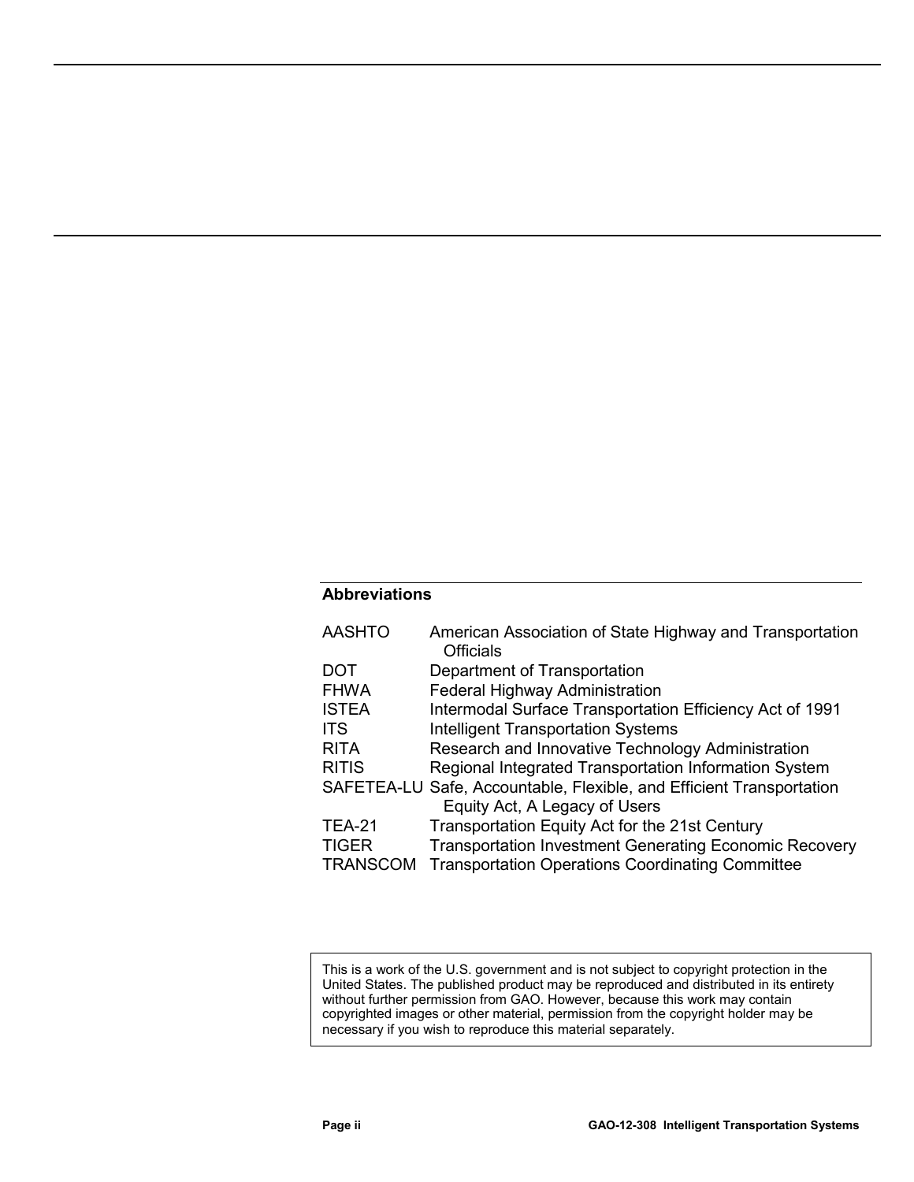## Abbreviations

| | |
|---|---|
| AASHTO | American Association of State Highway and Transportation Officials |
| DOT | Department of Transportation |
| FHWA | Federal Highway Administration |
| ISTEA | Intermodal Surface Transportation Efficiency Act of 1991 |
| ITS | Intelligent Transportation Systems |
| RITA | Research and Innovative Technology Administration |
| RITIS | Regional Integrated Transportation Information System |
| SAFETEA-LU | Safe, Accountable, Flexible, and Efficient Transportation Equity Act, A Legacy of Users |
| TEA-21 | Transportation Equity Act for the 21st Century |
| TIGER | Transportation Investment Generating Economic Recovery |
| TRANSCOM | Transportation Operations Coordinating Committee |

This is a work of the U.S. government and is not subject to copyright protection in the United States. The published product may be reproduced and distributed in its entirety without further permission from GAO. However, because this work may contain copyrighted images or other material, permission from the copyright holder may be necessary if you wish to reproduce this material separately.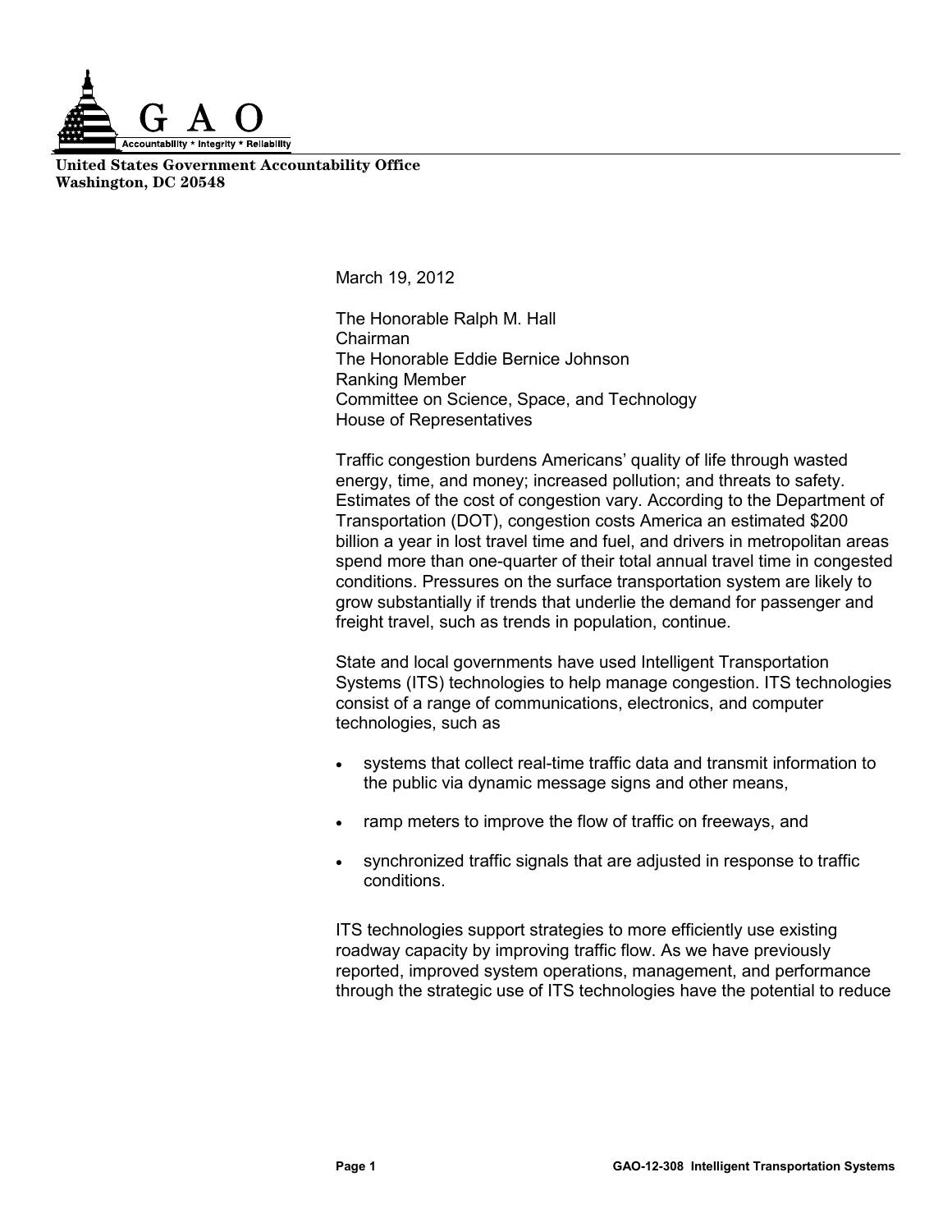United States Government Accountability Office
Washington, DC 20548

March 19, 2012

The Honorable Ralph M. Hall
Chairman
The Honorable Eddie Bernice Johnson
Ranking Member
Committee on Science, Space, and Technology
House of Representatives

Traffic congestion burdens Americans' quality of life through wasted energy, time, and money; increased pollution; and threats to safety. Estimates of the cost of congestion vary. According to the Department of Transportation (DOT), congestion costs America an estimated $200 billion a year in lost travel time and fuel, and drivers in metropolitan areas spend more than one-quarter of their total annual travel time in congested conditions. Pressures on the surface transportation system are likely to grow substantially if trends that underlie the demand for passenger and freight travel, such as trends in population, continue.

State and local governments have used Intelligent Transportation Systems (ITS) technologies to help manage congestion. ITS technologies consist of a range of communications, electronics, and computer technologies, such as

- systems that collect real-time traffic data and transmit information to the public via dynamic message signs and other means,
- ramp meters to improve the flow of traffic on freeways, and
- synchronized traffic signals that are adjusted in response to traffic conditions.

ITS technologies support strategies to more efficiently use existing roadway capacity by improving traffic flow. As we have previously reported, improved system operations, management, and performance through the strategic use of ITS technologies have the potential to reduce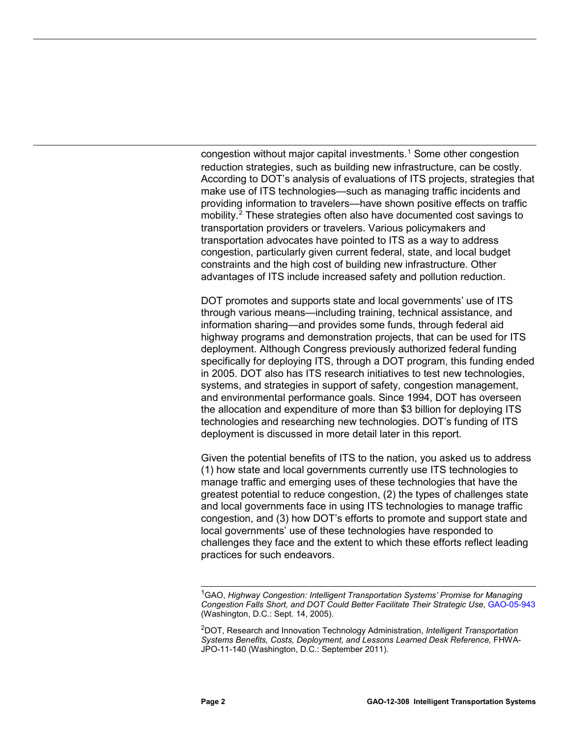congestion without major capital investments.[1] Some other congestion reduction strategies, such as building new infrastructure, can be costly. According to DOT's analysis of evaluations of ITS projects, strategies that make use of ITS technologies—such as managing traffic incidents and providing information to travelers—have shown positive effects on traffic mobility.[2] These strategies often also have documented cost savings to transportation providers or travelers. Various policymakers and transportation advocates have pointed to ITS as a way to address congestion, particularly given current federal, state, and local budget constraints and the high cost of building new infrastructure. Other advantages of ITS include increased safety and pollution reduction.

DOT promotes and supports state and local governments' use of ITS through various means—including training, technical assistance, and information sharing—and provides some funds, through federal aid highway programs and demonstration projects, that can be used for ITS deployment. Although Congress previously authorized federal funding specifically for deploying ITS, through a DOT program, this funding ended in 2005. DOT also has ITS research initiatives to test new technologies, systems, and strategies in support of safety, congestion management, and environmental performance goals. Since 1994, DOT has overseen the allocation and expenditure of more than $3 billion for deploying ITS technologies and researching new technologies. DOT's funding of ITS deployment is discussed in more detail later in this report.

Given the potential benefits of ITS to the nation, you asked us to address (1) how state and local governments currently use ITS technologies to manage traffic and emerging uses of these technologies that have the greatest potential to reduce congestion, (2) the types of challenges state and local governments face in using ITS technologies to manage traffic congestion, and (3) how DOT's efforts to promote and support state and local governments' use of these technologies have responded to challenges they face and the extent to which these efforts reflect leading practices for such endeavors.

---

[1]GAO, *Highway Congestion: Intelligent Transportation Systems' Promise for Managing Congestion Falls Short, and DOT Could Better Facilitate Their Strategic Use,* GAO-05-943 (Washington, D.C.: Sept. 14, 2005).

[2]DOT, Research and Innovation Technology Administration, *Intelligent Transportation Systems Benefits, Costs, Deployment, and Lessons Learned Desk Reference,* FHWA-JPO-11-140 (Washington, D.C.: September 2011).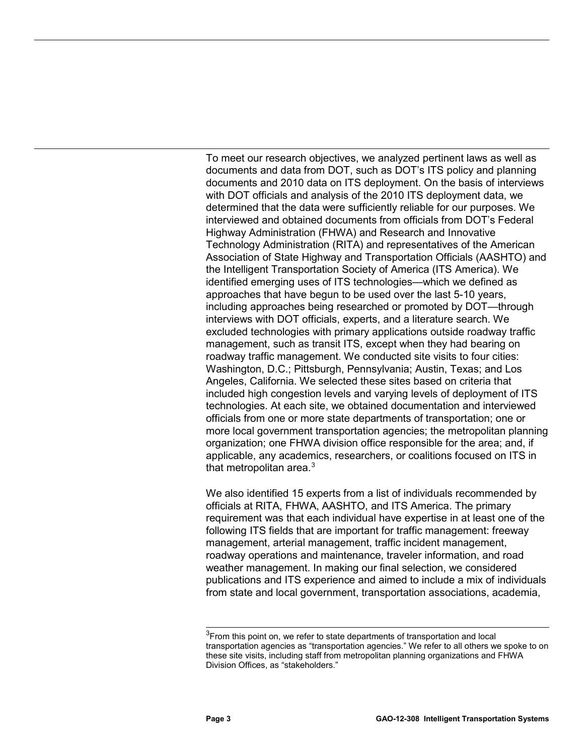To meet our research objectives, we analyzed pertinent laws as well as documents and data from DOT, such as DOT's ITS policy and planning documents and 2010 data on ITS deployment. On the basis of interviews with DOT officials and analysis of the 2010 ITS deployment data, we determined that the data were sufficiently reliable for our purposes. We interviewed and obtained documents from officials from DOT's Federal Highway Administration (FHWA) and Research and Innovative Technology Administration (RITA) and representatives of the American Association of State Highway and Transportation Officials (AASHTO) and the Intelligent Transportation Society of America (ITS America). We identified emerging uses of ITS technologies—which we defined as approaches that have begun to be used over the last 5-10 years, including approaches being researched or promoted by DOT—through interviews with DOT officials, experts, and a literature search. We excluded technologies with primary applications outside roadway traffic management, such as transit ITS, except when they had bearing on roadway traffic management. We conducted site visits to four cities: Washington, D.C.; Pittsburgh, Pennsylvania; Austin, Texas; and Los Angeles, California. We selected these sites based on criteria that included high congestion levels and varying levels of deployment of ITS technologies. At each site, we obtained documentation and interviewed officials from one or more state departments of transportation; one or more local government transportation agencies; the metropolitan planning organization; one FHWA division office responsible for the area; and, if applicable, any academics, researchers, or coalitions focused on ITS in that metropolitan area.[3]

We also identified 15 experts from a list of individuals recommended by officials at RITA, FHWA, AASHTO, and ITS America. The primary requirement was that each individual have expertise in at least one of the following ITS fields that are important for traffic management: freeway management, arterial management, traffic incident management, roadway operations and maintenance, traveler information, and road weather management. In making our final selection, we considered publications and ITS experience and aimed to include a mix of individuals from state and local government, transportation associations, academia,

[3]From this point on, we refer to state departments of transportation and local transportation agencies as "transportation agencies." We refer to all others we spoke to on these site visits, including staff from metropolitan planning organizations and FHWA Division Offices, as "stakeholders."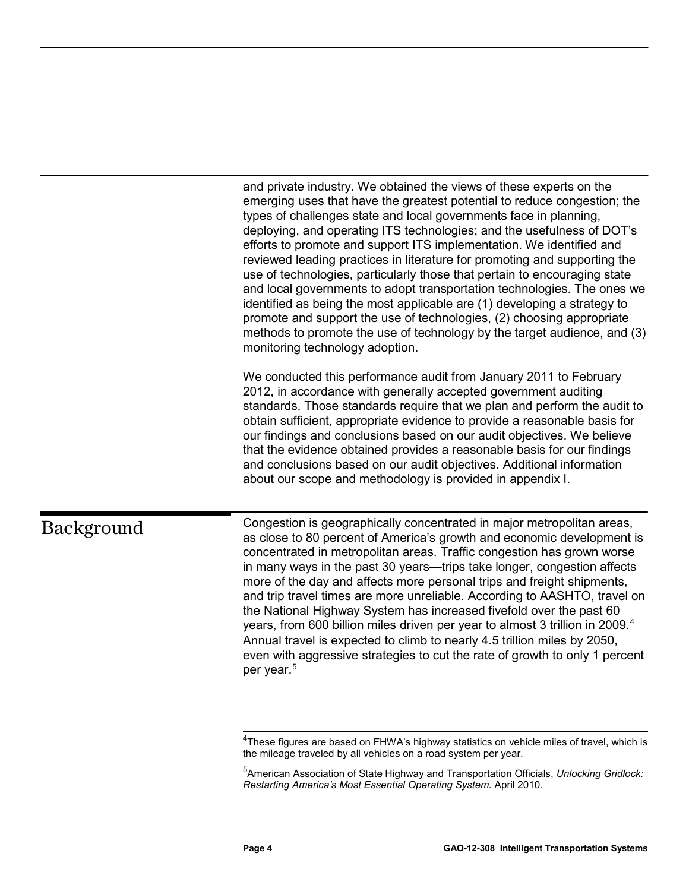and private industry. We obtained the views of these experts on the emerging uses that have the greatest potential to reduce congestion; the types of challenges state and local governments face in planning, deploying, and operating ITS technologies; and the usefulness of DOT's efforts to promote and support ITS implementation. We identified and reviewed leading practices in literature for promoting and supporting the use of technologies, particularly those that pertain to encouraging state and local governments to adopt transportation technologies. The ones we identified as being the most applicable are (1) developing a strategy to promote and support the use of technologies, (2) choosing appropriate methods to promote the use of technology by the target audience, and (3) monitoring technology adoption.

We conducted this performance audit from January 2011 to February 2012, in accordance with generally accepted government auditing standards. Those standards require that we plan and perform the audit to obtain sufficient, appropriate evidence to provide a reasonable basis for our findings and conclusions based on our audit objectives. We believe that the evidence obtained provides a reasonable basis for our findings and conclusions based on our audit objectives. Additional information about our scope and methodology is provided in appendix I.

## Background

Congestion is geographically concentrated in major metropolitan areas, as close to 80 percent of America's growth and economic development is concentrated in metropolitan areas. Traffic congestion has grown worse in many ways in the past 30 years—trips take longer, congestion affects more of the day and affects more personal trips and freight shipments, and trip travel times are more unreliable. According to AASHTO, travel on the National Highway System has increased fivefold over the past 60 years, from 600 billion miles driven per year to almost 3 trillion in 2009.[4] Annual travel is expected to climb to nearly 4.5 trillion miles by 2050, even with aggressive strategies to cut the rate of growth to only 1 percent per year.[5]

[4]These figures are based on FHWA's highway statistics on vehicle miles of travel, which is the mileage traveled by all vehicles on a road system per year.

[5]American Association of State Highway and Transportation Officials, *Unlocking Gridlock: Restarting America's Most Essential Operating System.* April 2010.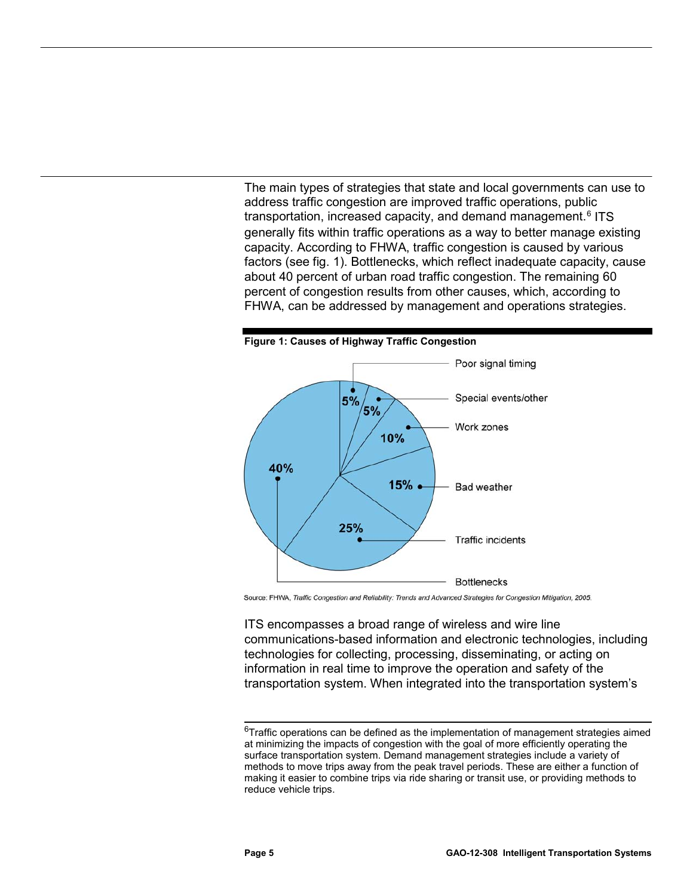The main types of strategies that state and local governments can use to address traffic congestion are improved traffic operations, public transportation, increased capacity, and demand management.[6] ITS generally fits within traffic operations as a way to better manage existing capacity. According to FHWA, traffic congestion is caused by various factors (see fig. 1). Bottlenecks, which reflect inadequate capacity, cause about 40 percent of urban road traffic congestion. The remaining 60 percent of congestion results from other causes, which, according to FHWA, can be addressed by management and operations strategies.

**Figure 1: Causes of Highway Traffic Congestion**

| Cause | Percent |
| --- | --- |
| Poor signal timing | 5% |
| Special events/other | 5% |
| Work zones | 10% |
| Bad weather | 15% |
| Traffic incidents | 25% |
| Bottlenecks | 40% |

Source: FHWA, *Traffic Congestion and Reliability: Trends and Advanced Strategies for Congestion Mitigation, 2005.*

ITS encompasses a broad range of wireless and wire line communications-based information and electronic technologies, including technologies for collecting, processing, disseminating, or acting on information in real time to improve the operation and safety of the transportation system. When integrated into the transportation system's

---

[6]Traffic operations can be defined as the implementation of management strategies aimed at minimizing the impacts of congestion with the goal of more efficiently operating the surface transportation system. Demand management strategies include a variety of methods to move trips away from the peak travel periods. These are either a function of making it easier to combine trips via ride sharing or transit use, or providing methods to reduce vehicle trips.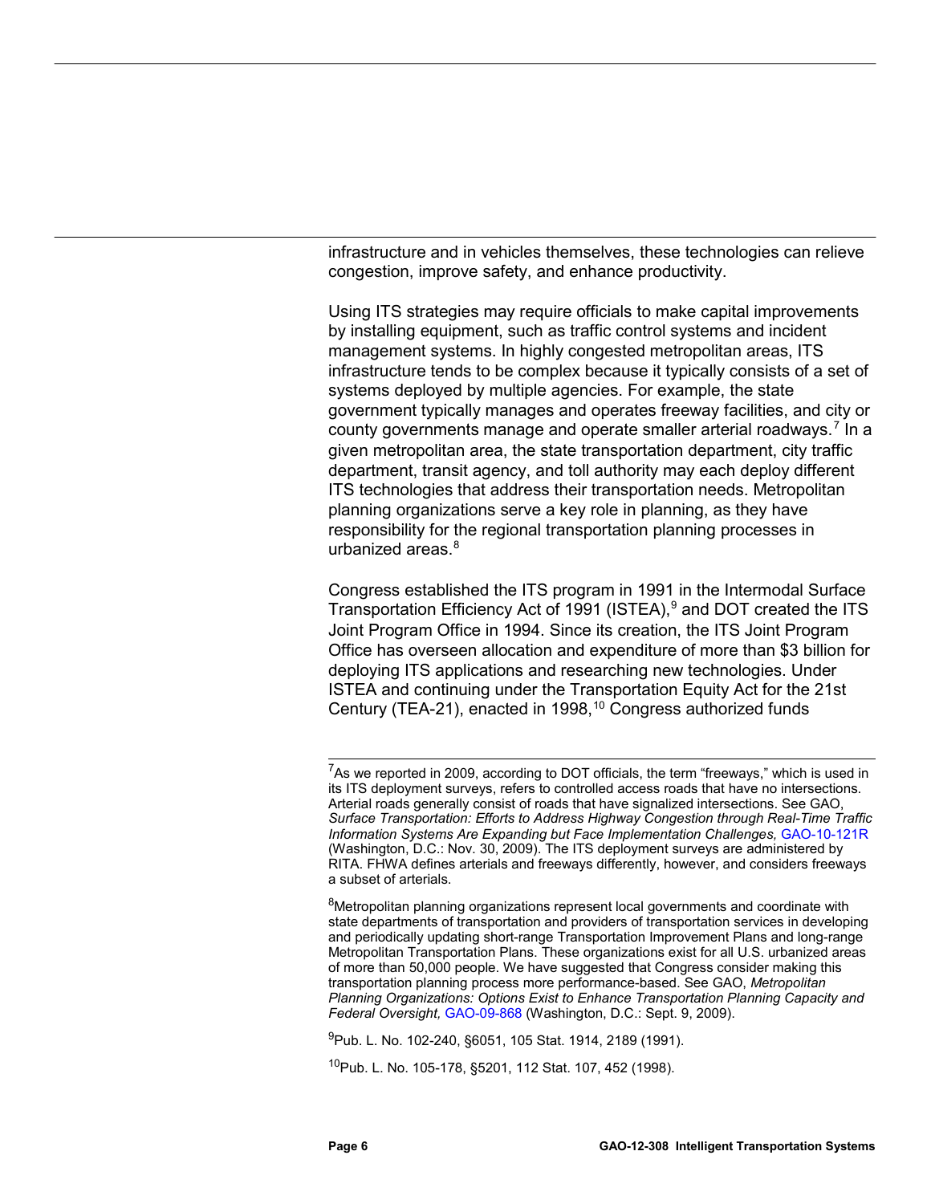infrastructure and in vehicles themselves, these technologies can relieve congestion, improve safety, and enhance productivity.

Using ITS strategies may require officials to make capital improvements by installing equipment, such as traffic control systems and incident management systems. In highly congested metropolitan areas, ITS infrastructure tends to be complex because it typically consists of a set of systems deployed by multiple agencies. For example, the state government typically manages and operates freeway facilities, and city or county governments manage and operate smaller arterial roadways.[7] In a given metropolitan area, the state transportation department, city traffic department, transit agency, and toll authority may each deploy different ITS technologies that address their transportation needs. Metropolitan planning organizations serve a key role in planning, as they have responsibility for the regional transportation planning processes in urbanized areas.[8]

Congress established the ITS program in 1991 in the Intermodal Surface Transportation Efficiency Act of 1991 (ISTEA),[9] and DOT created the ITS Joint Program Office in 1994. Since its creation, the ITS Joint Program Office has overseen allocation and expenditure of more than $3 billion for deploying ITS applications and researching new technologies. Under ISTEA and continuing under the Transportation Equity Act for the 21st Century (TEA-21), enacted in 1998,[10] Congress authorized funds

---

[7]As we reported in 2009, according to DOT officials, the term "freeways," which is used in its ITS deployment surveys, refers to controlled access roads that have no intersections. Arterial roads generally consist of roads that have signalized intersections. See GAO, *Surface Transportation: Efforts to Address Highway Congestion through Real-Time Traffic Information Systems Are Expanding but Face Implementation Challenges,* GAO-10-121R (Washington, D.C.: Nov. 30, 2009). The ITS deployment surveys are administered by RITA. FHWA defines arterials and freeways differently, however, and considers freeways a subset of arterials.

[8]Metropolitan planning organizations represent local governments and coordinate with state departments of transportation and providers of transportation services in developing and periodically updating short-range Transportation Improvement Plans and long-range Metropolitan Transportation Plans. These organizations exist for all U.S. urbanized areas of more than 50,000 people. We have suggested that Congress consider making this transportation planning process more performance-based. See GAO, *Metropolitan Planning Organizations: Options Exist to Enhance Transportation Planning Capacity and Federal Oversight,* GAO-09-868 (Washington, D.C.: Sept. 9, 2009).

[9]Pub. L. No. 102-240, §6051, 105 Stat. 1914, 2189 (1991).

[10]Pub. L. No. 105-178, §5201, 112 Stat. 107, 452 (1998).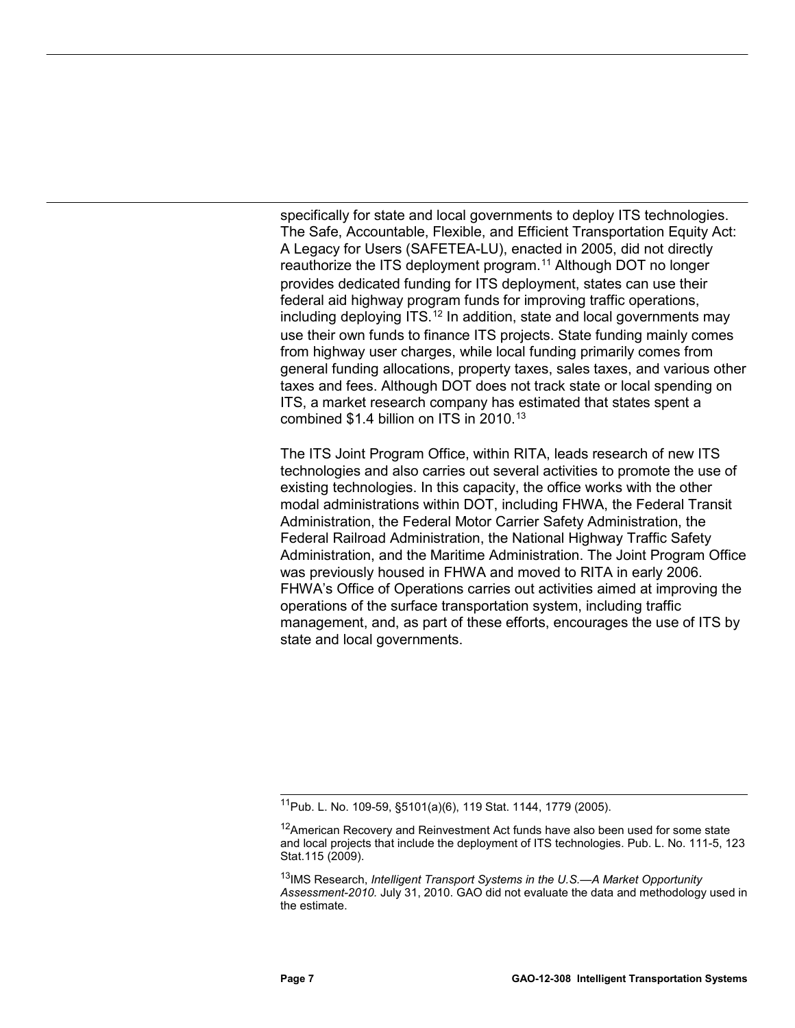specifically for state and local governments to deploy ITS technologies. The Safe, Accountable, Flexible, and Efficient Transportation Equity Act: A Legacy for Users (SAFETEA-LU), enacted in 2005, did not directly reauthorize the ITS deployment program.[11] Although DOT no longer provides dedicated funding for ITS deployment, states can use their federal aid highway program funds for improving traffic operations, including deploying ITS.[12] In addition, state and local governments may use their own funds to finance ITS projects. State funding mainly comes from highway user charges, while local funding primarily comes from general funding allocations, property taxes, sales taxes, and various other taxes and fees. Although DOT does not track state or local spending on ITS, a market research company has estimated that states spent a combined $1.4 billion on ITS in 2010.[13]

The ITS Joint Program Office, within RITA, leads research of new ITS technologies and also carries out several activities to promote the use of existing technologies. In this capacity, the office works with the other modal administrations within DOT, including FHWA, the Federal Transit Administration, the Federal Motor Carrier Safety Administration, the Federal Railroad Administration, the National Highway Traffic Safety Administration, and the Maritime Administration. The Joint Program Office was previously housed in FHWA and moved to RITA in early 2006. FHWA's Office of Operations carries out activities aimed at improving the operations of the surface transportation system, including traffic management, and, as part of these efforts, encourages the use of ITS by state and local governments.

---

[11] Pub. L. No. 109-59, §5101(a)(6), 119 Stat. 1144, 1779 (2005).

[12] American Recovery and Reinvestment Act funds have also been used for some state and local projects that include the deployment of ITS technologies. Pub. L. No. 111-5, 123 Stat.115 (2009).

[13] IMS Research, *Intelligent Transport Systems in the U.S.—A Market Opportunity Assessment-2010.* July 31, 2010. GAO did not evaluate the data and methodology used in the estimate.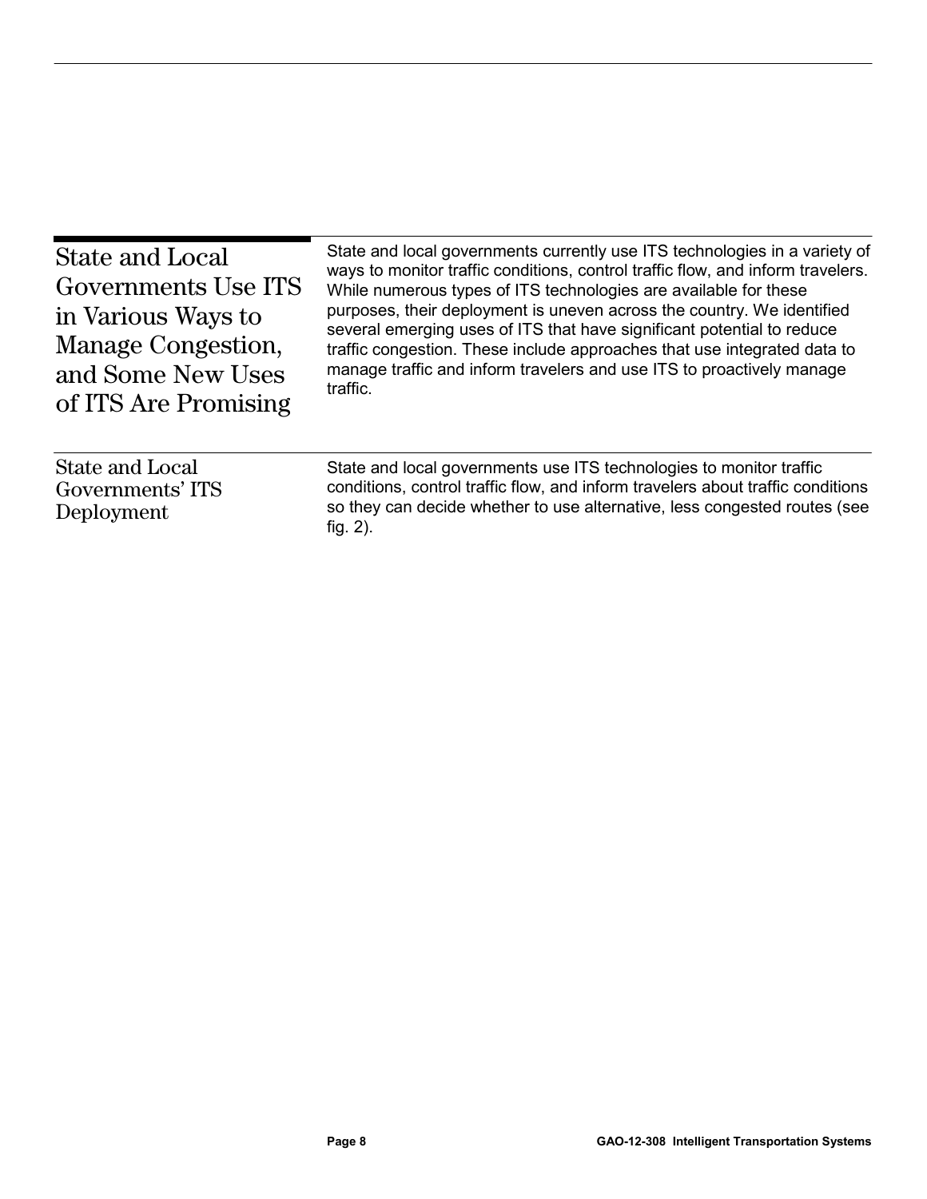## State and Local Governments Use ITS in Various Ways to Manage Congestion, and Some New Uses of ITS Are Promising

State and local governments currently use ITS technologies in a variety of ways to monitor traffic conditions, control traffic flow, and inform travelers. While numerous types of ITS technologies are available for these purposes, their deployment is uneven across the country. We identified several emerging uses of ITS that have significant potential to reduce traffic congestion. These include approaches that use integrated data to manage traffic and inform travelers and use ITS to proactively manage traffic.

### State and Local Governments' ITS Deployment

State and local governments use ITS technologies to monitor traffic conditions, control traffic flow, and inform travelers about traffic conditions so they can decide whether to use alternative, less congested routes (see fig. 2).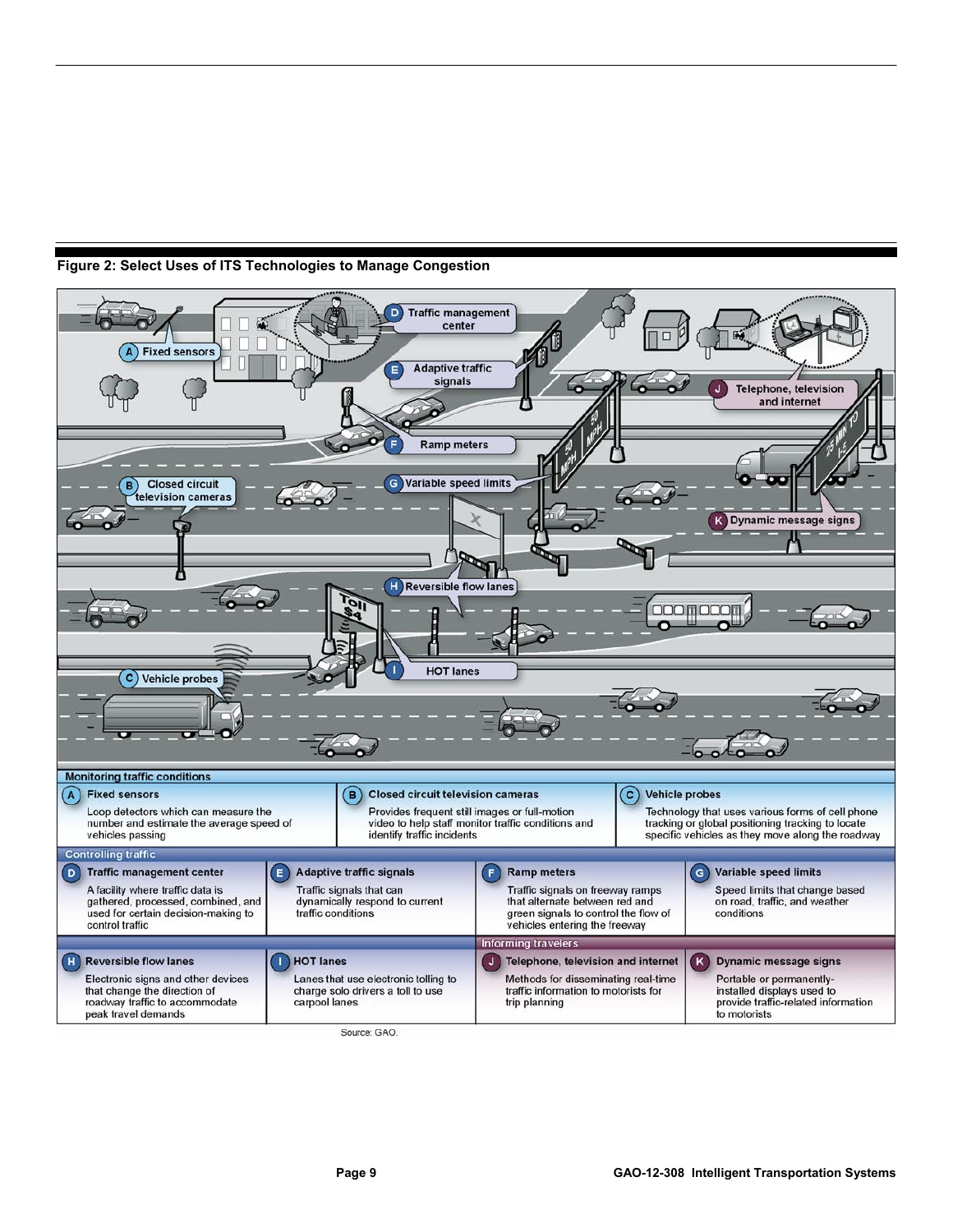**Figure 2: Select Uses of ITS Technologies to Manage Congestion**

**Monitoring traffic conditions**

| | | |
|---|---|---|
| **(A) Fixed sensors** Loop detectors which can measure the number and estimate the average speed of vehicles passing | **(B) Closed circuit television cameras** Provides frequent still images or full-motion video to help staff monitor traffic conditions and identify traffic incidents | **(C) Vehicle probes** Technology that uses various forms of cell phone tracking or global positioning tracking to locate specific vehicles as they move along the roadway |

**Controlling traffic**

| | | | |
|---|---|---|---|
| **(D) Traffic management center** A facility where traffic data is gathered, processed, combined, and used for certain decision-making to control traffic | **(E) Adaptive traffic signals** Traffic signals that can dynamically respond to current traffic conditions | **(F) Ramp meters** Traffic signals on freeway ramps that alternate between red and green signals to control the flow of vehicles entering the freeway | **(G) Variable speed limits** Speed limits that change based on road, traffic, and weather conditions |
| **(H) Reversible flow lanes** Electronic signs and other devices that change the direction of roadway traffic to accommodate peak travel demands | **(I) HOT lanes** Lanes that use electronic tolling to charge solo drivers a toll to use carpool lanes | | |

**Informing travelers**

| | |
|---|---|
| **(J) Telephone, television and internet** Methods for disseminating real-time traffic information to motorists for trip planning | **(K) Dynamic message signs** Portable or permanently-installed displays used to provide traffic-related information to motorists |

Source: GAO.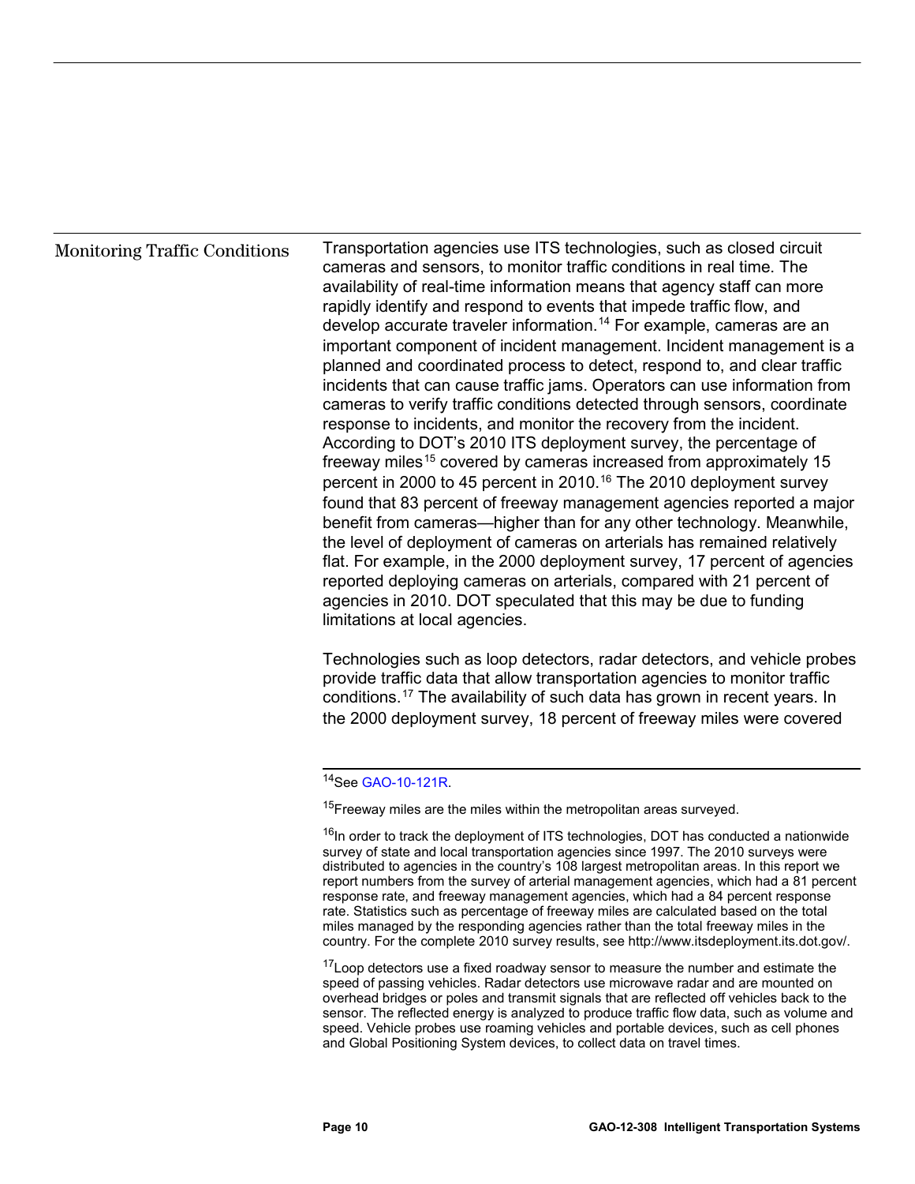## Monitoring Traffic Conditions

Transportation agencies use ITS technologies, such as closed circuit cameras and sensors, to monitor traffic conditions in real time. The availability of real-time information means that agency staff can more rapidly identify and respond to events that impede traffic flow, and develop accurate traveler information.[14] For example, cameras are an important component of incident management. Incident management is a planned and coordinated process to detect, respond to, and clear traffic incidents that can cause traffic jams. Operators can use information from cameras to verify traffic conditions detected through sensors, coordinate response to incidents, and monitor the recovery from the incident. According to DOT's 2010 ITS deployment survey, the percentage of freeway miles[15] covered by cameras increased from approximately 15 percent in 2000 to 45 percent in 2010.[16] The 2010 deployment survey found that 83 percent of freeway management agencies reported a major benefit from cameras—higher than for any other technology. Meanwhile, the level of deployment of cameras on arterials has remained relatively flat. For example, in the 2000 deployment survey, 17 percent of agencies reported deploying cameras on arterials, compared with 21 percent of agencies in 2010. DOT speculated that this may be due to funding limitations at local agencies.

Technologies such as loop detectors, radar detectors, and vehicle probes provide traffic data that allow transportation agencies to monitor traffic conditions.[17] The availability of such data has grown in recent years. In the 2000 deployment survey, 18 percent of freeway miles were covered

---

[14] See GAO-10-121R.

[15] Freeway miles are the miles within the metropolitan areas surveyed.

[16] In order to track the deployment of ITS technologies, DOT has conducted a nationwide survey of state and local transportation agencies since 1997. The 2010 surveys were distributed to agencies in the country's 108 largest metropolitan areas. In this report we report numbers from the survey of arterial management agencies, which had a 81 percent response rate, and freeway management agencies, which had a 84 percent response rate. Statistics such as percentage of freeway miles are calculated based on the total miles managed by the responding agencies rather than the total freeway miles in the country. For the complete 2010 survey results, see http://www.itsdeployment.its.dot.gov/.

[17] Loop detectors use a fixed roadway sensor to measure the number and estimate the speed of passing vehicles. Radar detectors use microwave radar and are mounted on overhead bridges or poles and transmit signals that are reflected off vehicles back to the sensor. The reflected energy is analyzed to produce traffic flow data, such as volume and speed. Vehicle probes use roaming vehicles and portable devices, such as cell phones and Global Positioning System devices, to collect data on travel times.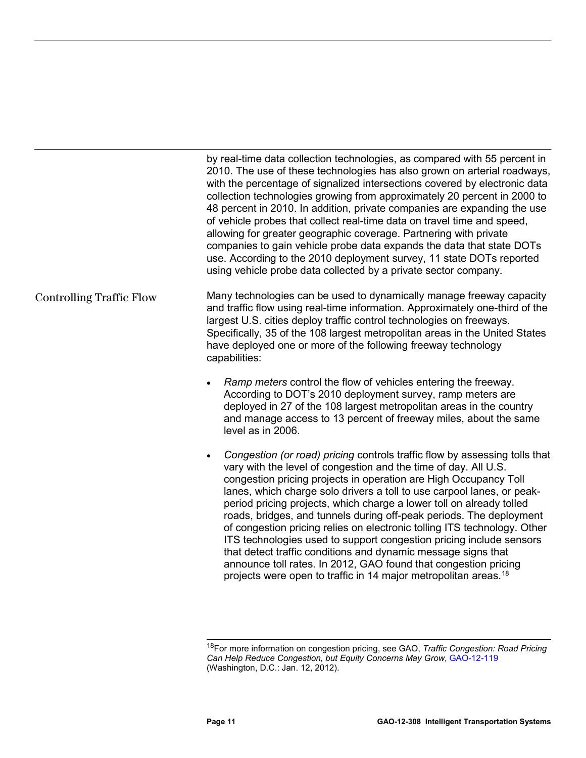by real-time data collection technologies, as compared with 55 percent in 2010. The use of these technologies has also grown on arterial roadways, with the percentage of signalized intersections covered by electronic data collection technologies growing from approximately 20 percent in 2000 to 48 percent in 2010. In addition, private companies are expanding the use of vehicle probes that collect real-time data on travel time and speed, allowing for greater geographic coverage. Partnering with private companies to gain vehicle probe data expands the data that state DOTs use. According to the 2010 deployment survey, 11 state DOTs reported using vehicle probe data collected by a private sector company.

### Controlling Traffic Flow

Many technologies can be used to dynamically manage freeway capacity and traffic flow using real-time information. Approximately one-third of the largest U.S. cities deploy traffic control technologies on freeways. Specifically, 35 of the 108 largest metropolitan areas in the United States have deployed one or more of the following freeway technology capabilities:

- *Ramp meters* control the flow of vehicles entering the freeway. According to DOT's 2010 deployment survey, ramp meters are deployed in 27 of the 108 largest metropolitan areas in the country and manage access to 13 percent of freeway miles, about the same level as in 2006.
- *Congestion (or road) pricing* controls traffic flow by assessing tolls that vary with the level of congestion and the time of day. All U.S. congestion pricing projects in operation are High Occupancy Toll lanes, which charge solo drivers a toll to use carpool lanes, or peak-period pricing projects, which charge a lower toll on already tolled roads, bridges, and tunnels during off-peak periods. The deployment of congestion pricing relies on electronic tolling ITS technology. Other ITS technologies used to support congestion pricing include sensors that detect traffic conditions and dynamic message signs that announce toll rates. In 2012, GAO found that congestion pricing projects were open to traffic in 14 major metropolitan areas.[18]

---

[18]For more information on congestion pricing, see GAO, *Traffic Congestion: Road Pricing Can Help Reduce Congestion, but Equity Concerns May Grow*, GAO-12-119 (Washington, D.C.: Jan. 12, 2012).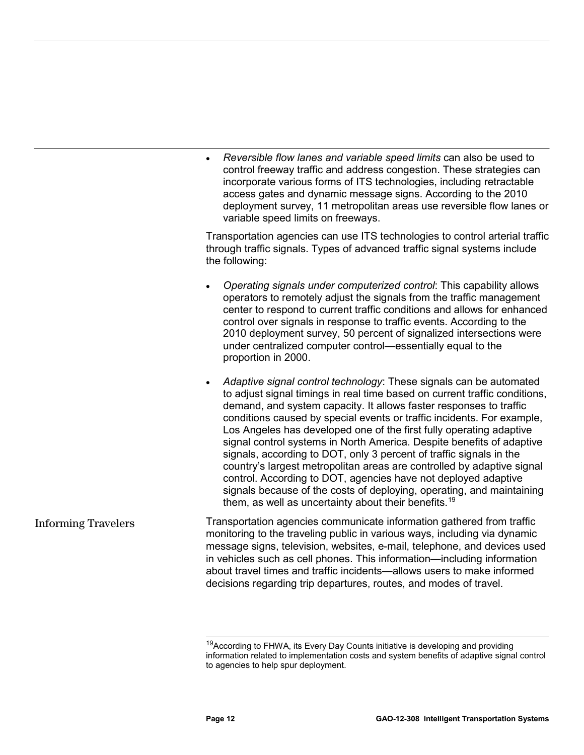- *Reversible flow lanes and variable speed limits* can also be used to control freeway traffic and address congestion. These strategies can incorporate various forms of ITS technologies, including retractable access gates and dynamic message signs. According to the 2010 deployment survey, 11 metropolitan areas use reversible flow lanes or variable speed limits on freeways.

Transportation agencies can use ITS technologies to control arterial traffic through traffic signals. Types of advanced traffic signal systems include the following:

- *Operating signals under computerized control*: This capability allows operators to remotely adjust the signals from the traffic management center to respond to current traffic conditions and allows for enhanced control over signals in response to traffic events. According to the 2010 deployment survey, 50 percent of signalized intersections were under centralized computer control—essentially equal to the proportion in 2000.
- *Adaptive signal control technology*: These signals can be automated to adjust signal timings in real time based on current traffic conditions, demand, and system capacity. It allows faster responses to traffic conditions caused by special events or traffic incidents. For example, Los Angeles has developed one of the first fully operating adaptive signal control systems in North America. Despite benefits of adaptive signals, according to DOT, only 3 percent of traffic signals in the country's largest metropolitan areas are controlled by adaptive signal control. According to DOT, agencies have not deployed adaptive signals because of the costs of deploying, operating, and maintaining them, as well as uncertainty about their benefits.[19]

## Informing Travelers

Transportation agencies communicate information gathered from traffic monitoring to the traveling public in various ways, including via dynamic message signs, television, websites, e-mail, telephone, and devices used in vehicles such as cell phones. This information—including information about travel times and traffic incidents—allows users to make informed decisions regarding trip departures, routes, and modes of travel.

[19] According to FHWA, its Every Day Counts initiative is developing and providing information related to implementation costs and system benefits of adaptive signal control to agencies to help spur deployment.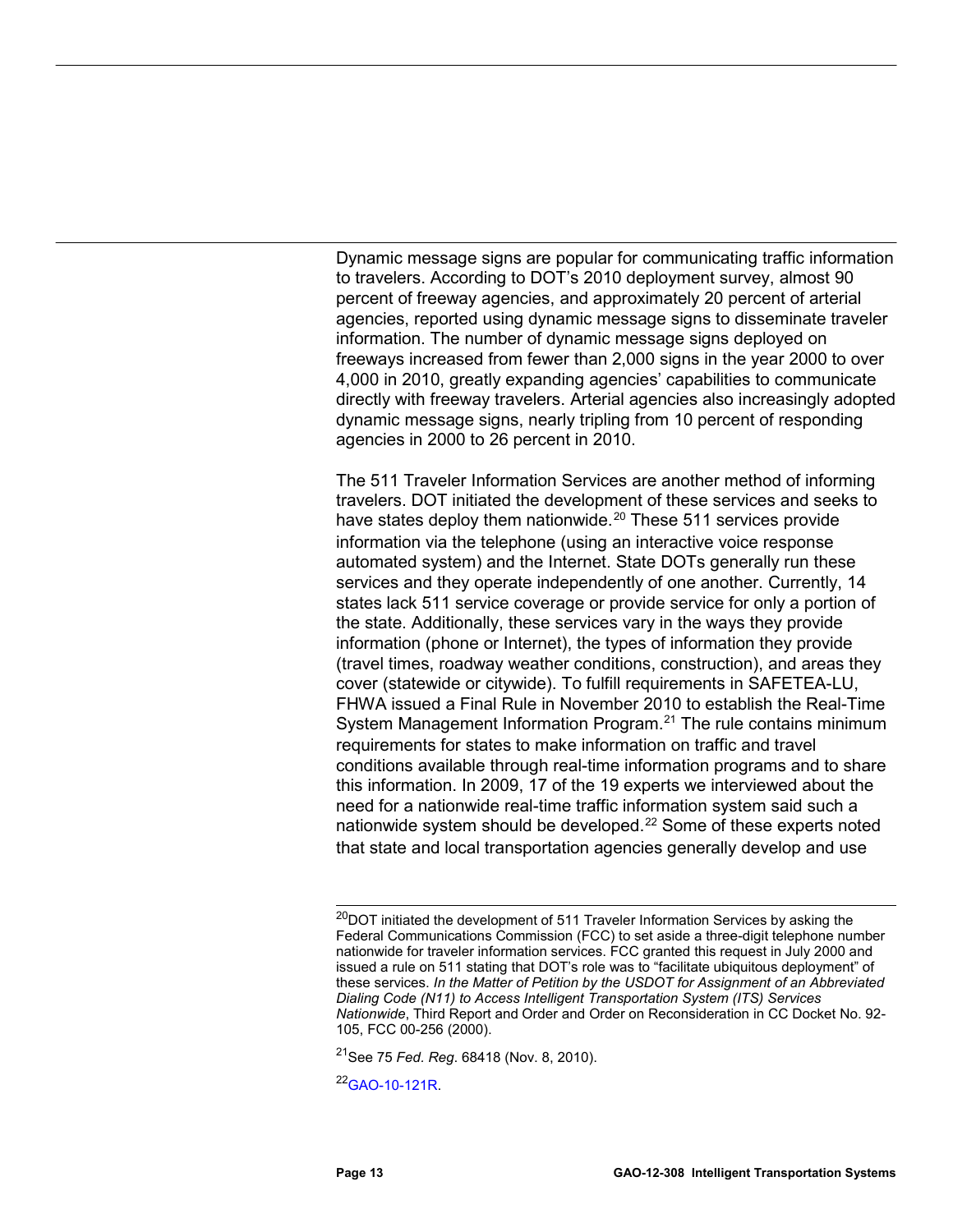Dynamic message signs are popular for communicating traffic information to travelers. According to DOT's 2010 deployment survey, almost 90 percent of freeway agencies, and approximately 20 percent of arterial agencies, reported using dynamic message signs to disseminate traveler information. The number of dynamic message signs deployed on freeways increased from fewer than 2,000 signs in the year 2000 to over 4,000 in 2010, greatly expanding agencies' capabilities to communicate directly with freeway travelers. Arterial agencies also increasingly adopted dynamic message signs, nearly tripling from 10 percent of responding agencies in 2000 to 26 percent in 2010.

The 511 Traveler Information Services are another method of informing travelers. DOT initiated the development of these services and seeks to have states deploy them nationwide.[20] These 511 services provide information via the telephone (using an interactive voice response automated system) and the Internet. State DOTs generally run these services and they operate independently of one another. Currently, 14 states lack 511 service coverage or provide service for only a portion of the state. Additionally, these services vary in the ways they provide information (phone or Internet), the types of information they provide (travel times, roadway weather conditions, construction), and areas they cover (statewide or citywide). To fulfill requirements in SAFETEA-LU, FHWA issued a Final Rule in November 2010 to establish the Real-Time System Management Information Program.[21] The rule contains minimum requirements for states to make information on traffic and travel conditions available through real-time information programs and to share this information. In 2009, 17 of the 19 experts we interviewed about the need for a nationwide real-time traffic information system said such a nationwide system should be developed.[22] Some of these experts noted that state and local transportation agencies generally develop and use

---

[20] DOT initiated the development of 511 Traveler Information Services by asking the Federal Communications Commission (FCC) to set aside a three-digit telephone number nationwide for traveler information services. FCC granted this request in July 2000 and issued a rule on 511 stating that DOT's role was to "facilitate ubiquitous deployment" of these services. *In the Matter of Petition by the USDOT for Assignment of an Abbreviated Dialing Code (N11) to Access Intelligent Transportation System (ITS) Services Nationwide*, Third Report and Order and Order on Reconsideration in CC Docket No. 92-105, FCC 00-256 (2000).

[21] See 75 *Fed. Reg.* 68418 (Nov. 8, 2010).

[22] GAO-10-121R.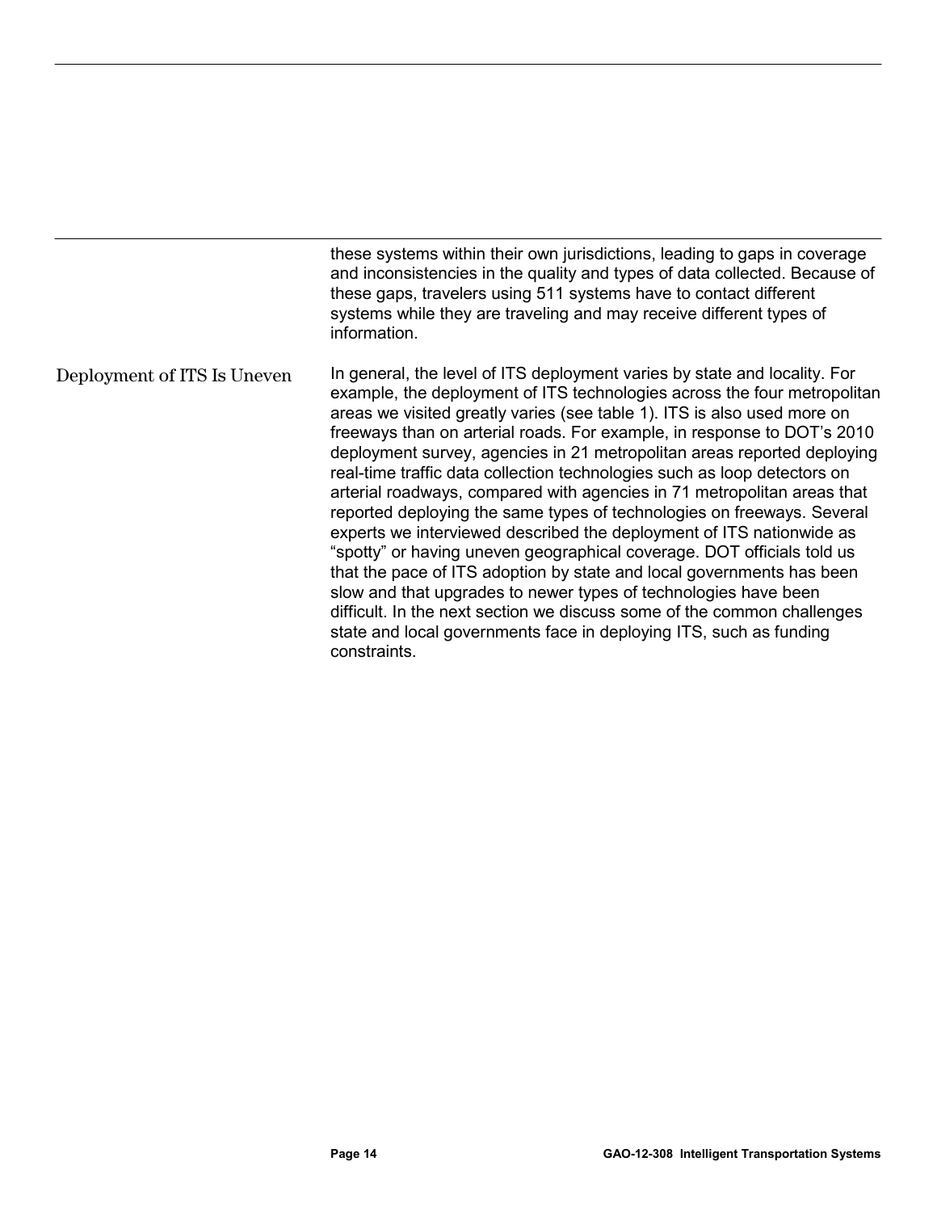these systems within their own jurisdictions, leading to gaps in coverage and inconsistencies in the quality and types of data collected. Because of these gaps, travelers using 511 systems have to contact different systems while they are traveling and may receive different types of information.

## Deployment of ITS Is Uneven

In general, the level of ITS deployment varies by state and locality. For example, the deployment of ITS technologies across the four metropolitan areas we visited greatly varies (see table 1). ITS is also used more on freeways than on arterial roads. For example, in response to DOT's 2010 deployment survey, agencies in 21 metropolitan areas reported deploying real-time traffic data collection technologies such as loop detectors on arterial roadways, compared with agencies in 71 metropolitan areas that reported deploying the same types of technologies on freeways. Several experts we interviewed described the deployment of ITS nationwide as "spotty" or having uneven geographical coverage. DOT officials told us that the pace of ITS adoption by state and local governments has been slow and that upgrades to newer types of technologies have been difficult. In the next section we discuss some of the common challenges state and local governments face in deploying ITS, such as funding constraints.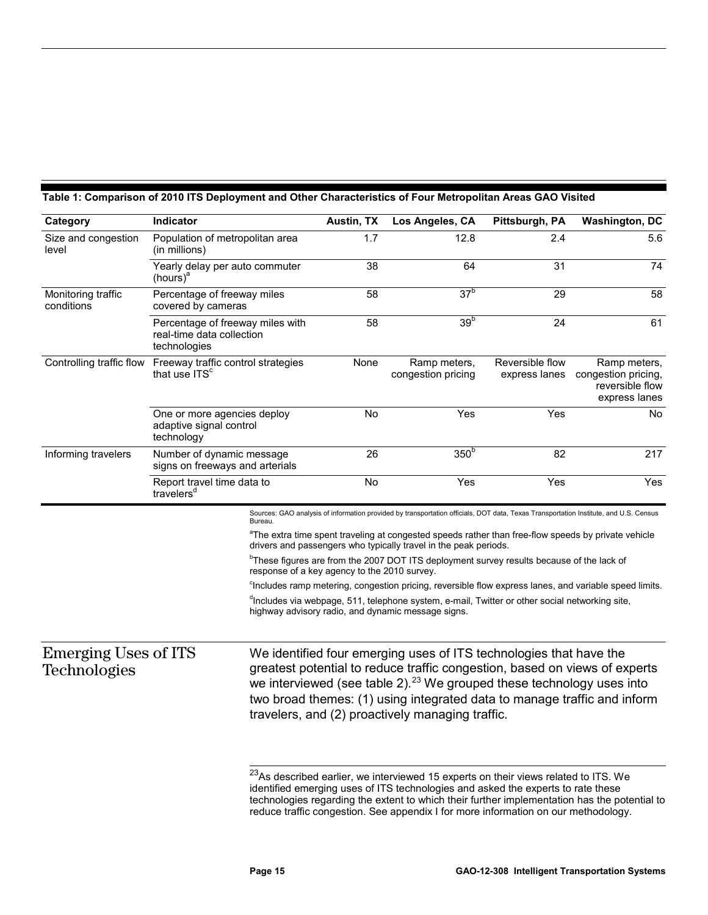**Table 1: Comparison of 2010 ITS Deployment and Other Characteristics of Four Metropolitan Areas GAO Visited**

| Category | Indicator | Austin, TX | Los Angeles, CA | Pittsburgh, PA | Washington, DC |
|---|---|---|---|---|---|
| Size and congestion level | Population of metropolitan area (in millions) | 1.7 | 12.8 | 2.4 | 5.6 |
| | Yearly delay per auto commuter (hours)[a] | 38 | 64 | 31 | 74 |
| Monitoring traffic conditions | Percentage of freeway miles covered by cameras | 58 | 37[b] | 29 | 58 |
| | Percentage of freeway miles with real-time data collection technologies | 58 | 39[b] | 24 | 61 |
| Controlling traffic flow | Freeway traffic control strategies that use ITS[c] | None | Ramp meters, congestion pricing | Reversible flow express lanes | Ramp meters, congestion pricing, reversible flow express lanes |
| | One or more agencies deploy adaptive signal control technology | No | Yes | Yes | No |
| Informing travelers | Number of dynamic message signs on freeways and arterials | 26 | 350[b] | 82 | 217 |
| | Report travel time data to travelers[d] | No | Yes | Yes | Yes |

Sources: GAO analysis of information provided by transportation officials, DOT data, Texas Transportation Institute, and U.S. Census Bureau.

[a]The extra time spent traveling at congested speeds rather than free-flow speeds by private vehicle drivers and passengers who typically travel in the peak periods.

[b]These figures are from the 2007 DOT ITS deployment survey results because of the lack of response of a key agency to the 2010 survey.

[c]Includes ramp metering, congestion pricing, reversible flow express lanes, and variable speed limits.

[d]Includes via webpage, 511, telephone system, e-mail, Twitter or other social networking site, highway advisory radio, and dynamic message signs.

## Emerging Uses of ITS Technologies

We identified four emerging uses of ITS technologies that have the greatest potential to reduce traffic congestion, based on views of experts we interviewed (see table 2).[23] We grouped these technology uses into two broad themes: (1) using integrated data to manage traffic and inform travelers, and (2) proactively managing traffic.

[23]As described earlier, we interviewed 15 experts on their views related to ITS. We identified emerging uses of ITS technologies and asked the experts to rate these technologies regarding the extent to which their further implementation has the potential to reduce traffic congestion. See appendix I for more information on our methodology.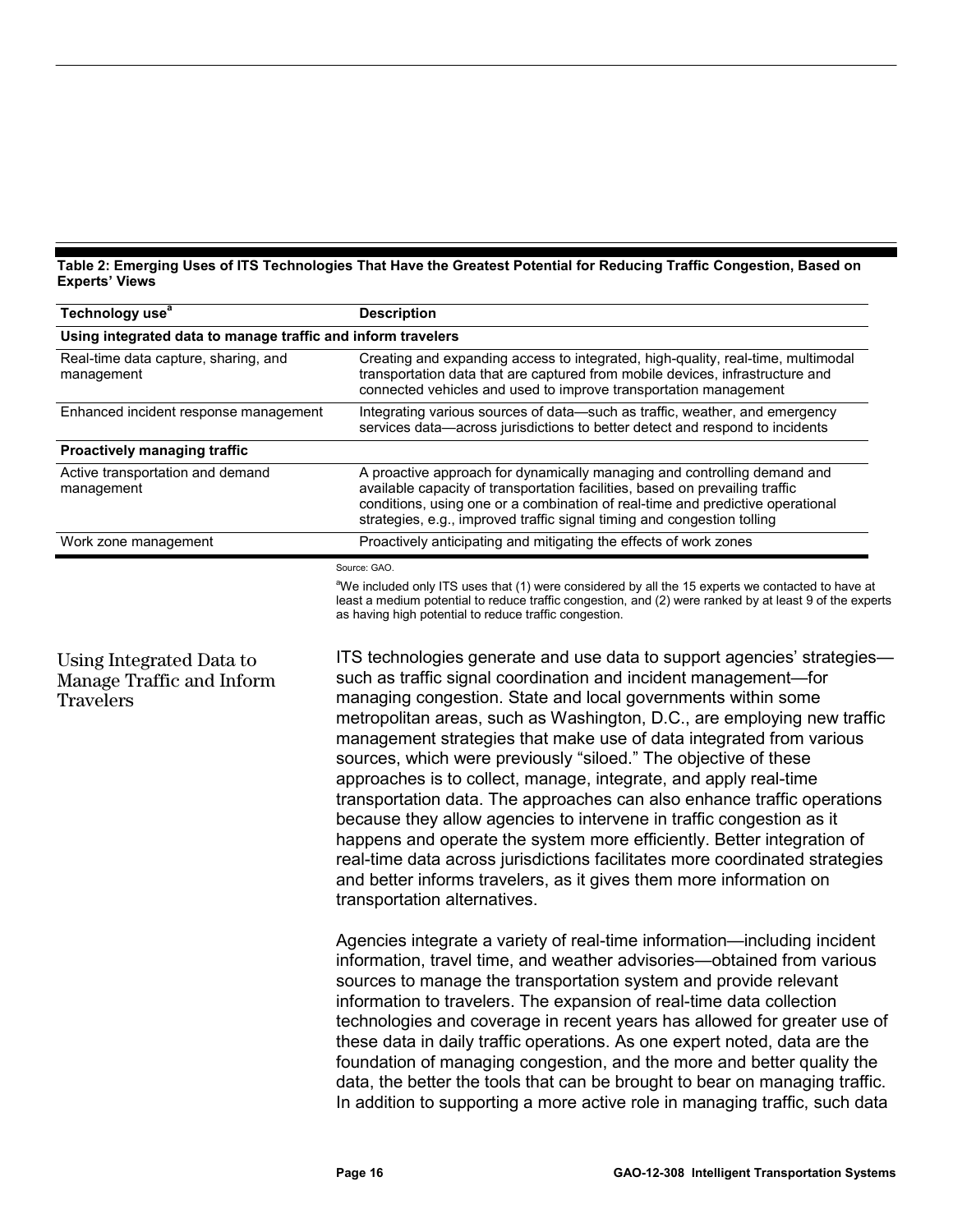**Table 2: Emerging Uses of ITS Technologies That Have the Greatest Potential for Reducing Traffic Congestion, Based on Experts' Views**

| Technology use[a] | Description |
|---|---|
| **Using integrated data to manage traffic and inform travelers** | |
| Real-time data capture, sharing, and management | Creating and expanding access to integrated, high-quality, real-time, multimodal transportation data that are captured from mobile devices, infrastructure and connected vehicles and used to improve transportation management |
| Enhanced incident response management | Integrating various sources of data—such as traffic, weather, and emergency services data—across jurisdictions to better detect and respond to incidents |
| **Proactively managing traffic** | |
| Active transportation and demand management | A proactive approach for dynamically managing and controlling demand and available capacity of transportation facilities, based on prevailing traffic conditions, using one or a combination of real-time and predictive operational strategies, e.g., improved traffic signal timing and congestion tolling |
| Work zone management | Proactively anticipating and mitigating the effects of work zones |

Source: GAO.

[a]We included only ITS uses that (1) were considered by all the 15 experts we contacted to have at least a medium potential to reduce traffic congestion, and (2) were ranked by at least 9 of the experts as having high potential to reduce traffic congestion.

## Using Integrated Data to Manage Traffic and Inform Travelers

ITS technologies generate and use data to support agencies' strategies—such as traffic signal coordination and incident management—for managing congestion. State and local governments within some metropolitan areas, such as Washington, D.C., are employing new traffic management strategies that make use of data integrated from various sources, which were previously "siloed." The objective of these approaches is to collect, manage, integrate, and apply real-time transportation data. The approaches can also enhance traffic operations because they allow agencies to intervene in traffic congestion as it happens and operate the system more efficiently. Better integration of real-time data across jurisdictions facilitates more coordinated strategies and better informs travelers, as it gives them more information on transportation alternatives.

Agencies integrate a variety of real-time information—including incident information, travel time, and weather advisories—obtained from various sources to manage the transportation system and provide relevant information to travelers. The expansion of real-time data collection technologies and coverage in recent years has allowed for greater use of these data in daily traffic operations. As one expert noted, data are the foundation of managing congestion, and the more and better quality the data, the better the tools that can be brought to bear on managing traffic. In addition to supporting a more active role in managing traffic, such data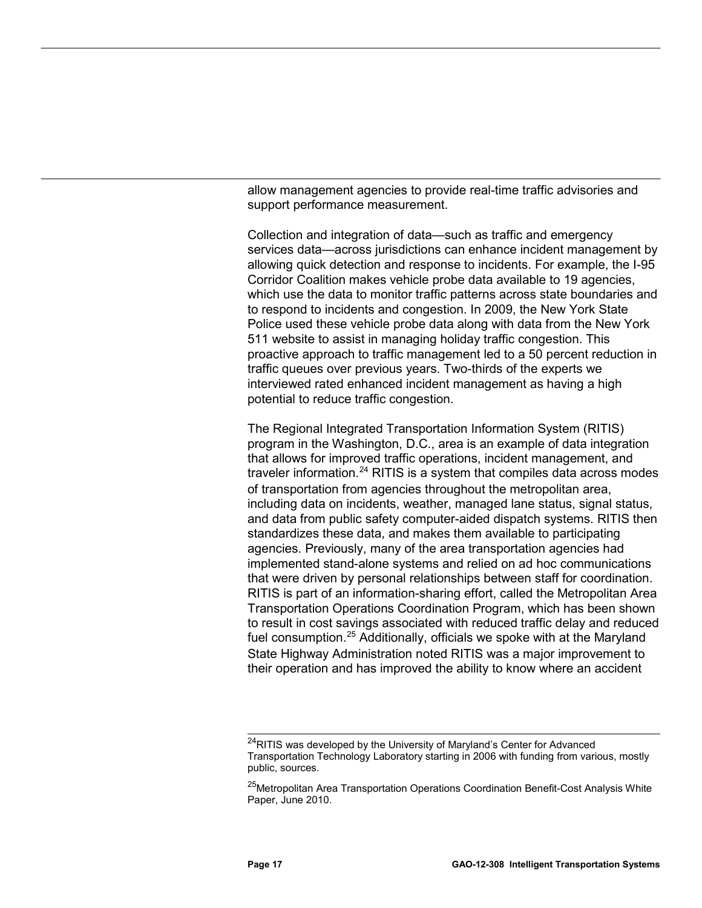allow management agencies to provide real-time traffic advisories and support performance measurement.

Collection and integration of data—such as traffic and emergency services data—across jurisdictions can enhance incident management by allowing quick detection and response to incidents. For example, the I-95 Corridor Coalition makes vehicle probe data available to 19 agencies, which use the data to monitor traffic patterns across state boundaries and to respond to incidents and congestion. In 2009, the New York State Police used these vehicle probe data along with data from the New York 511 website to assist in managing holiday traffic congestion. This proactive approach to traffic management led to a 50 percent reduction in traffic queues over previous years. Two-thirds of the experts we interviewed rated enhanced incident management as having a high potential to reduce traffic congestion.

The Regional Integrated Transportation Information System (RITIS) program in the Washington, D.C., area is an example of data integration that allows for improved traffic operations, incident management, and traveler information.[24] RITIS is a system that compiles data across modes of transportation from agencies throughout the metropolitan area, including data on incidents, weather, managed lane status, signal status, and data from public safety computer-aided dispatch systems. RITIS then standardizes these data, and makes them available to participating agencies. Previously, many of the area transportation agencies had implemented stand-alone systems and relied on ad hoc communications that were driven by personal relationships between staff for coordination. RITIS is part of an information-sharing effort, called the Metropolitan Area Transportation Operations Coordination Program, which has been shown to result in cost savings associated with reduced traffic delay and reduced fuel consumption.[25] Additionally, officials we spoke with at the Maryland State Highway Administration noted RITIS was a major improvement to their operation and has improved the ability to know where an accident

---

[24] RITIS was developed by the University of Maryland's Center for Advanced Transportation Technology Laboratory starting in 2006 with funding from various, mostly public, sources.

[25] Metropolitan Area Transportation Operations Coordination Benefit-Cost Analysis White Paper, June 2010.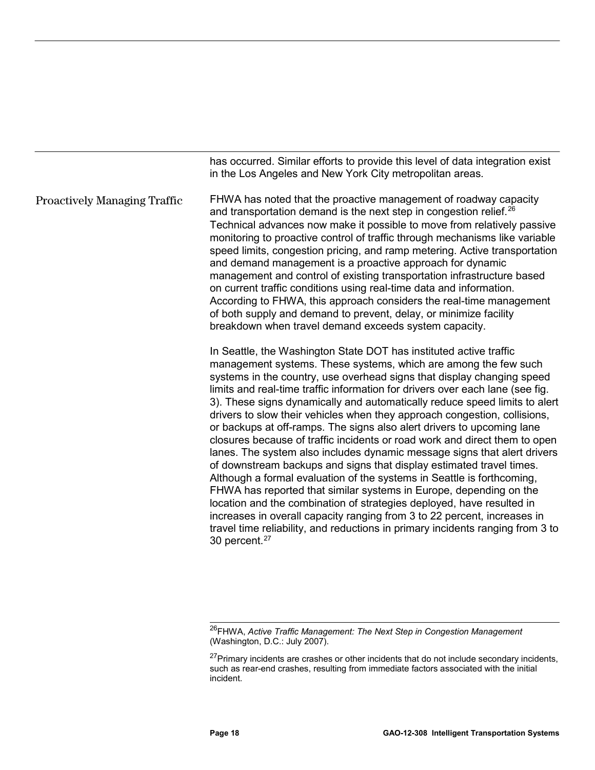has occurred. Similar efforts to provide this level of data integration exist in the Los Angeles and New York City metropolitan areas.

## Proactively Managing Traffic

FHWA has noted that the proactive management of roadway capacity and transportation demand is the next step in congestion relief.[26] Technical advances now make it possible to move from relatively passive monitoring to proactive control of traffic through mechanisms like variable speed limits, congestion pricing, and ramp metering. Active transportation and demand management is a proactive approach for dynamic management and control of existing transportation infrastructure based on current traffic conditions using real-time data and information. According to FHWA, this approach considers the real-time management of both supply and demand to prevent, delay, or minimize facility breakdown when travel demand exceeds system capacity.

In Seattle, the Washington State DOT has instituted active traffic management systems. These systems, which are among the few such systems in the country, use overhead signs that display changing speed limits and real-time traffic information for drivers over each lane (see fig. 3). These signs dynamically and automatically reduce speed limits to alert drivers to slow their vehicles when they approach congestion, collisions, or backups at off-ramps. The signs also alert drivers to upcoming lane closures because of traffic incidents or road work and direct them to open lanes. The system also includes dynamic message signs that alert drivers of downstream backups and signs that display estimated travel times. Although a formal evaluation of the systems in Seattle is forthcoming, FHWA has reported that similar systems in Europe, depending on the location and the combination of strategies deployed, have resulted in increases in overall capacity ranging from 3 to 22 percent, increases in travel time reliability, and reductions in primary incidents ranging from 3 to 30 percent.[27]

---

[26] FHWA, *Active Traffic Management: The Next Step in Congestion Management* (Washington, D.C.: July 2007).

[27] Primary incidents are crashes or other incidents that do not include secondary incidents, such as rear-end crashes, resulting from immediate factors associated with the initial incident.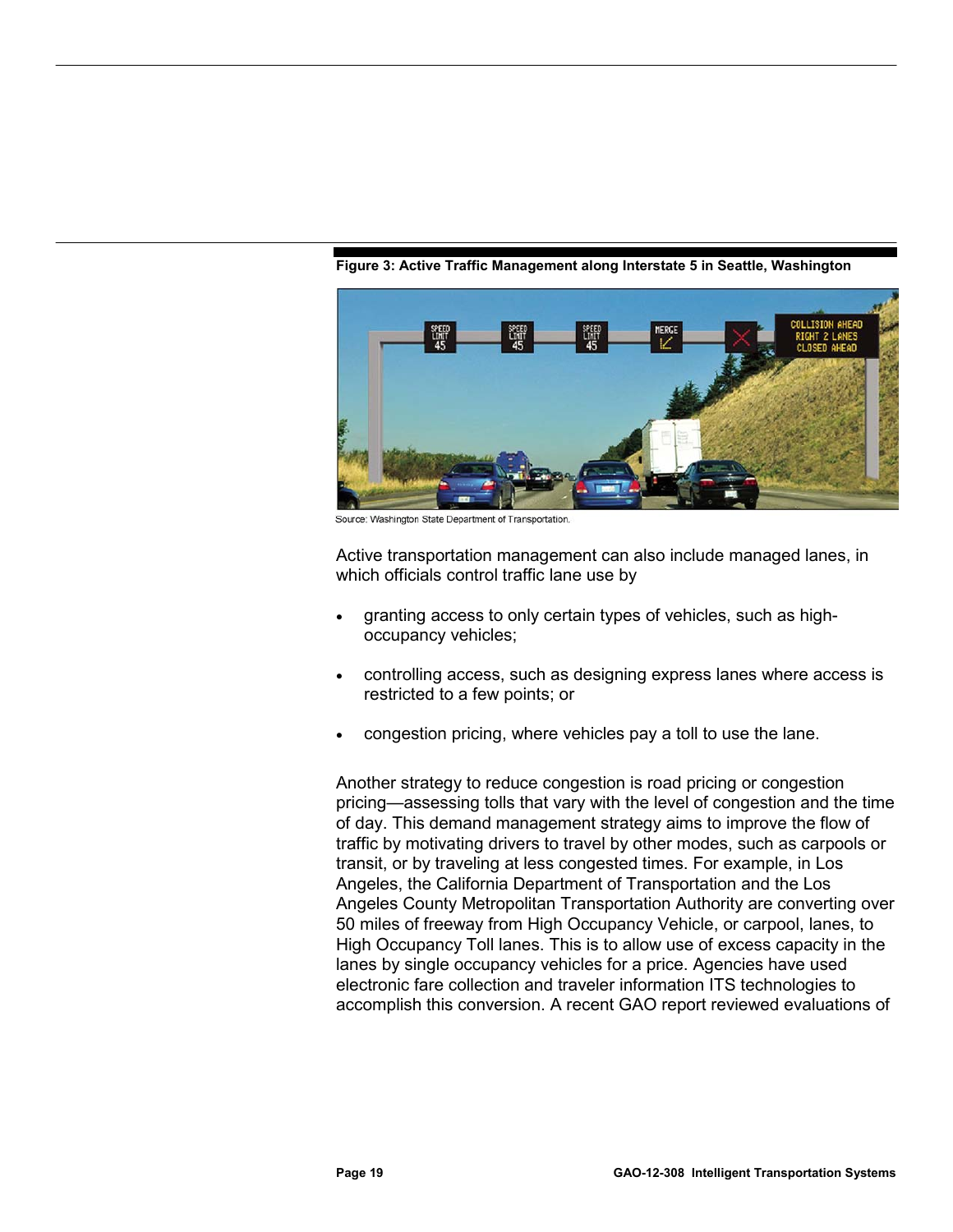Figure 3: Active Traffic Management along Interstate 5 in Seattle, Washington

Source: Washington State Department of Transportation.

Active transportation management can also include managed lanes, in which officials control traffic lane use by

- granting access to only certain types of vehicles, such as high-occupancy vehicles;
- controlling access, such as designing express lanes where access is restricted to a few points; or
- congestion pricing, where vehicles pay a toll to use the lane.

Another strategy to reduce congestion is road pricing or congestion pricing—assessing tolls that vary with the level of congestion and the time of day. This demand management strategy aims to improve the flow of traffic by motivating drivers to travel by other modes, such as carpools or transit, or by traveling at less congested times. For example, in Los Angeles, the California Department of Transportation and the Los Angeles County Metropolitan Transportation Authority are converting over 50 miles of freeway from High Occupancy Vehicle, or carpool, lanes, to High Occupancy Toll lanes. This is to allow use of excess capacity in the lanes by single occupancy vehicles for a price. Agencies have used electronic fare collection and traveler information ITS technologies to accomplish this conversion. A recent GAO report reviewed evaluations of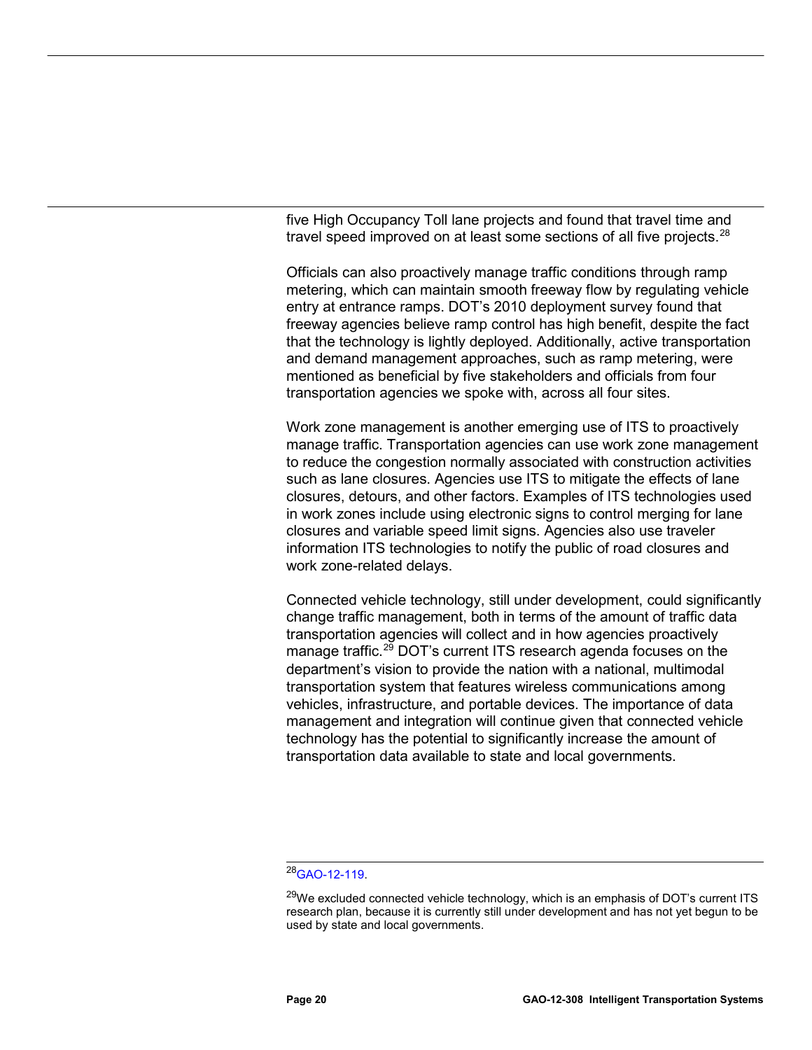five High Occupancy Toll lane projects and found that travel time and travel speed improved on at least some sections of all five projects.[28]

Officials can also proactively manage traffic conditions through ramp metering, which can maintain smooth freeway flow by regulating vehicle entry at entrance ramps. DOT's 2010 deployment survey found that freeway agencies believe ramp control has high benefit, despite the fact that the technology is lightly deployed. Additionally, active transportation and demand management approaches, such as ramp metering, were mentioned as beneficial by five stakeholders and officials from four transportation agencies we spoke with, across all four sites.

Work zone management is another emerging use of ITS to proactively manage traffic. Transportation agencies can use work zone management to reduce the congestion normally associated with construction activities such as lane closures. Agencies use ITS to mitigate the effects of lane closures, detours, and other factors. Examples of ITS technologies used in work zones include using electronic signs to control merging for lane closures and variable speed limit signs. Agencies also use traveler information ITS technologies to notify the public of road closures and work zone-related delays.

Connected vehicle technology, still under development, could significantly change traffic management, both in terms of the amount of traffic data transportation agencies will collect and in how agencies proactively manage traffic.[29] DOT's current ITS research agenda focuses on the department's vision to provide the nation with a national, multimodal transportation system that features wireless communications among vehicles, infrastructure, and portable devices. The importance of data management and integration will continue given that connected vehicle technology has the potential to significantly increase the amount of transportation data available to state and local governments.

---

[28] GAO-12-119.

[29] We excluded connected vehicle technology, which is an emphasis of DOT's current ITS research plan, because it is currently still under development and has not yet begun to be used by state and local governments.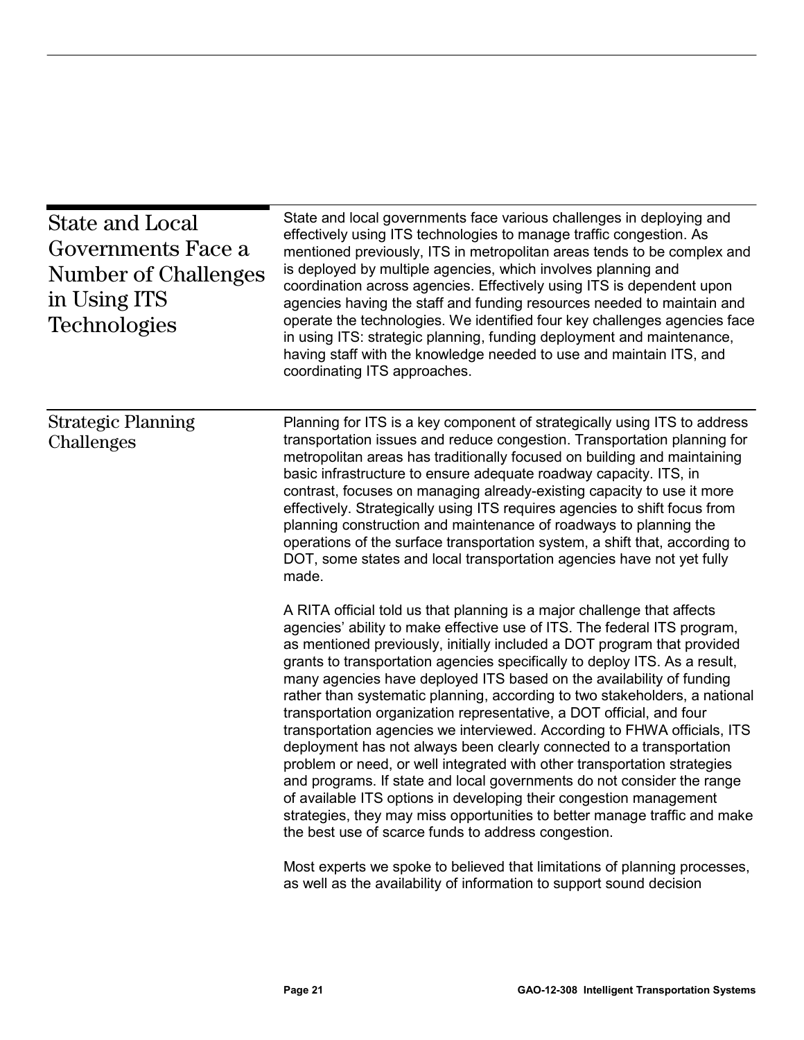## State and Local Governments Face a Number of Challenges in Using ITS Technologies

State and local governments face various challenges in deploying and effectively using ITS technologies to manage traffic congestion. As mentioned previously, ITS in metropolitan areas tends to be complex and is deployed by multiple agencies, which involves planning and coordination across agencies. Effectively using ITS is dependent upon agencies having the staff and funding resources needed to maintain and operate the technologies. We identified four key challenges agencies face in using ITS: strategic planning, funding deployment and maintenance, having staff with the knowledge needed to use and maintain ITS, and coordinating ITS approaches.

### Strategic Planning Challenges

Planning for ITS is a key component of strategically using ITS to address transportation issues and reduce congestion. Transportation planning for metropolitan areas has traditionally focused on building and maintaining basic infrastructure to ensure adequate roadway capacity. ITS, in contrast, focuses on managing already-existing capacity to use it more effectively. Strategically using ITS requires agencies to shift focus from planning construction and maintenance of roadways to planning the operations of the surface transportation system, a shift that, according to DOT, some states and local transportation agencies have not yet fully made.

A RITA official told us that planning is a major challenge that affects agencies' ability to make effective use of ITS. The federal ITS program, as mentioned previously, initially included a DOT program that provided grants to transportation agencies specifically to deploy ITS. As a result, many agencies have deployed ITS based on the availability of funding rather than systematic planning, according to two stakeholders, a national transportation organization representative, a DOT official, and four transportation agencies we interviewed. According to FHWA officials, ITS deployment has not always been clearly connected to a transportation problem or need, or well integrated with other transportation strategies and programs. If state and local governments do not consider the range of available ITS options in developing their congestion management strategies, they may miss opportunities to better manage traffic and make the best use of scarce funds to address congestion.

Most experts we spoke to believed that limitations of planning processes, as well as the availability of information to support sound decision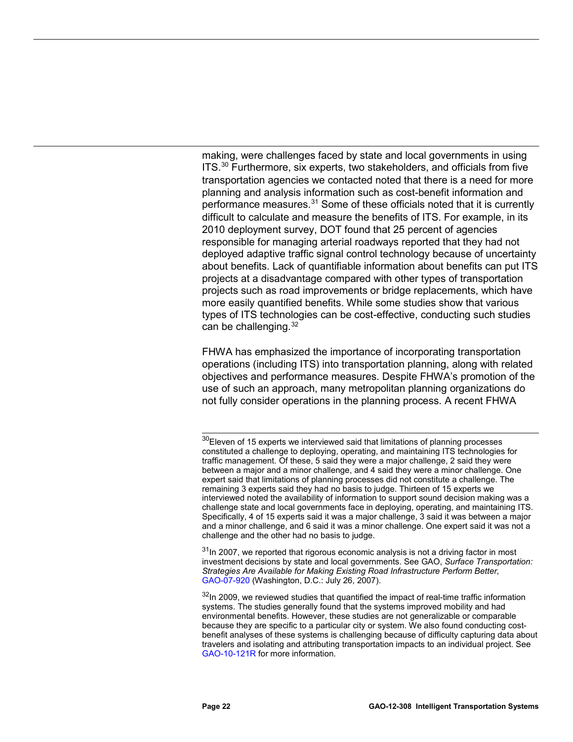making, were challenges faced by state and local governments in using ITS.[30] Furthermore, six experts, two stakeholders, and officials from five transportation agencies we contacted noted that there is a need for more planning and analysis information such as cost-benefit information and performance measures.[31] Some of these officials noted that it is currently difficult to calculate and measure the benefits of ITS. For example, in its 2010 deployment survey, DOT found that 25 percent of agencies responsible for managing arterial roadways reported that they had not deployed adaptive traffic signal control technology because of uncertainty about benefits. Lack of quantifiable information about benefits can put ITS projects at a disadvantage compared with other types of transportation projects such as road improvements or bridge replacements, which have more easily quantified benefits. While some studies show that various types of ITS technologies can be cost-effective, conducting such studies can be challenging.[32]

FHWA has emphasized the importance of incorporating transportation operations (including ITS) into transportation planning, along with related objectives and performance measures. Despite FHWA's promotion of the use of such an approach, many metropolitan planning organizations do not fully consider operations in the planning process. A recent FHWA

---

[30]Eleven of 15 experts we interviewed said that limitations of planning processes constituted a challenge to deploying, operating, and maintaining ITS technologies for traffic management. Of these, 5 said they were a major challenge, 2 said they were between a major and a minor challenge, and 4 said they were a minor challenge. One expert said that limitations of planning processes did not constitute a challenge. The remaining 3 experts said they had no basis to judge. Thirteen of 15 experts we interviewed noted the availability of information to support sound decision making was a challenge state and local governments face in deploying, operating, and maintaining ITS. Specifically, 4 of 15 experts said it was a major challenge, 3 said it was between a major and a minor challenge, and 6 said it was a minor challenge. One expert said it was not a challenge and the other had no basis to judge.

[31]In 2007, we reported that rigorous economic analysis is not a driving factor in most investment decisions by state and local governments. See GAO, *Surface Transportation: Strategies Are Available for Making Existing Road Infrastructure Perform Better,* GAO-07-920 (Washington, D.C.: July 26, 2007).

[32]In 2009, we reviewed studies that quantified the impact of real-time traffic information systems. The studies generally found that the systems improved mobility and had environmental benefits. However, these studies are not generalizable or comparable because they are specific to a particular city or system. We also found conducting cost-benefit analyses of these systems is challenging because of difficulty capturing data about travelers and isolating and attributing transportation impacts to an individual project. See GAO-10-121R for more information.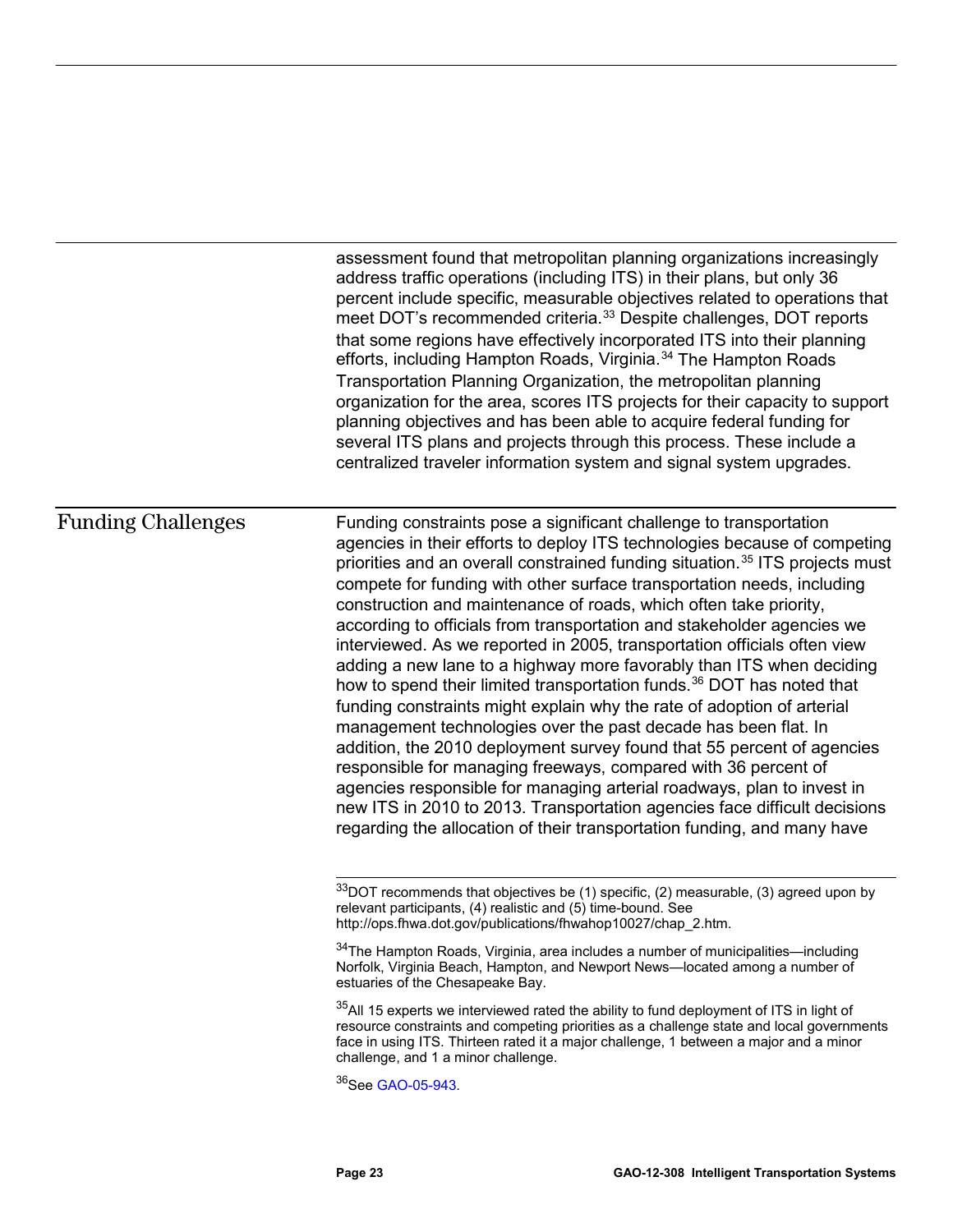assessment found that metropolitan planning organizations increasingly address traffic operations (including ITS) in their plans, but only 36 percent include specific, measurable objectives related to operations that meet DOT's recommended criteria.[33] Despite challenges, DOT reports that some regions have effectively incorporated ITS into their planning efforts, including Hampton Roads, Virginia.[34] The Hampton Roads Transportation Planning Organization, the metropolitan planning organization for the area, scores ITS projects for their capacity to support planning objectives and has been able to acquire federal funding for several ITS plans and projects through this process. These include a centralized traveler information system and signal system upgrades.

## Funding Challenges

Funding constraints pose a significant challenge to transportation agencies in their efforts to deploy ITS technologies because of competing priorities and an overall constrained funding situation.[35] ITS projects must compete for funding with other surface transportation needs, including construction and maintenance of roads, which often take priority, according to officials from transportation and stakeholder agencies we interviewed. As we reported in 2005, transportation officials often view adding a new lane to a highway more favorably than ITS when deciding how to spend their limited transportation funds.[36] DOT has noted that funding constraints might explain why the rate of adoption of arterial management technologies over the past decade has been flat. In addition, the 2010 deployment survey found that 55 percent of agencies responsible for managing freeways, compared with 36 percent of agencies responsible for managing arterial roadways, plan to invest in new ITS in 2010 to 2013. Transportation agencies face difficult decisions regarding the allocation of their transportation funding, and many have

---

[33]DOT recommends that objectives be (1) specific, (2) measurable, (3) agreed upon by relevant participants, (4) realistic and (5) time-bound. See http://ops.fhwa.dot.gov/publications/fhwahop10027/chap_2.htm.

[34]The Hampton Roads, Virginia, area includes a number of municipalities—including Norfolk, Virginia Beach, Hampton, and Newport News—located among a number of estuaries of the Chesapeake Bay.

[35]All 15 experts we interviewed rated the ability to fund deployment of ITS in light of resource constraints and competing priorities as a challenge state and local governments face in using ITS. Thirteen rated it a major challenge, 1 between a major and a minor challenge, and 1 a minor challenge.

[36]See GAO-05-943.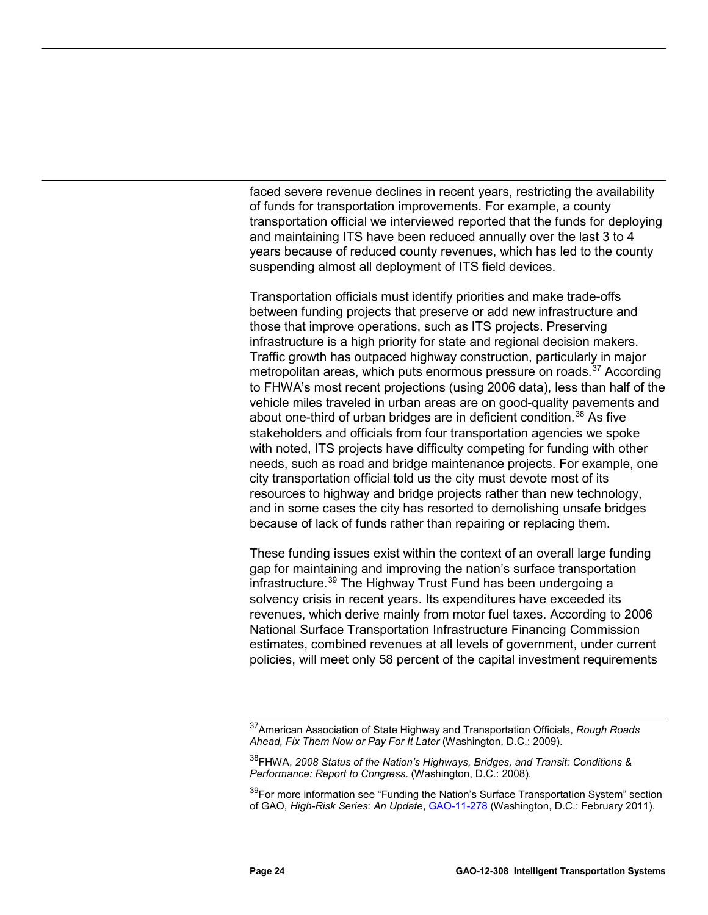faced severe revenue declines in recent years, restricting the availability of funds for transportation improvements. For example, a county transportation official we interviewed reported that the funds for deploying and maintaining ITS have been reduced annually over the last 3 to 4 years because of reduced county revenues, which has led to the county suspending almost all deployment of ITS field devices.

Transportation officials must identify priorities and make trade-offs between funding projects that preserve or add new infrastructure and those that improve operations, such as ITS projects. Preserving infrastructure is a high priority for state and regional decision makers. Traffic growth has outpaced highway construction, particularly in major metropolitan areas, which puts enormous pressure on roads.[37] According to FHWA's most recent projections (using 2006 data), less than half of the vehicle miles traveled in urban areas are on good-quality pavements and about one-third of urban bridges are in deficient condition.[38] As five stakeholders and officials from four transportation agencies we spoke with noted, ITS projects have difficulty competing for funding with other needs, such as road and bridge maintenance projects. For example, one city transportation official told us the city must devote most of its resources to highway and bridge projects rather than new technology, and in some cases the city has resorted to demolishing unsafe bridges because of lack of funds rather than repairing or replacing them.

These funding issues exist within the context of an overall large funding gap for maintaining and improving the nation's surface transportation infrastructure.[39] The Highway Trust Fund has been undergoing a solvency crisis in recent years. Its expenditures have exceeded its revenues, which derive mainly from motor fuel taxes. According to 2006 National Surface Transportation Infrastructure Financing Commission estimates, combined revenues at all levels of government, under current policies, will meet only 58 percent of the capital investment requirements

---

[37] American Association of State Highway and Transportation Officials, *Rough Roads Ahead, Fix Them Now or Pay For It Later* (Washington, D.C.: 2009).

[38] FHWA, *2008 Status of the Nation's Highways, Bridges, and Transit: Conditions & Performance: Report to Congress*. (Washington, D.C.: 2008).

[39] For more information see "Funding the Nation's Surface Transportation System" section of GAO, *High-Risk Series: An Update*, GAO-11-278 (Washington, D.C.: February 2011).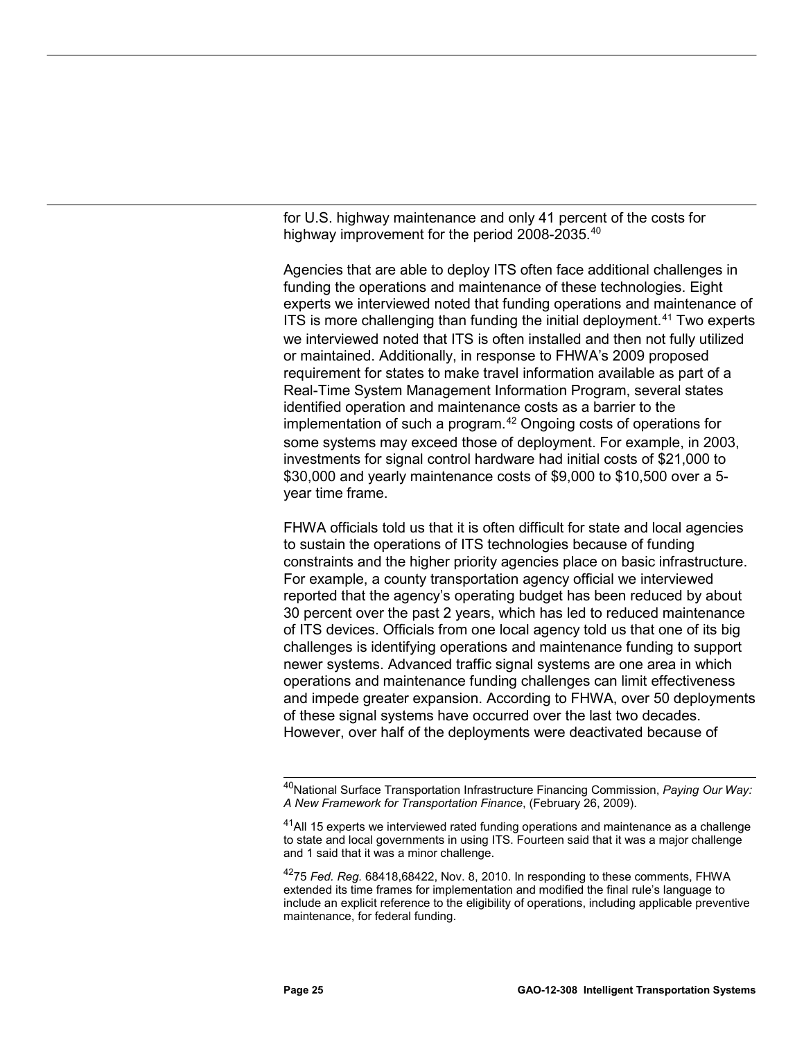for U.S. highway maintenance and only 41 percent of the costs for highway improvement for the period 2008-2035.[40]

Agencies that are able to deploy ITS often face additional challenges in funding the operations and maintenance of these technologies. Eight experts we interviewed noted that funding operations and maintenance of ITS is more challenging than funding the initial deployment.[41] Two experts we interviewed noted that ITS is often installed and then not fully utilized or maintained. Additionally, in response to FHWA's 2009 proposed requirement for states to make travel information available as part of a Real-Time System Management Information Program, several states identified operation and maintenance costs as a barrier to the implementation of such a program.[42] Ongoing costs of operations for some systems may exceed those of deployment. For example, in 2003, investments for signal control hardware had initial costs of $21,000 to $30,000 and yearly maintenance costs of $9,000 to $10,500 over a 5-year time frame.

FHWA officials told us that it is often difficult for state and local agencies to sustain the operations of ITS technologies because of funding constraints and the higher priority agencies place on basic infrastructure. For example, a county transportation agency official we interviewed reported that the agency's operating budget has been reduced by about 30 percent over the past 2 years, which has led to reduced maintenance of ITS devices. Officials from one local agency told us that one of its big challenges is identifying operations and maintenance funding to support newer systems. Advanced traffic signal systems are one area in which operations and maintenance funding challenges can limit effectiveness and impede greater expansion. According to FHWA, over 50 deployments of these signal systems have occurred over the last two decades. However, over half of the deployments were deactivated because of

---

[40] National Surface Transportation Infrastructure Financing Commission, *Paying Our Way: A New Framework for Transportation Finance*, (February 26, 2009).

[41] All 15 experts we interviewed rated funding operations and maintenance as a challenge to state and local governments in using ITS. Fourteen said that it was a major challenge and 1 said that it was a minor challenge.

[42] 75 *Fed. Reg.* 68418,68422, Nov. 8, 2010. In responding to these comments, FHWA extended its time frames for implementation and modified the final rule's language to include an explicit reference to the eligibility of operations, including applicable preventive maintenance, for federal funding.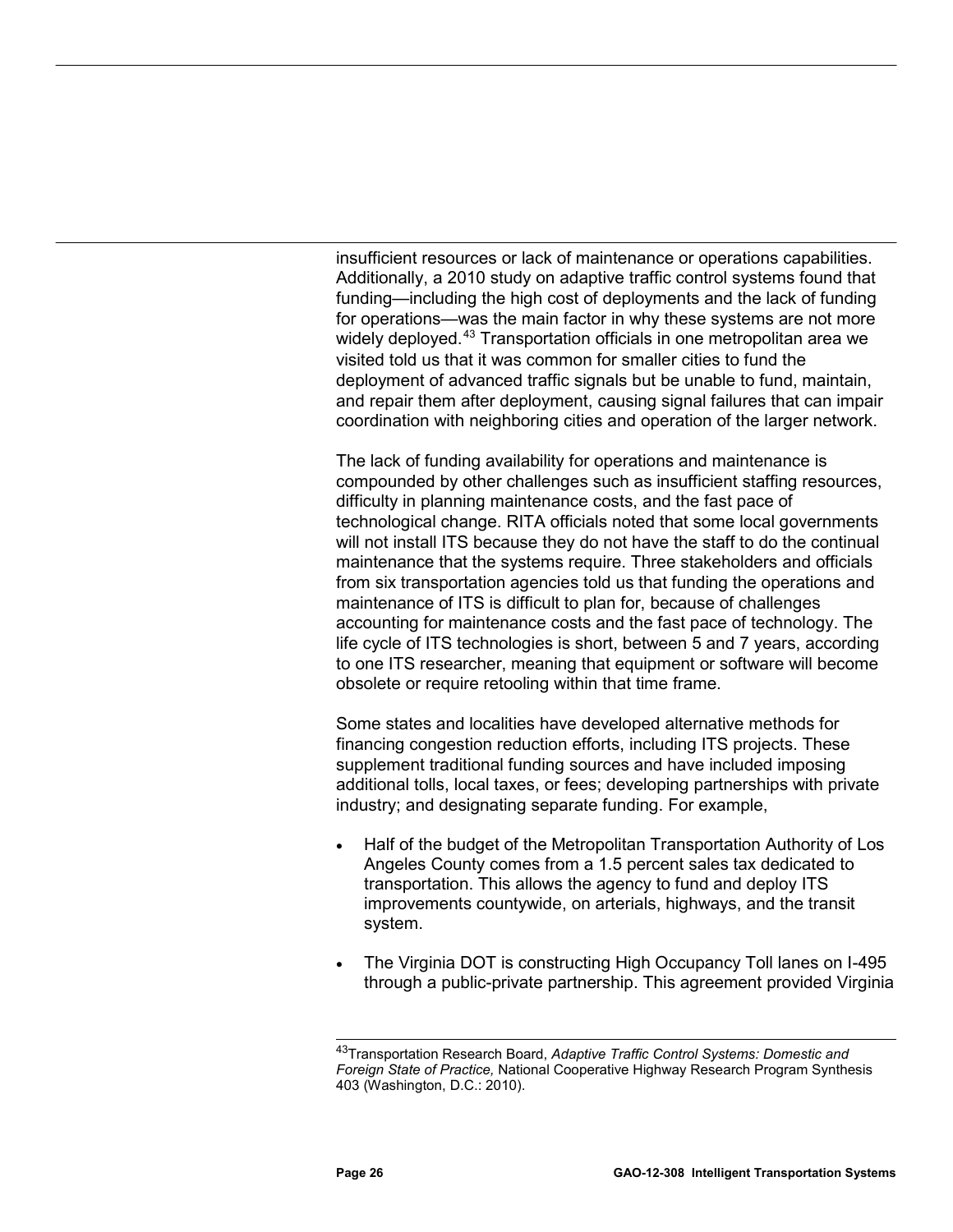insufficient resources or lack of maintenance or operations capabilities. Additionally, a 2010 study on adaptive traffic control systems found that funding—including the high cost of deployments and the lack of funding for operations—was the main factor in why these systems are not more widely deployed.[43] Transportation officials in one metropolitan area we visited told us that it was common for smaller cities to fund the deployment of advanced traffic signals but be unable to fund, maintain, and repair them after deployment, causing signal failures that can impair coordination with neighboring cities and operation of the larger network.

The lack of funding availability for operations and maintenance is compounded by other challenges such as insufficient staffing resources, difficulty in planning maintenance costs, and the fast pace of technological change. RITA officials noted that some local governments will not install ITS because they do not have the staff to do the continual maintenance that the systems require. Three stakeholders and officials from six transportation agencies told us that funding the operations and maintenance of ITS is difficult to plan for, because of challenges accounting for maintenance costs and the fast pace of technology. The life cycle of ITS technologies is short, between 5 and 7 years, according to one ITS researcher, meaning that equipment or software will become obsolete or require retooling within that time frame.

Some states and localities have developed alternative methods for financing congestion reduction efforts, including ITS projects. These supplement traditional funding sources and have included imposing additional tolls, local taxes, or fees; developing partnerships with private industry; and designating separate funding. For example,

- Half of the budget of the Metropolitan Transportation Authority of Los Angeles County comes from a 1.5 percent sales tax dedicated to transportation. This allows the agency to fund and deploy ITS improvements countywide, on arterials, highways, and the transit system.
- The Virginia DOT is constructing High Occupancy Toll lanes on I-495 through a public-private partnership. This agreement provided Virginia

---

[43] Transportation Research Board, *Adaptive Traffic Control Systems: Domestic and Foreign State of Practice,* National Cooperative Highway Research Program Synthesis 403 (Washington, D.C.: 2010).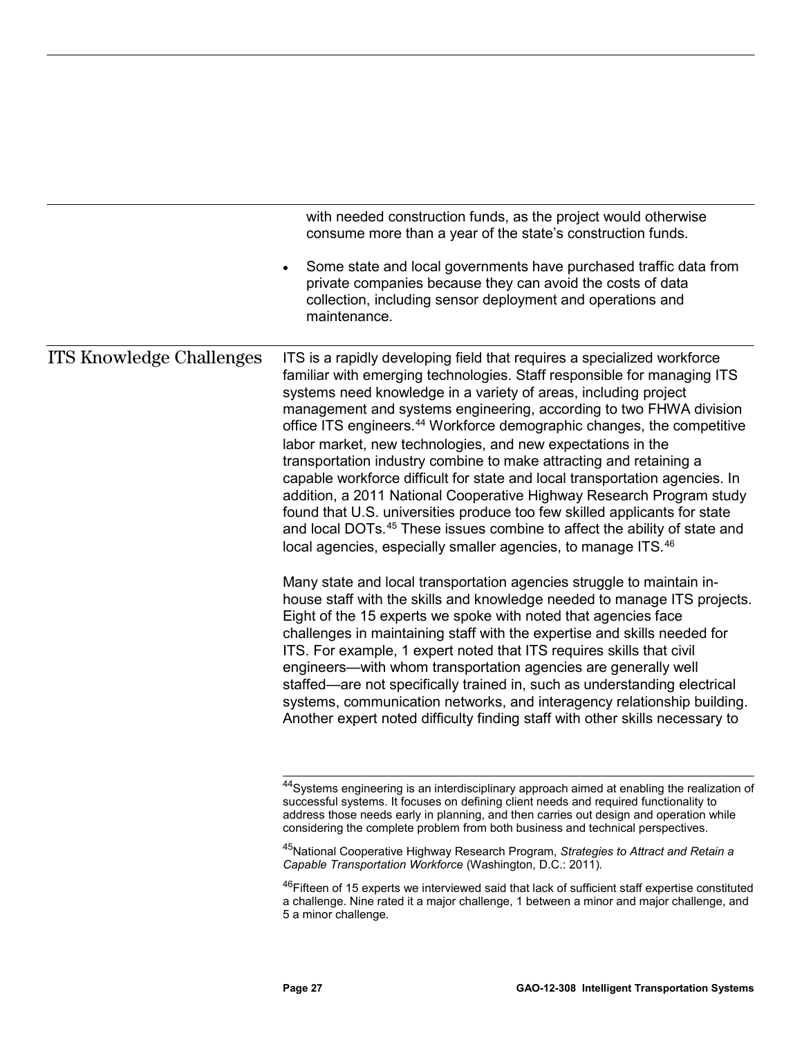with needed construction funds, as the project would otherwise consume more than a year of the state's construction funds.

- Some state and local governments have purchased traffic data from private companies because they can avoid the costs of data collection, including sensor deployment and operations and maintenance.

## ITS Knowledge Challenges

ITS is a rapidly developing field that requires a specialized workforce familiar with emerging technologies. Staff responsible for managing ITS systems need knowledge in a variety of areas, including project management and systems engineering, according to two FHWA division office ITS engineers.[44] Workforce demographic changes, the competitive labor market, new technologies, and new expectations in the transportation industry combine to make attracting and retaining a capable workforce difficult for state and local transportation agencies. In addition, a 2011 National Cooperative Highway Research Program study found that U.S. universities produce too few skilled applicants for state and local DOTs.[45] These issues combine to affect the ability of state and local agencies, especially smaller agencies, to manage ITS.[46]

Many state and local transportation agencies struggle to maintain in-house staff with the skills and knowledge needed to manage ITS projects. Eight of the 15 experts we spoke with noted that agencies face challenges in maintaining staff with the expertise and skills needed for ITS. For example, 1 expert noted that ITS requires skills that civil engineers—with whom transportation agencies are generally well staffed—are not specifically trained in, such as understanding electrical systems, communication networks, and interagency relationship building. Another expert noted difficulty finding staff with other skills necessary to

---

[44]Systems engineering is an interdisciplinary approach aimed at enabling the realization of successful systems. It focuses on defining client needs and required functionality to address those needs early in planning, and then carries out design and operation while considering the complete problem from both business and technical perspectives.

[45]National Cooperative Highway Research Program, *Strategies to Attract and Retain a Capable Transportation Workforce* (Washington, D.C.: 2011).

[46]Fifteen of 15 experts we interviewed said that lack of sufficient staff expertise constituted a challenge. Nine rated it a major challenge, 1 between a minor and major challenge, and 5 a minor challenge.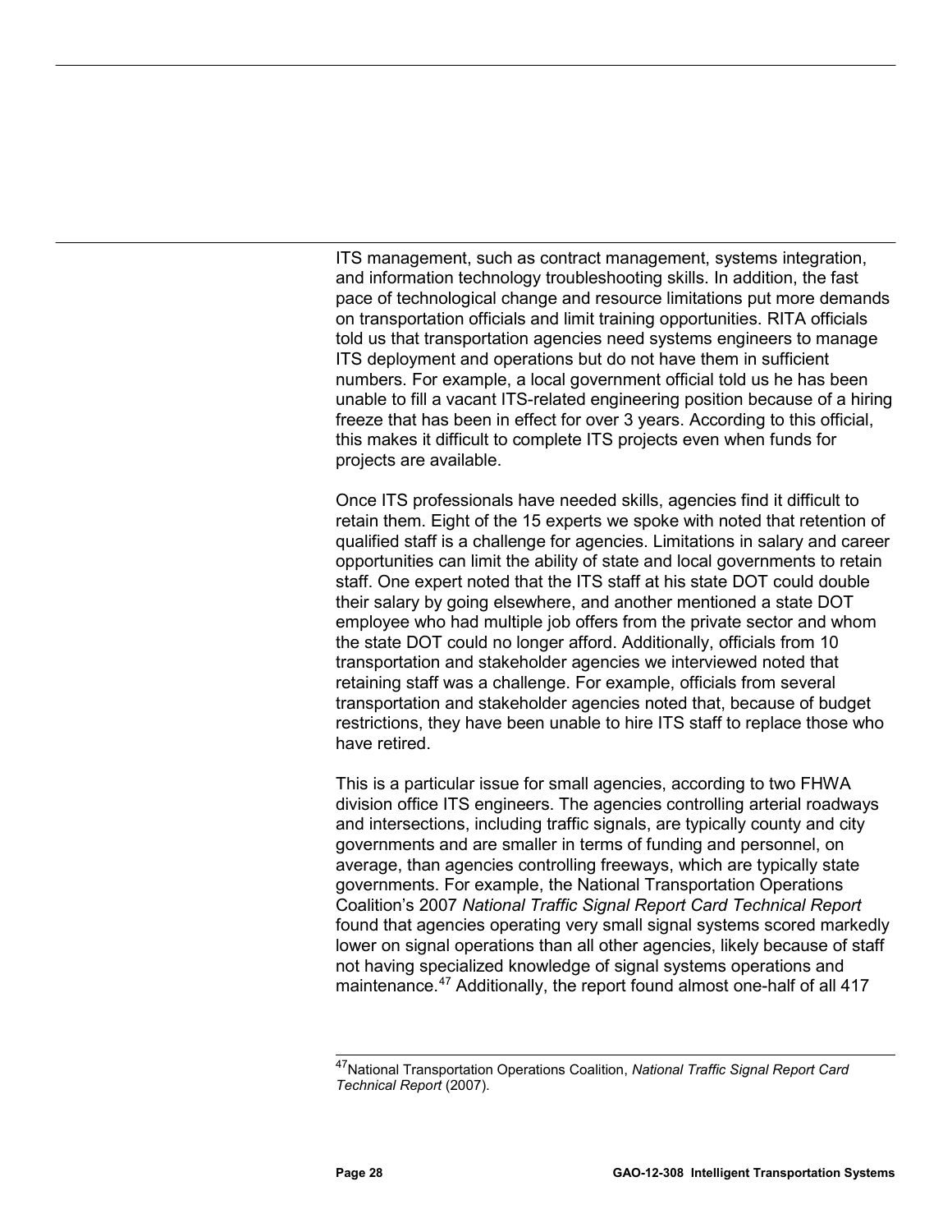ITS management, such as contract management, systems integration, and information technology troubleshooting skills. In addition, the fast pace of technological change and resource limitations put more demands on transportation officials and limit training opportunities. RITA officials told us that transportation agencies need systems engineers to manage ITS deployment and operations but do not have them in sufficient numbers. For example, a local government official told us he has been unable to fill a vacant ITS-related engineering position because of a hiring freeze that has been in effect for over 3 years. According to this official, this makes it difficult to complete ITS projects even when funds for projects are available.

Once ITS professionals have needed skills, agencies find it difficult to retain them. Eight of the 15 experts we spoke with noted that retention of qualified staff is a challenge for agencies. Limitations in salary and career opportunities can limit the ability of state and local governments to retain staff. One expert noted that the ITS staff at his state DOT could double their salary by going elsewhere, and another mentioned a state DOT employee who had multiple job offers from the private sector and whom the state DOT could no longer afford. Additionally, officials from 10 transportation and stakeholder agencies we interviewed noted that retaining staff was a challenge. For example, officials from several transportation and stakeholder agencies noted that, because of budget restrictions, they have been unable to hire ITS staff to replace those who have retired.

This is a particular issue for small agencies, according to two FHWA division office ITS engineers. The agencies controlling arterial roadways and intersections, including traffic signals, are typically county and city governments and are smaller in terms of funding and personnel, on average, than agencies controlling freeways, which are typically state governments. For example, the National Transportation Operations Coalition's 2007 *National Traffic Signal Report Card Technical Report* found that agencies operating very small signal systems scored markedly lower on signal operations than all other agencies, likely because of staff not having specialized knowledge of signal systems operations and maintenance.[47] Additionally, the report found almost one-half of all 417

[47] National Transportation Operations Coalition, *National Traffic Signal Report Card Technical Report* (2007).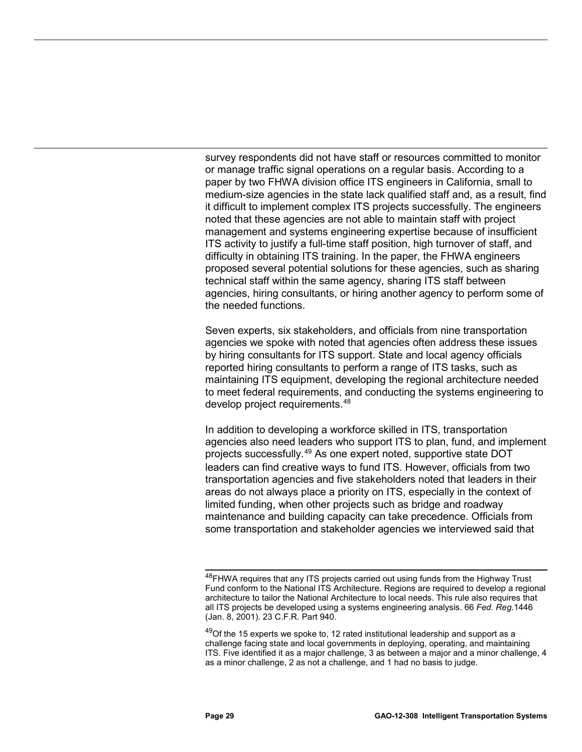survey respondents did not have staff or resources committed to monitor or manage traffic signal operations on a regular basis. According to a paper by two FHWA division office ITS engineers in California, small to medium-size agencies in the state lack qualified staff and, as a result, find it difficult to implement complex ITS projects successfully. The engineers noted that these agencies are not able to maintain staff with project management and systems engineering expertise because of insufficient ITS activity to justify a full-time staff position, high turnover of staff, and difficulty in obtaining ITS training. In the paper, the FHWA engineers proposed several potential solutions for these agencies, such as sharing technical staff within the same agency, sharing ITS staff between agencies, hiring consultants, or hiring another agency to perform some of the needed functions.

Seven experts, six stakeholders, and officials from nine transportation agencies we spoke with noted that agencies often address these issues by hiring consultants for ITS support. State and local agency officials reported hiring consultants to perform a range of ITS tasks, such as maintaining ITS equipment, developing the regional architecture needed to meet federal requirements, and conducting the systems engineering to develop project requirements.[48]

In addition to developing a workforce skilled in ITS, transportation agencies also need leaders who support ITS to plan, fund, and implement projects successfully.[49] As one expert noted, supportive state DOT leaders can find creative ways to fund ITS. However, officials from two transportation agencies and five stakeholders noted that leaders in their areas do not always place a priority on ITS, especially in the context of limited funding, when other projects such as bridge and roadway maintenance and building capacity can take precedence. Officials from some transportation and stakeholder agencies we interviewed said that

---

[48]FHWA requires that any ITS projects carried out using funds from the Highway Trust Fund conform to the National ITS Architecture. Regions are required to develop a regional architecture to tailor the National Architecture to local needs. This rule also requires that all ITS projects be developed using a systems engineering analysis. 66 *Fed. Reg.*1446 (Jan. 8, 2001). 23 C.F.R. Part 940.

[49]Of the 15 experts we spoke to, 12 rated institutional leadership and support as a challenge facing state and local governments in deploying, operating, and maintaining ITS. Five identified it as a major challenge, 3 as between a major and a minor challenge, 4 as a minor challenge, 2 as not a challenge, and 1 had no basis to judge.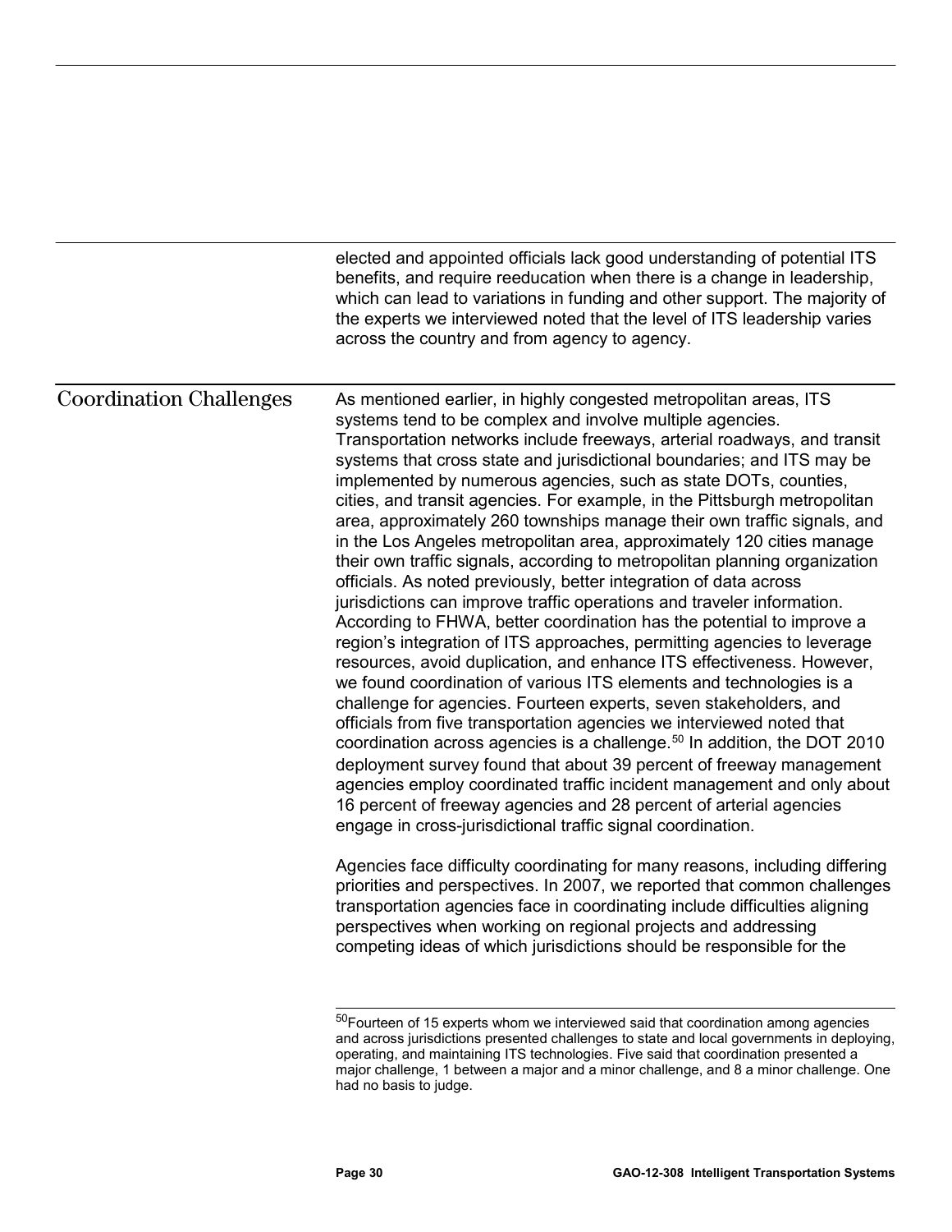elected and appointed officials lack good understanding of potential ITS benefits, and require reeducation when there is a change in leadership, which can lead to variations in funding and other support. The majority of the experts we interviewed noted that the level of ITS leadership varies across the country and from agency to agency.

## Coordination Challenges

As mentioned earlier, in highly congested metropolitan areas, ITS systems tend to be complex and involve multiple agencies. Transportation networks include freeways, arterial roadways, and transit systems that cross state and jurisdictional boundaries; and ITS may be implemented by numerous agencies, such as state DOTs, counties, cities, and transit agencies. For example, in the Pittsburgh metropolitan area, approximately 260 townships manage their own traffic signals, and in the Los Angeles metropolitan area, approximately 120 cities manage their own traffic signals, according to metropolitan planning organization officials. As noted previously, better integration of data across jurisdictions can improve traffic operations and traveler information. According to FHWA, better coordination has the potential to improve a region's integration of ITS approaches, permitting agencies to leverage resources, avoid duplication, and enhance ITS effectiveness. However, we found coordination of various ITS elements and technologies is a challenge for agencies. Fourteen experts, seven stakeholders, and officials from five transportation agencies we interviewed noted that coordination across agencies is a challenge.[50] In addition, the DOT 2010 deployment survey found that about 39 percent of freeway management agencies employ coordinated traffic incident management and only about 16 percent of freeway agencies and 28 percent of arterial agencies engage in cross-jurisdictional traffic signal coordination.

Agencies face difficulty coordinating for many reasons, including differing priorities and perspectives. In 2007, we reported that common challenges transportation agencies face in coordinating include difficulties aligning perspectives when working on regional projects and addressing competing ideas of which jurisdictions should be responsible for the

[50]Fourteen of 15 experts whom we interviewed said that coordination among agencies and across jurisdictions presented challenges to state and local governments in deploying, operating, and maintaining ITS technologies. Five said that coordination presented a major challenge, 1 between a major and a minor challenge, and 8 a minor challenge. One had no basis to judge.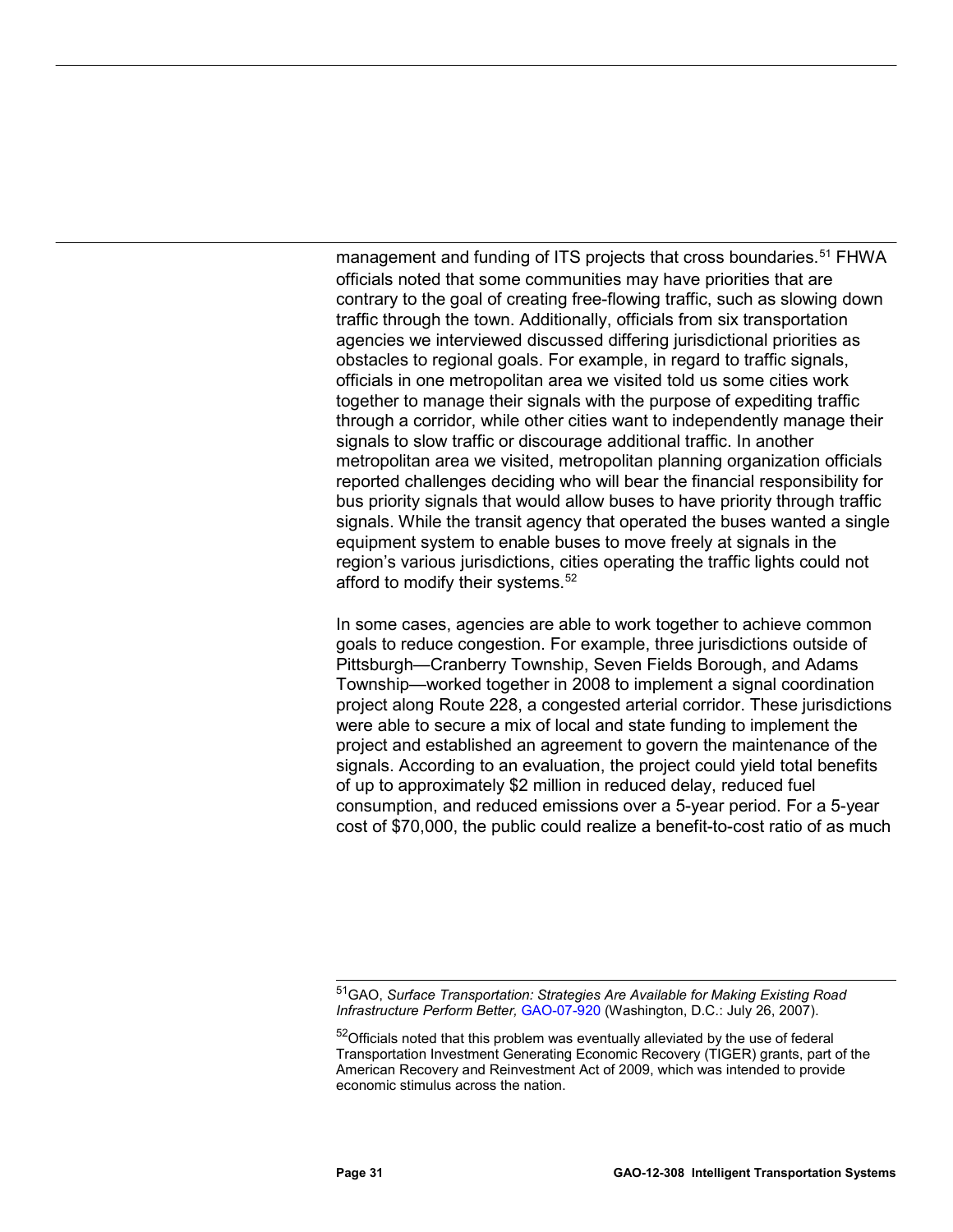management and funding of ITS projects that cross boundaries.[51] FHWA officials noted that some communities may have priorities that are contrary to the goal of creating free-flowing traffic, such as slowing down traffic through the town. Additionally, officials from six transportation agencies we interviewed discussed differing jurisdictional priorities as obstacles to regional goals. For example, in regard to traffic signals, officials in one metropolitan area we visited told us some cities work together to manage their signals with the purpose of expediting traffic through a corridor, while other cities want to independently manage their signals to slow traffic or discourage additional traffic. In another metropolitan area we visited, metropolitan planning organization officials reported challenges deciding who will bear the financial responsibility for bus priority signals that would allow buses to have priority through traffic signals. While the transit agency that operated the buses wanted a single equipment system to enable buses to move freely at signals in the region's various jurisdictions, cities operating the traffic lights could not afford to modify their systems.[52]

In some cases, agencies are able to work together to achieve common goals to reduce congestion. For example, three jurisdictions outside of Pittsburgh—Cranberry Township, Seven Fields Borough, and Adams Township—worked together in 2008 to implement a signal coordination project along Route 228, a congested arterial corridor. These jurisdictions were able to secure a mix of local and state funding to implement the project and established an agreement to govern the maintenance of the signals. According to an evaluation, the project could yield total benefits of up to approximately $2 million in reduced delay, reduced fuel consumption, and reduced emissions over a 5-year period. For a 5-year cost of $70,000, the public could realize a benefit-to-cost ratio of as much

---

[51] GAO, *Surface Transportation: Strategies Are Available for Making Existing Road Infrastructure Perform Better,* GAO-07-920 (Washington, D.C.: July 26, 2007).

[52] Officials noted that this problem was eventually alleviated by the use of federal Transportation Investment Generating Economic Recovery (TIGER) grants, part of the American Recovery and Reinvestment Act of 2009, which was intended to provide economic stimulus across the nation.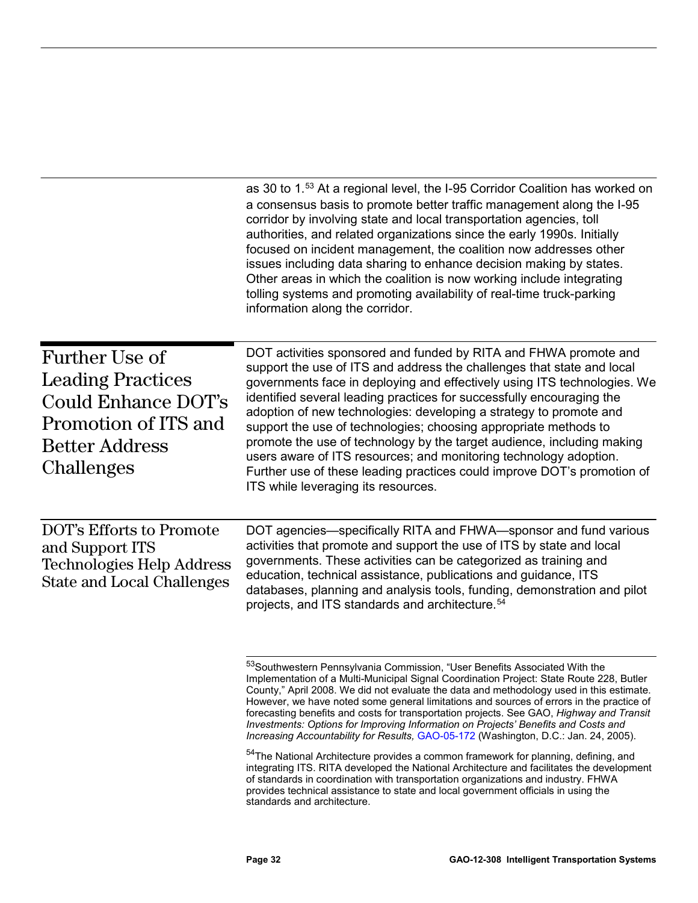as 30 to 1.[53] At a regional level, the I-95 Corridor Coalition has worked on a consensus basis to promote better traffic management along the I-95 corridor by involving state and local transportation agencies, toll authorities, and related organizations since the early 1990s. Initially focused on incident management, the coalition now addresses other issues including data sharing to enhance decision making by states. Other areas in which the coalition is now working include integrating tolling systems and promoting availability of real-time truck-parking information along the corridor.

## Further Use of Leading Practices Could Enhance DOT's Promotion of ITS and Better Address Challenges

DOT activities sponsored and funded by RITA and FHWA promote and support the use of ITS and address the challenges that state and local governments face in deploying and effectively using ITS technologies. We identified several leading practices for successfully encouraging the adoption of new technologies: developing a strategy to promote and support the use of technologies; choosing appropriate methods to promote the use of technology by the target audience, including making users aware of ITS resources; and monitoring technology adoption. Further use of these leading practices could improve DOT's promotion of ITS while leveraging its resources.

### DOT's Efforts to Promote and Support ITS Technologies Help Address State and Local Challenges

DOT agencies—specifically RITA and FHWA—sponsor and fund various activities that promote and support the use of ITS by state and local governments. These activities can be categorized as training and education, technical assistance, publications and guidance, ITS databases, planning and analysis tools, funding, demonstration and pilot projects, and ITS standards and architecture.[54]

---

[53]Southwestern Pennsylvania Commission, "User Benefits Associated With the Implementation of a Multi-Municipal Signal Coordination Project: State Route 228, Butler County," April 2008. We did not evaluate the data and methodology used in this estimate. However, we have noted some general limitations and sources of errors in the practice of forecasting benefits and costs for transportation projects. See GAO, *Highway and Transit Investments: Options for Improving Information on Projects' Benefits and Costs and Increasing Accountability for Results,* GAO-05-172 (Washington, D.C.: Jan. 24, 2005).

[54]The National Architecture provides a common framework for planning, defining, and integrating ITS. RITA developed the National Architecture and facilitates the development of standards in coordination with transportation organizations and industry. FHWA provides technical assistance to state and local government officials in using the standards and architecture.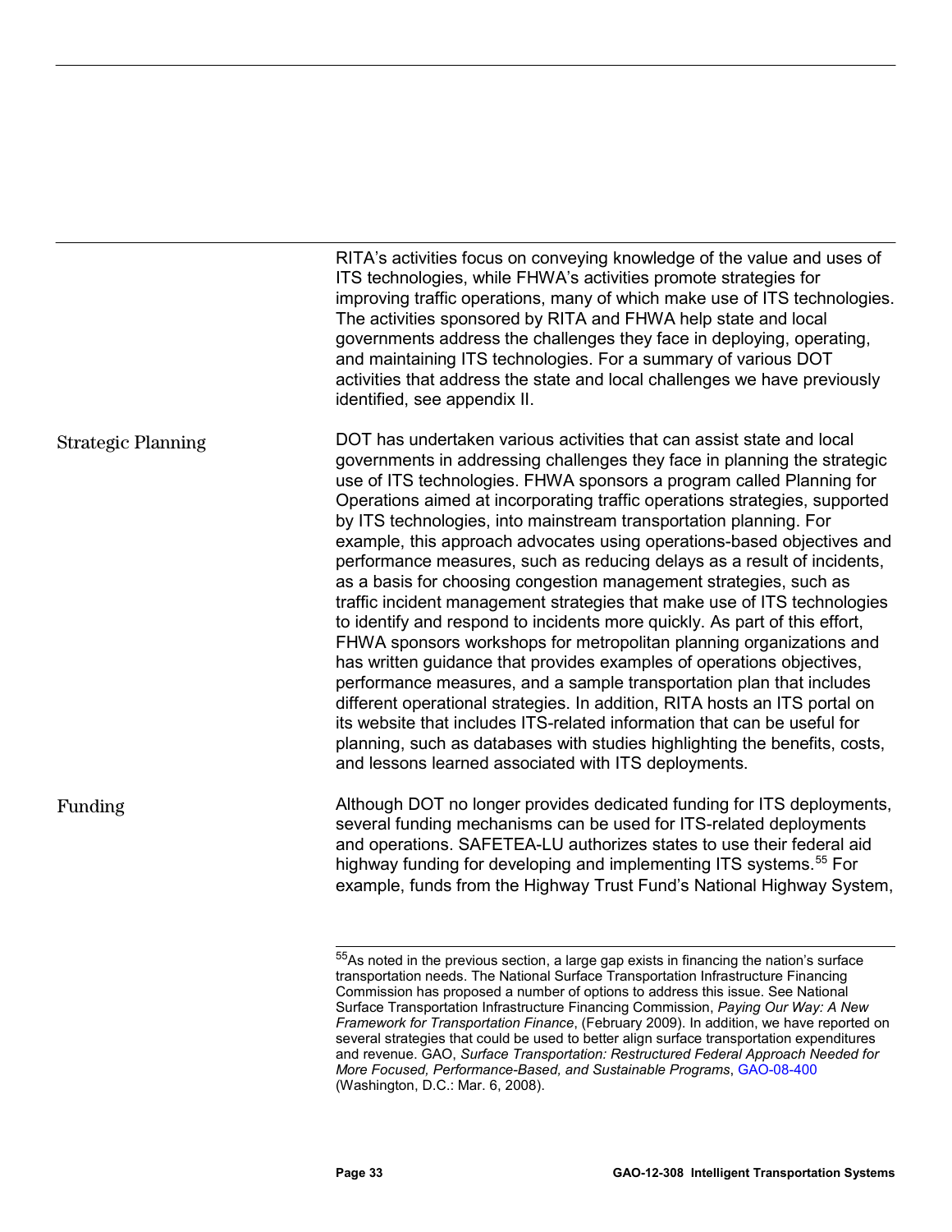RITA's activities focus on conveying knowledge of the value and uses of ITS technologies, while FHWA's activities promote strategies for improving traffic operations, many of which make use of ITS technologies. The activities sponsored by RITA and FHWA help state and local governments address the challenges they face in deploying, operating, and maintaining ITS technologies. For a summary of various DOT activities that address the state and local challenges we have previously identified, see appendix II.

### Strategic Planning

DOT has undertaken various activities that can assist state and local governments in addressing challenges they face in planning the strategic use of ITS technologies. FHWA sponsors a program called Planning for Operations aimed at incorporating traffic operations strategies, supported by ITS technologies, into mainstream transportation planning. For example, this approach advocates using operations-based objectives and performance measures, such as reducing delays as a result of incidents, as a basis for choosing congestion management strategies, such as traffic incident management strategies that make use of ITS technologies to identify and respond to incidents more quickly. As part of this effort, FHWA sponsors workshops for metropolitan planning organizations and has written guidance that provides examples of operations objectives, performance measures, and a sample transportation plan that includes different operational strategies. In addition, RITA hosts an ITS portal on its website that includes ITS-related information that can be useful for planning, such as databases with studies highlighting the benefits, costs, and lessons learned associated with ITS deployments.

### Funding

Although DOT no longer provides dedicated funding for ITS deployments, several funding mechanisms can be used for ITS-related deployments and operations. SAFETEA-LU authorizes states to use their federal aid highway funding for developing and implementing ITS systems.[55] For example, funds from the Highway Trust Fund's National Highway System,

---

[55]As noted in the previous section, a large gap exists in financing the nation's surface transportation needs. The National Surface Transportation Infrastructure Financing Commission has proposed a number of options to address this issue. See National Surface Transportation Infrastructure Financing Commission, *Paying Our Way: A New Framework for Transportation Finance*, (February 2009). In addition, we have reported on several strategies that could be used to better align surface transportation expenditures and revenue. GAO, *Surface Transportation: Restructured Federal Approach Needed for More Focused, Performance-Based, and Sustainable Programs*, GAO-08-400 (Washington, D.C.: Mar. 6, 2008).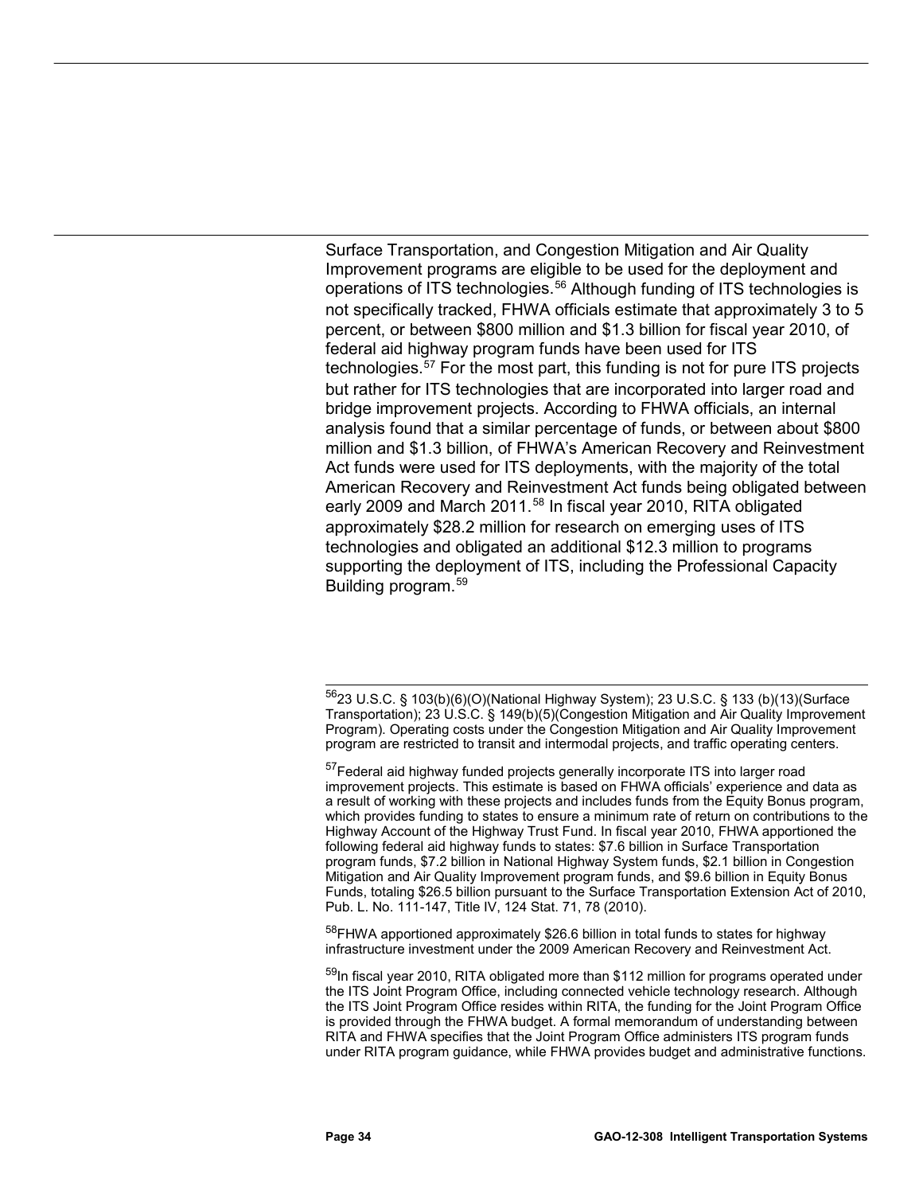Surface Transportation, and Congestion Mitigation and Air Quality Improvement programs are eligible to be used for the deployment and operations of ITS technologies.[56] Although funding of ITS technologies is not specifically tracked, FHWA officials estimate that approximately 3 to 5 percent, or between $800 million and $1.3 billion for fiscal year 2010, of federal aid highway program funds have been used for ITS technologies.[57] For the most part, this funding is not for pure ITS projects but rather for ITS technologies that are incorporated into larger road and bridge improvement projects. According to FHWA officials, an internal analysis found that a similar percentage of funds, or between about $800 million and $1.3 billion, of FHWA's American Recovery and Reinvestment Act funds were used for ITS deployments, with the majority of the total American Recovery and Reinvestment Act funds being obligated between early 2009 and March 2011.[58] In fiscal year 2010, RITA obligated approximately $28.2 million for research on emerging uses of ITS technologies and obligated an additional $12.3 million to programs supporting the deployment of ITS, including the Professional Capacity Building program.[59]

---

[56] 23 U.S.C. § 103(b)(6)(O)(National Highway System); 23 U.S.C. § 133 (b)(13)(Surface Transportation); 23 U.S.C. § 149(b)(5)(Congestion Mitigation and Air Quality Improvement Program). Operating costs under the Congestion Mitigation and Air Quality Improvement program are restricted to transit and intermodal projects, and traffic operating centers.

[57] Federal aid highway funded projects generally incorporate ITS into larger road improvement projects. This estimate is based on FHWA officials' experience and data as a result of working with these projects and includes funds from the Equity Bonus program, which provides funding to states to ensure a minimum rate of return on contributions to the Highway Account of the Highway Trust Fund. In fiscal year 2010, FHWA apportioned the following federal aid highway funds to states: $7.6 billion in Surface Transportation program funds, $7.2 billion in National Highway System funds, $2.1 billion in Congestion Mitigation and Air Quality Improvement program funds, and $9.6 billion in Equity Bonus Funds, totaling $26.5 billion pursuant to the Surface Transportation Extension Act of 2010, Pub. L. No. 111-147, Title IV, 124 Stat. 71, 78 (2010).

[58] FHWA apportioned approximately $26.6 billion in total funds to states for highway infrastructure investment under the 2009 American Recovery and Reinvestment Act.

[59] In fiscal year 2010, RITA obligated more than $112 million for programs operated under the ITS Joint Program Office, including connected vehicle technology research. Although the ITS Joint Program Office resides within RITA, the funding for the Joint Program Office is provided through the FHWA budget. A formal memorandum of understanding between RITA and FHWA specifies that the Joint Program Office administers ITS program funds under RITA program guidance, while FHWA provides budget and administrative functions.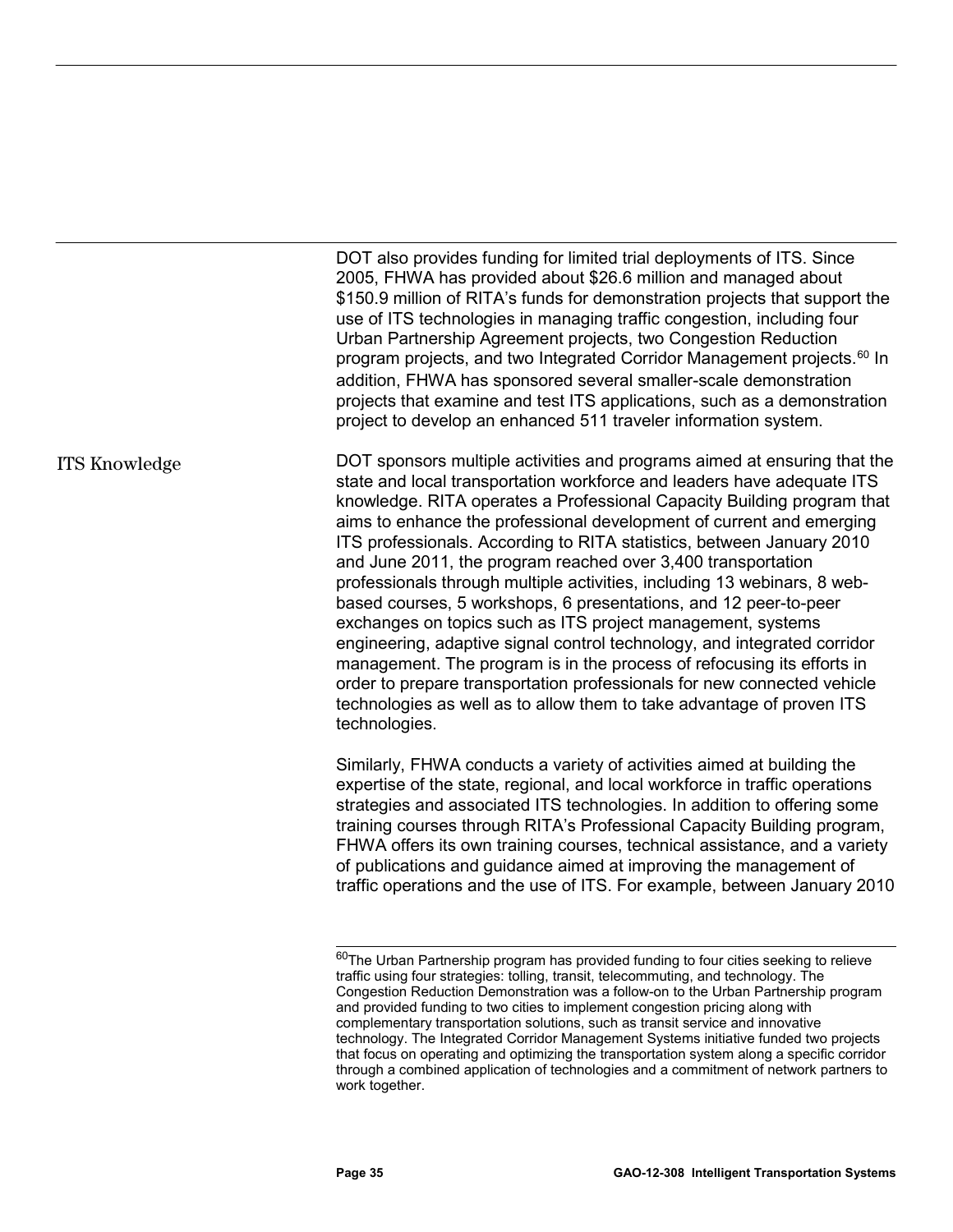DOT also provides funding for limited trial deployments of ITS. Since 2005, FHWA has provided about $26.6 million and managed about $150.9 million of RITA's funds for demonstration projects that support the use of ITS technologies in managing traffic congestion, including four Urban Partnership Agreement projects, two Congestion Reduction program projects, and two Integrated Corridor Management projects.[60] In addition, FHWA has sponsored several smaller-scale demonstration projects that examine and test ITS applications, such as a demonstration project to develop an enhanced 511 traveler information system.

### ITS Knowledge

DOT sponsors multiple activities and programs aimed at ensuring that the state and local transportation workforce and leaders have adequate ITS knowledge. RITA operates a Professional Capacity Building program that aims to enhance the professional development of current and emerging ITS professionals. According to RITA statistics, between January 2010 and June 2011, the program reached over 3,400 transportation professionals through multiple activities, including 13 webinars, 8 web-based courses, 5 workshops, 6 presentations, and 12 peer-to-peer exchanges on topics such as ITS project management, systems engineering, adaptive signal control technology, and integrated corridor management. The program is in the process of refocusing its efforts in order to prepare transportation professionals for new connected vehicle technologies as well as to allow them to take advantage of proven ITS technologies.

Similarly, FHWA conducts a variety of activities aimed at building the expertise of the state, regional, and local workforce in traffic operations strategies and associated ITS technologies. In addition to offering some training courses through RITA's Professional Capacity Building program, FHWA offers its own training courses, technical assistance, and a variety of publications and guidance aimed at improving the management of traffic operations and the use of ITS. For example, between January 2010

[60]The Urban Partnership program has provided funding to four cities seeking to relieve traffic using four strategies: tolling, transit, telecommuting, and technology. The Congestion Reduction Demonstration was a follow-on to the Urban Partnership program and provided funding to two cities to implement congestion pricing along with complementary transportation solutions, such as transit service and innovative technology. The Integrated Corridor Management Systems initiative funded two projects that focus on operating and optimizing the transportation system along a specific corridor through a combined application of technologies and a commitment of network partners to work together.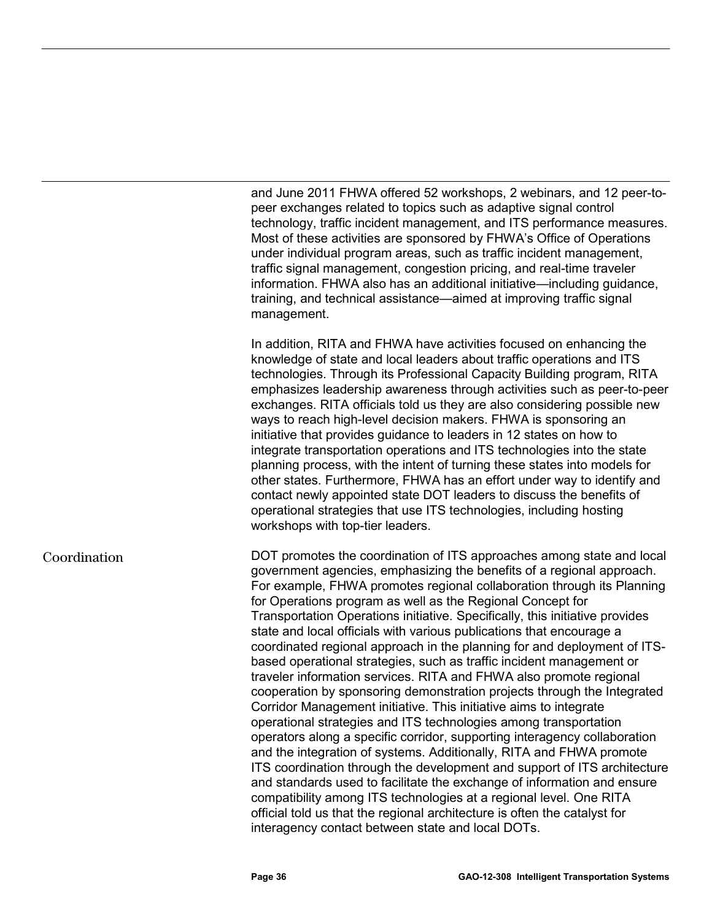and June 2011 FHWA offered 52 workshops, 2 webinars, and 12 peer-to-peer exchanges related to topics such as adaptive signal control technology, traffic incident management, and ITS performance measures. Most of these activities are sponsored by FHWA's Office of Operations under individual program areas, such as traffic incident management, traffic signal management, congestion pricing, and real-time traveler information. FHWA also has an additional initiative—including guidance, training, and technical assistance—aimed at improving traffic signal management.

In addition, RITA and FHWA have activities focused on enhancing the knowledge of state and local leaders about traffic operations and ITS technologies. Through its Professional Capacity Building program, RITA emphasizes leadership awareness through activities such as peer-to-peer exchanges. RITA officials told us they are also considering possible new ways to reach high-level decision makers. FHWA is sponsoring an initiative that provides guidance to leaders in 12 states on how to integrate transportation operations and ITS technologies into the state planning process, with the intent of turning these states into models for other states. Furthermore, FHWA has an effort under way to identify and contact newly appointed state DOT leaders to discuss the benefits of operational strategies that use ITS technologies, including hosting workshops with top-tier leaders.

### Coordination

DOT promotes the coordination of ITS approaches among state and local government agencies, emphasizing the benefits of a regional approach. For example, FHWA promotes regional collaboration through its Planning for Operations program as well as the Regional Concept for Transportation Operations initiative. Specifically, this initiative provides state and local officials with various publications that encourage a coordinated regional approach in the planning for and deployment of ITS-based operational strategies, such as traffic incident management or traveler information services. RITA and FHWA also promote regional cooperation by sponsoring demonstration projects through the Integrated Corridor Management initiative. This initiative aims to integrate operational strategies and ITS technologies among transportation operators along a specific corridor, supporting interagency collaboration and the integration of systems. Additionally, RITA and FHWA promote ITS coordination through the development and support of ITS architecture and standards used to facilitate the exchange of information and ensure compatibility among ITS technologies at a regional level. One RITA official told us that the regional architecture is often the catalyst for interagency contact between state and local DOTs.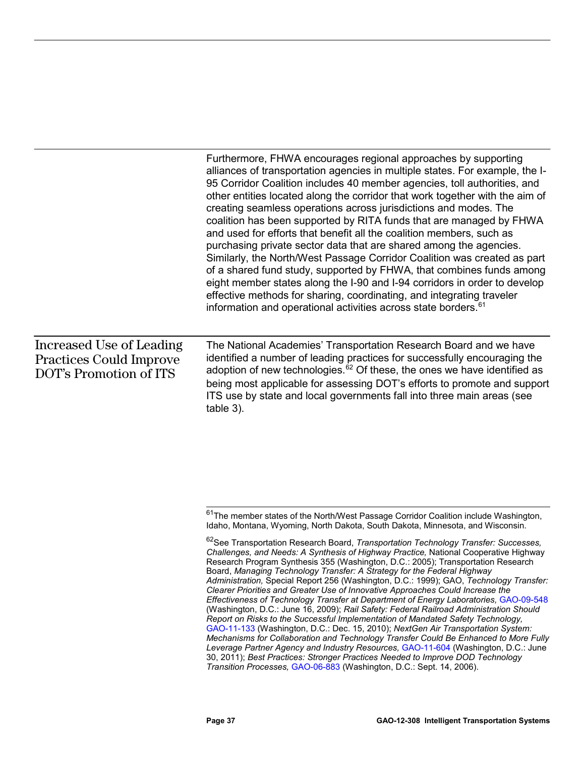Furthermore, FHWA encourages regional approaches by supporting alliances of transportation agencies in multiple states. For example, the I-95 Corridor Coalition includes 40 member agencies, toll authorities, and other entities located along the corridor that work together with the aim of creating seamless operations across jurisdictions and modes. The coalition has been supported by RITA funds that are managed by FHWA and used for efforts that benefit all the coalition members, such as purchasing private sector data that are shared among the agencies. Similarly, the North/West Passage Corridor Coalition was created as part of a shared fund study, supported by FHWA, that combines funds among eight member states along the I-90 and I-94 corridors in order to develop effective methods for sharing, coordinating, and integrating traveler information and operational activities across state borders.[61]

## Increased Use of Leading Practices Could Improve DOT's Promotion of ITS

The National Academies' Transportation Research Board and we have identified a number of leading practices for successfully encouraging the adoption of new technologies.[62] Of these, the ones we have identified as being most applicable for assessing DOT's efforts to promote and support ITS use by state and local governments fall into three main areas (see table 3).

---

[61]The member states of the North/West Passage Corridor Coalition include Washington, Idaho, Montana, Wyoming, North Dakota, South Dakota, Minnesota, and Wisconsin.

[62]See Transportation Research Board, *Transportation Technology Transfer: Successes, Challenges, and Needs: A Synthesis of Highway Practice,* National Cooperative Highway Research Program Synthesis 355 (Washington, D.C.: 2005); Transportation Research Board, *Managing Technology Transfer: A Strategy for the Federal Highway Administration,* Special Report 256 (Washington, D.C.: 1999); GAO, *Technology Transfer: Clearer Priorities and Greater Use of Innovative Approaches Could Increase the Effectiveness of Technology Transfer at Department of Energy Laboratories,* GAO-09-548 (Washington, D.C.: June 16, 2009); *Rail Safety: Federal Railroad Administration Should Report on Risks to the Successful Implementation of Mandated Safety Technology,* GAO-11-133 (Washington, D.C.: Dec. 15, 2010); *NextGen Air Transportation System: Mechanisms for Collaboration and Technology Transfer Could Be Enhanced to More Fully Leverage Partner Agency and Industry Resources,* GAO-11-604 (Washington, D.C.: June 30, 2011); *Best Practices: Stronger Practices Needed to Improve DOD Technology Transition Processes,* GAO-06-883 (Washington, D.C.: Sept. 14, 2006).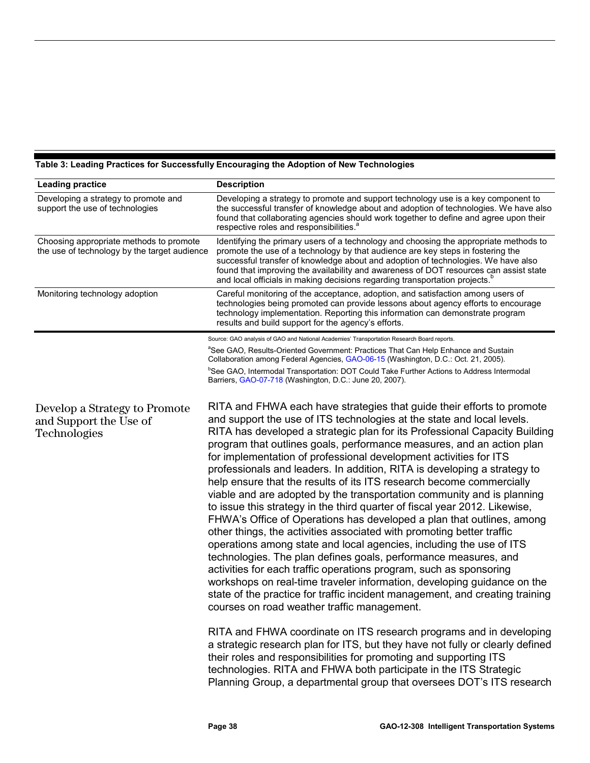**Table 3: Leading Practices for Successfully Encouraging the Adoption of New Technologies**

| Leading practice | Description |
|---|---|
| Developing a strategy to promote and support the use of technologies | Developing a strategy to promote and support technology use is a key component to the successful transfer of knowledge about and adoption of technologies. We have also found that collaborating agencies should work together to define and agree upon their respective roles and responsibilities.[a] |
| Choosing appropriate methods to promote the use of technology by the target audience | Identifying the primary users of a technology and choosing the appropriate methods to promote the use of a technology by that audience are key steps in fostering the successful transfer of knowledge about and adoption of technologies. We have also found that improving the availability and awareness of DOT resources can assist state and local officials in making decisions regarding transportation projects.[b] |
| Monitoring technology adoption | Careful monitoring of the acceptance, adoption, and satisfaction among users of technologies being promoted can provide lessons about agency efforts to encourage technology implementation. Reporting this information can demonstrate program results and build support for the agency's efforts. |

Source: GAO analysis of GAO and National Academies' Transportation Research Board reports.

[a]See GAO, Results-Oriented Government: Practices That Can Help Enhance and Sustain Collaboration among Federal Agencies, GAO-06-15 (Washington, D.C.: Oct. 21, 2005).

[b]See GAO, Intermodal Transportation: DOT Could Take Further Actions to Address Intermodal Barriers, GAO-07-718 (Washington, D.C.: June 20, 2007).

### Develop a Strategy to Promote and Support the Use of Technologies

RITA and FHWA each have strategies that guide their efforts to promote and support the use of ITS technologies at the state and local levels. RITA has developed a strategic plan for its Professional Capacity Building program that outlines goals, performance measures, and an action plan for implementation of professional development activities for ITS professionals and leaders. In addition, RITA is developing a strategy to help ensure that the results of its ITS research become commercially viable and are adopted by the transportation community and is planning to issue this strategy in the third quarter of fiscal year 2012. Likewise, FHWA's Office of Operations has developed a plan that outlines, among other things, the activities associated with promoting better traffic operations among state and local agencies, including the use of ITS technologies. The plan defines goals, performance measures, and activities for each traffic operations program, such as sponsoring workshops on real-time traveler information, developing guidance on the state of the practice for traffic incident management, and creating training courses on road weather traffic management.

RITA and FHWA coordinate on ITS research programs and in developing a strategic research plan for ITS, but they have not fully or clearly defined their roles and responsibilities for promoting and supporting ITS technologies. RITA and FHWA both participate in the ITS Strategic Planning Group, a departmental group that oversees DOT's ITS research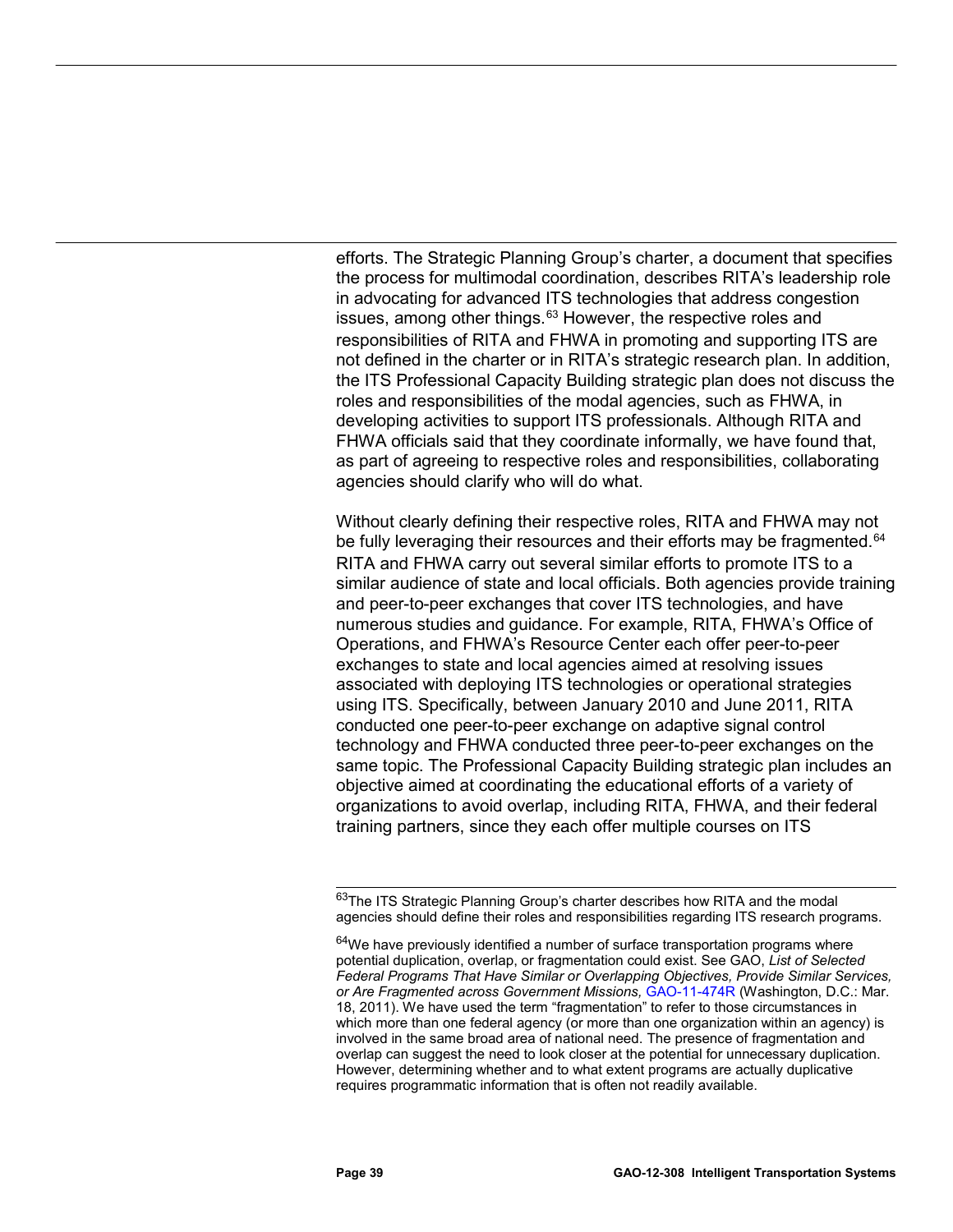efforts. The Strategic Planning Group's charter, a document that specifies the process for multimodal coordination, describes RITA's leadership role in advocating for advanced ITS technologies that address congestion issues, among other things.[63] However, the respective roles and responsibilities of RITA and FHWA in promoting and supporting ITS are not defined in the charter or in RITA's strategic research plan. In addition, the ITS Professional Capacity Building strategic plan does not discuss the roles and responsibilities of the modal agencies, such as FHWA, in developing activities to support ITS professionals. Although RITA and FHWA officials said that they coordinate informally, we have found that, as part of agreeing to respective roles and responsibilities, collaborating agencies should clarify who will do what.

Without clearly defining their respective roles, RITA and FHWA may not be fully leveraging their resources and their efforts may be fragmented.[64] RITA and FHWA carry out several similar efforts to promote ITS to a similar audience of state and local officials. Both agencies provide training and peer-to-peer exchanges that cover ITS technologies, and have numerous studies and guidance. For example, RITA, FHWA's Office of Operations, and FHWA's Resource Center each offer peer-to-peer exchanges to state and local agencies aimed at resolving issues associated with deploying ITS technologies or operational strategies using ITS. Specifically, between January 2010 and June 2011, RITA conducted one peer-to-peer exchange on adaptive signal control technology and FHWA conducted three peer-to-peer exchanges on the same topic. The Professional Capacity Building strategic plan includes an objective aimed at coordinating the educational efforts of a variety of organizations to avoid overlap, including RITA, FHWA, and their federal training partners, since they each offer multiple courses on ITS

[63] The ITS Strategic Planning Group's charter describes how RITA and the modal agencies should define their roles and responsibilities regarding ITS research programs.

[64] We have previously identified a number of surface transportation programs where potential duplication, overlap, or fragmentation could exist. See GAO, *List of Selected Federal Programs That Have Similar or Overlapping Objectives, Provide Similar Services, or Are Fragmented across Government Missions,* GAO-11-474R (Washington, D.C.: Mar. 18, 2011). We have used the term "fragmentation" to refer to those circumstances in which more than one federal agency (or more than one organization within an agency) is involved in the same broad area of national need. The presence of fragmentation and overlap can suggest the need to look closer at the potential for unnecessary duplication. However, determining whether and to what extent programs are actually duplicative requires programmatic information that is often not readily available.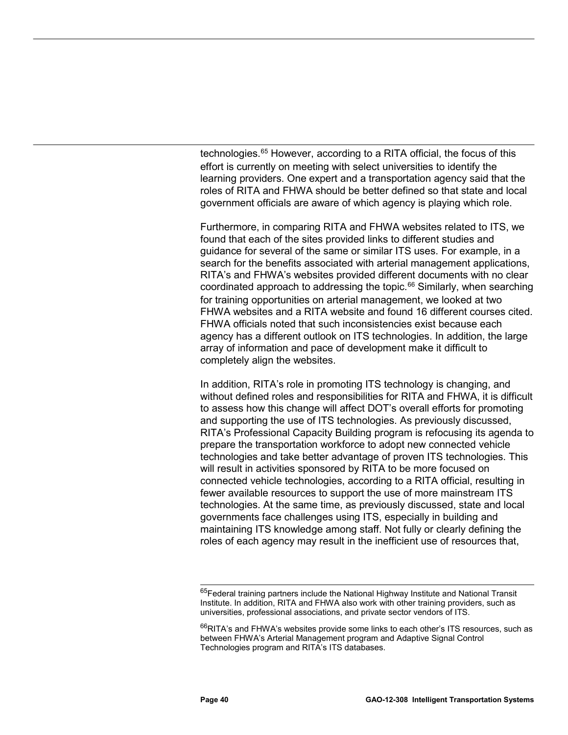technologies.[65] However, according to a RITA official, the focus of this effort is currently on meeting with select universities to identify the learning providers. One expert and a transportation agency said that the roles of RITA and FHWA should be better defined so that state and local government officials are aware of which agency is playing which role.

Furthermore, in comparing RITA and FHWA websites related to ITS, we found that each of the sites provided links to different studies and guidance for several of the same or similar ITS uses. For example, in a search for the benefits associated with arterial management applications, RITA's and FHWA's websites provided different documents with no clear coordinated approach to addressing the topic.[66] Similarly, when searching for training opportunities on arterial management, we looked at two FHWA websites and a RITA website and found 16 different courses cited. FHWA officials noted that such inconsistencies exist because each agency has a different outlook on ITS technologies. In addition, the large array of information and pace of development make it difficult to completely align the websites.

In addition, RITA's role in promoting ITS technology is changing, and without defined roles and responsibilities for RITA and FHWA, it is difficult to assess how this change will affect DOT's overall efforts for promoting and supporting the use of ITS technologies. As previously discussed, RITA's Professional Capacity Building program is refocusing its agenda to prepare the transportation workforce to adopt new connected vehicle technologies and take better advantage of proven ITS technologies. This will result in activities sponsored by RITA to be more focused on connected vehicle technologies, according to a RITA official, resulting in fewer available resources to support the use of more mainstream ITS technologies. At the same time, as previously discussed, state and local governments face challenges using ITS, especially in building and maintaining ITS knowledge among staff. Not fully or clearly defining the roles of each agency may result in the inefficient use of resources that,

[65] Federal training partners include the National Highway Institute and National Transit Institute. In addition, RITA and FHWA also work with other training providers, such as universities, professional associations, and private sector vendors of ITS.

[66] RITA's and FHWA's websites provide some links to each other's ITS resources, such as between FHWA's Arterial Management program and Adaptive Signal Control Technologies program and RITA's ITS databases.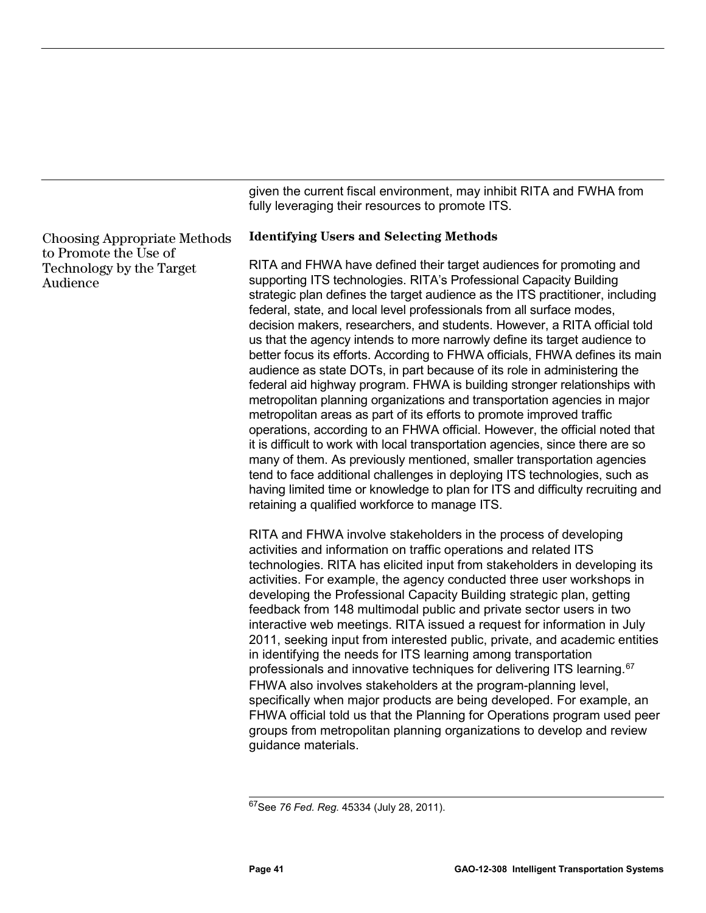given the current fiscal environment, may inhibit RITA and FWHA from fully leveraging their resources to promote ITS.

## Choosing Appropriate Methods to Promote the Use of Technology by the Target Audience

### Identifying Users and Selecting Methods

RITA and FHWA have defined their target audiences for promoting and supporting ITS technologies. RITA's Professional Capacity Building strategic plan defines the target audience as the ITS practitioner, including federal, state, and local level professionals from all surface modes, decision makers, researchers, and students. However, a RITA official told us that the agency intends to more narrowly define its target audience to better focus its efforts. According to FHWA officials, FHWA defines its main audience as state DOTs, in part because of its role in administering the federal aid highway program. FHWA is building stronger relationships with metropolitan planning organizations and transportation agencies in major metropolitan areas as part of its efforts to promote improved traffic operations, according to an FHWA official. However, the official noted that it is difficult to work with local transportation agencies, since there are so many of them. As previously mentioned, smaller transportation agencies tend to face additional challenges in deploying ITS technologies, such as having limited time or knowledge to plan for ITS and difficulty recruiting and retaining a qualified workforce to manage ITS.

RITA and FHWA involve stakeholders in the process of developing activities and information on traffic operations and related ITS technologies. RITA has elicited input from stakeholders in developing its activities. For example, the agency conducted three user workshops in developing the Professional Capacity Building strategic plan, getting feedback from 148 multimodal public and private sector users in two interactive web meetings. RITA issued a request for information in July 2011, seeking input from interested public, private, and academic entities in identifying the needs for ITS learning among transportation professionals and innovative techniques for delivering ITS learning.[67] FHWA also involves stakeholders at the program-planning level, specifically when major products are being developed. For example, an FHWA official told us that the Planning for Operations program used peer groups from metropolitan planning organizations to develop and review guidance materials.

---

[67]See *76 Fed. Reg.* 45334 (July 28, 2011).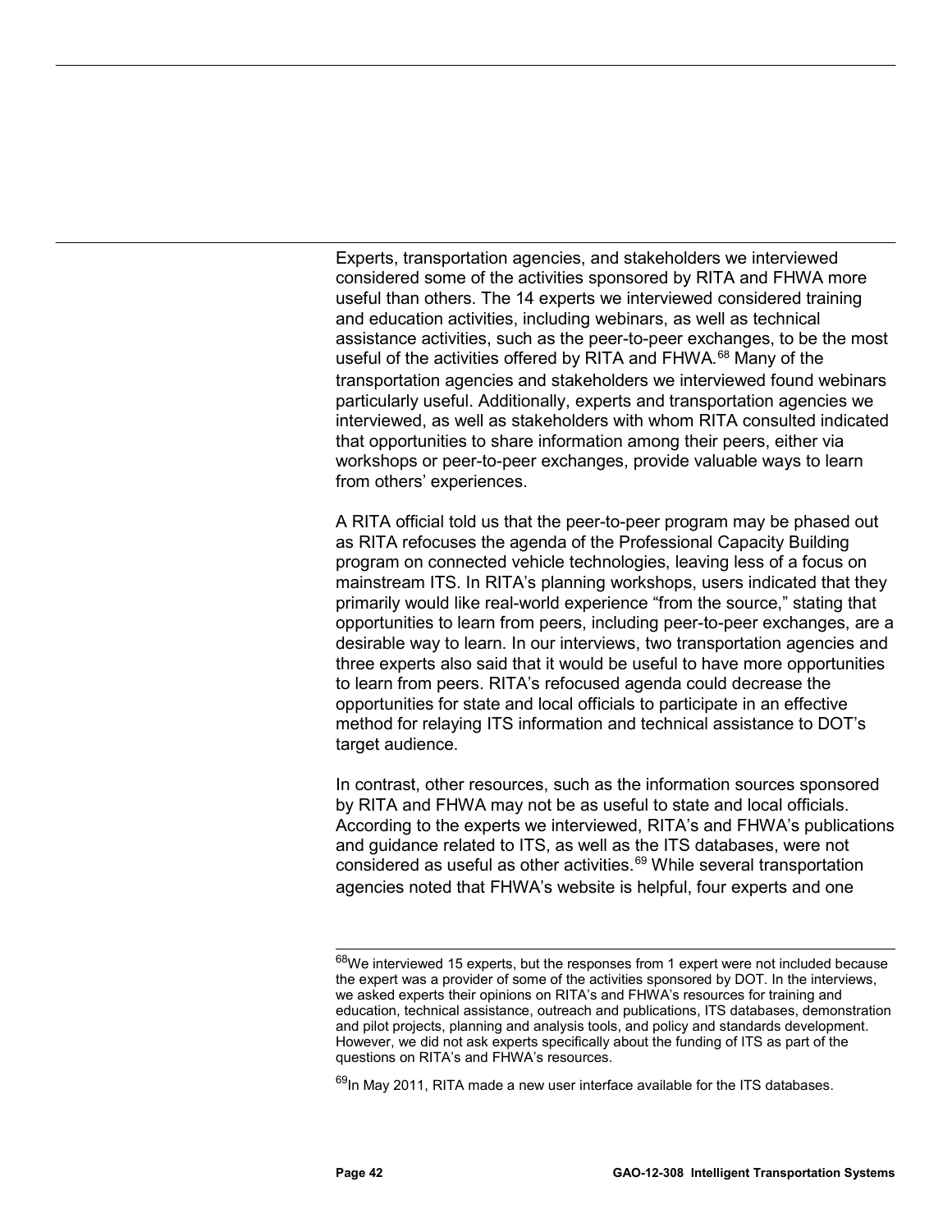Experts, transportation agencies, and stakeholders we interviewed considered some of the activities sponsored by RITA and FHWA more useful than others. The 14 experts we interviewed considered training and education activities, including webinars, as well as technical assistance activities, such as the peer-to-peer exchanges, to be the most useful of the activities offered by RITA and FHWA.[68] Many of the transportation agencies and stakeholders we interviewed found webinars particularly useful. Additionally, experts and transportation agencies we interviewed, as well as stakeholders with whom RITA consulted indicated that opportunities to share information among their peers, either via workshops or peer-to-peer exchanges, provide valuable ways to learn from others' experiences.

A RITA official told us that the peer-to-peer program may be phased out as RITA refocuses the agenda of the Professional Capacity Building program on connected vehicle technologies, leaving less of a focus on mainstream ITS. In RITA's planning workshops, users indicated that they primarily would like real-world experience "from the source," stating that opportunities to learn from peers, including peer-to-peer exchanges, are a desirable way to learn. In our interviews, two transportation agencies and three experts also said that it would be useful to have more opportunities to learn from peers. RITA's refocused agenda could decrease the opportunities for state and local officials to participate in an effective method for relaying ITS information and technical assistance to DOT's target audience.

In contrast, other resources, such as the information sources sponsored by RITA and FHWA may not be as useful to state and local officials. According to the experts we interviewed, RITA's and FHWA's publications and guidance related to ITS, as well as the ITS databases, were not considered as useful as other activities.[69] While several transportation agencies noted that FHWA's website is helpful, four experts and one

---

[68]We interviewed 15 experts, but the responses from 1 expert were not included because the expert was a provider of some of the activities sponsored by DOT. In the interviews, we asked experts their opinions on RITA's and FHWA's resources for training and education, technical assistance, outreach and publications, ITS databases, demonstration and pilot projects, planning and analysis tools, and policy and standards development. However, we did not ask experts specifically about the funding of ITS as part of the questions on RITA's and FHWA's resources.

[69]In May 2011, RITA made a new user interface available for the ITS databases.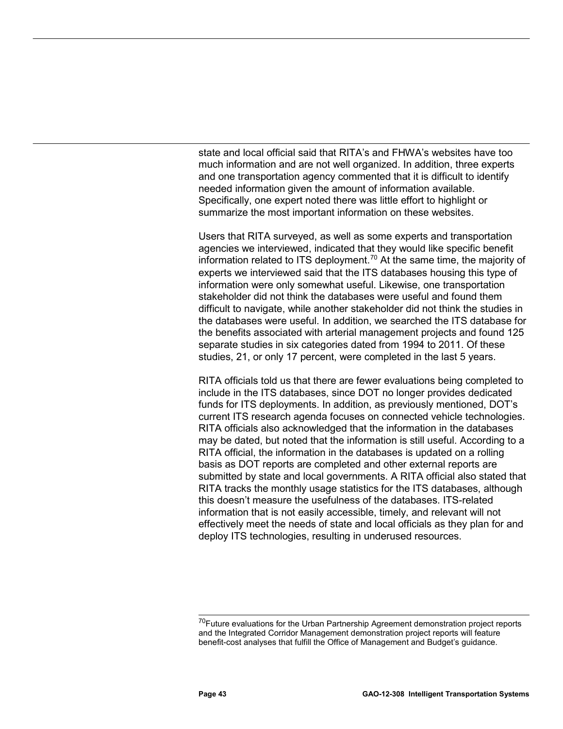state and local official said that RITA's and FHWA's websites have too much information and are not well organized. In addition, three experts and one transportation agency commented that it is difficult to identify needed information given the amount of information available. Specifically, one expert noted there was little effort to highlight or summarize the most important information on these websites.

Users that RITA surveyed, as well as some experts and transportation agencies we interviewed, indicated that they would like specific benefit information related to ITS deployment.[70] At the same time, the majority of experts we interviewed said that the ITS databases housing this type of information were only somewhat useful. Likewise, one transportation stakeholder did not think the databases were useful and found them difficult to navigate, while another stakeholder did not think the studies in the databases were useful. In addition, we searched the ITS database for the benefits associated with arterial management projects and found 125 separate studies in six categories dated from 1994 to 2011. Of these studies, 21, or only 17 percent, were completed in the last 5 years.

RITA officials told us that there are fewer evaluations being completed to include in the ITS databases, since DOT no longer provides dedicated funds for ITS deployments. In addition, as previously mentioned, DOT's current ITS research agenda focuses on connected vehicle technologies. RITA officials also acknowledged that the information in the databases may be dated, but noted that the information is still useful. According to a RITA official, the information in the databases is updated on a rolling basis as DOT reports are completed and other external reports are submitted by state and local governments. A RITA official also stated that RITA tracks the monthly usage statistics for the ITS databases, although this doesn't measure the usefulness of the databases. ITS-related information that is not easily accessible, timely, and relevant will not effectively meet the needs of state and local officials as they plan for and deploy ITS technologies, resulting in underused resources.

[70]Future evaluations for the Urban Partnership Agreement demonstration project reports and the Integrated Corridor Management demonstration project reports will feature benefit-cost analyses that fulfill the Office of Management and Budget's guidance.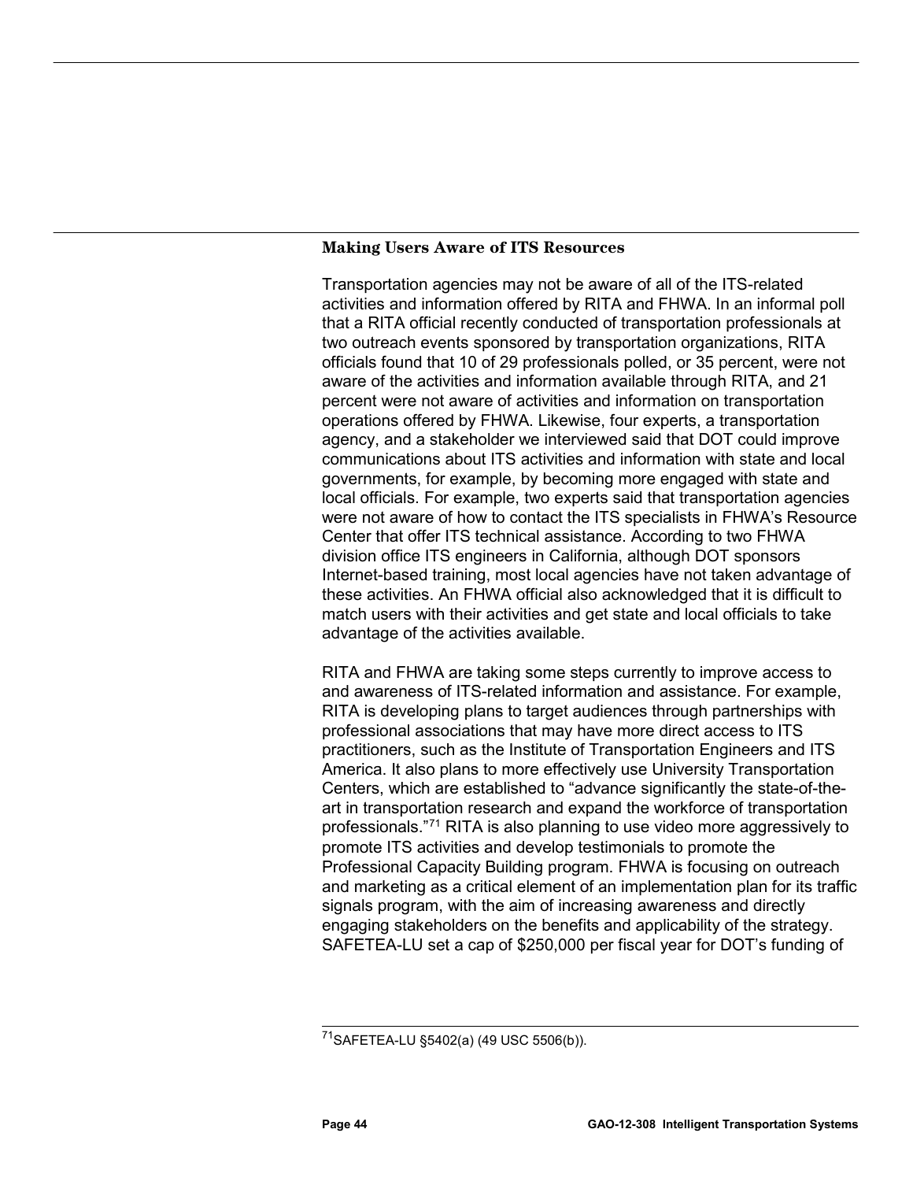### Making Users Aware of ITS Resources

Transportation agencies may not be aware of all of the ITS-related activities and information offered by RITA and FHWA. In an informal poll that a RITA official recently conducted of transportation professionals at two outreach events sponsored by transportation organizations, RITA officials found that 10 of 29 professionals polled, or 35 percent, were not aware of the activities and information available through RITA, and 21 percent were not aware of activities and information on transportation operations offered by FHWA. Likewise, four experts, a transportation agency, and a stakeholder we interviewed said that DOT could improve communications about ITS activities and information with state and local governments, for example, by becoming more engaged with state and local officials. For example, two experts said that transportation agencies were not aware of how to contact the ITS specialists in FHWA's Resource Center that offer ITS technical assistance. According to two FHWA division office ITS engineers in California, although DOT sponsors Internet-based training, most local agencies have not taken advantage of these activities. An FHWA official also acknowledged that it is difficult to match users with their activities and get state and local officials to take advantage of the activities available.

RITA and FHWA are taking some steps currently to improve access to and awareness of ITS-related information and assistance. For example, RITA is developing plans to target audiences through partnerships with professional associations that may have more direct access to ITS practitioners, such as the Institute of Transportation Engineers and ITS America. It also plans to more effectively use University Transportation Centers, which are established to "advance significantly the state-of-the-art in transportation research and expand the workforce of transportation professionals."[71] RITA is also planning to use video more aggressively to promote ITS activities and develop testimonials to promote the Professional Capacity Building program. FHWA is focusing on outreach and marketing as a critical element of an implementation plan for its traffic signals program, with the aim of increasing awareness and directly engaging stakeholders on the benefits and applicability of the strategy. SAFETEA-LU set a cap of $250,000 per fiscal year for DOT's funding of

[71] SAFETEA-LU §5402(a) (49 USC 5506(b)).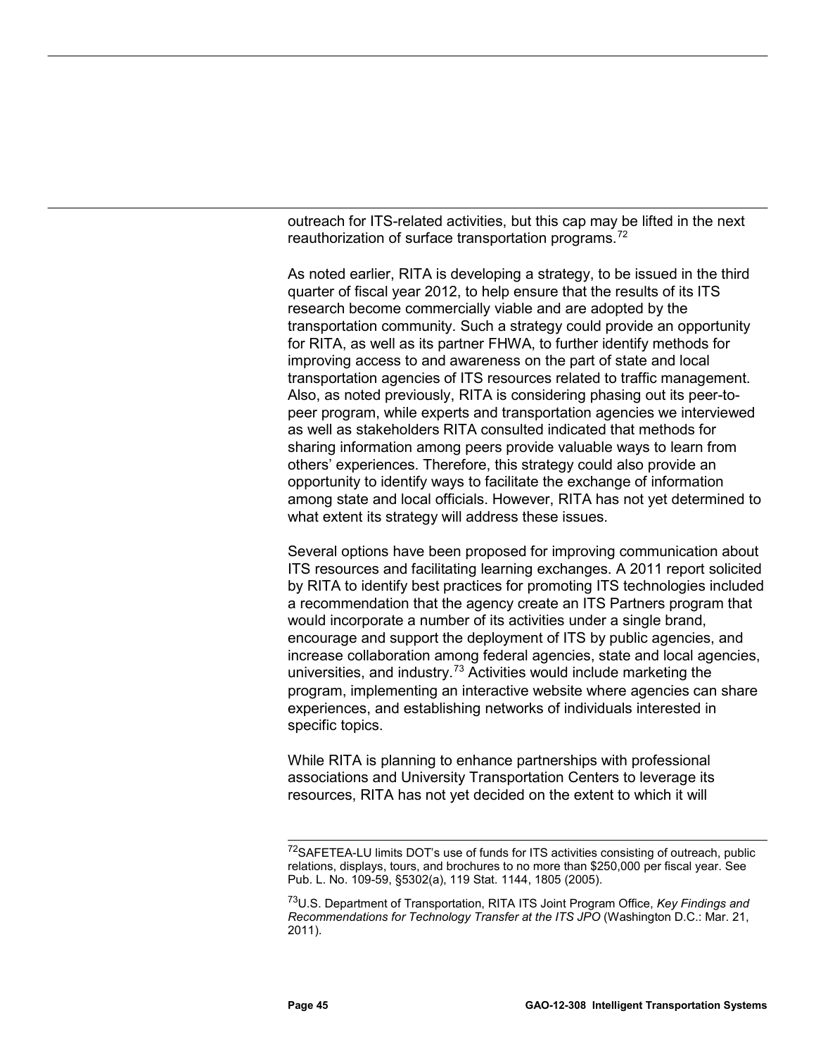outreach for ITS-related activities, but this cap may be lifted in the next reauthorization of surface transportation programs.[72]

As noted earlier, RITA is developing a strategy, to be issued in the third quarter of fiscal year 2012, to help ensure that the results of its ITS research become commercially viable and are adopted by the transportation community. Such a strategy could provide an opportunity for RITA, as well as its partner FHWA, to further identify methods for improving access to and awareness on the part of state and local transportation agencies of ITS resources related to traffic management. Also, as noted previously, RITA is considering phasing out its peer-to-peer program, while experts and transportation agencies we interviewed as well as stakeholders RITA consulted indicated that methods for sharing information among peers provide valuable ways to learn from others' experiences. Therefore, this strategy could also provide an opportunity to identify ways to facilitate the exchange of information among state and local officials. However, RITA has not yet determined to what extent its strategy will address these issues.

Several options have been proposed for improving communication about ITS resources and facilitating learning exchanges. A 2011 report solicited by RITA to identify best practices for promoting ITS technologies included a recommendation that the agency create an ITS Partners program that would incorporate a number of its activities under a single brand, encourage and support the deployment of ITS by public agencies, and increase collaboration among federal agencies, state and local agencies, universities, and industry.[73] Activities would include marketing the program, implementing an interactive website where agencies can share experiences, and establishing networks of individuals interested in specific topics.

While RITA is planning to enhance partnerships with professional associations and University Transportation Centers to leverage its resources, RITA has not yet decided on the extent to which it will

---

[72] SAFETEA-LU limits DOT's use of funds for ITS activities consisting of outreach, public relations, displays, tours, and brochures to no more than $250,000 per fiscal year. See Pub. L. No. 109-59, §5302(a), 119 Stat. 1144, 1805 (2005).

[73] U.S. Department of Transportation, RITA ITS Joint Program Office, *Key Findings and Recommendations for Technology Transfer at the ITS JPO* (Washington D.C.: Mar. 21, 2011).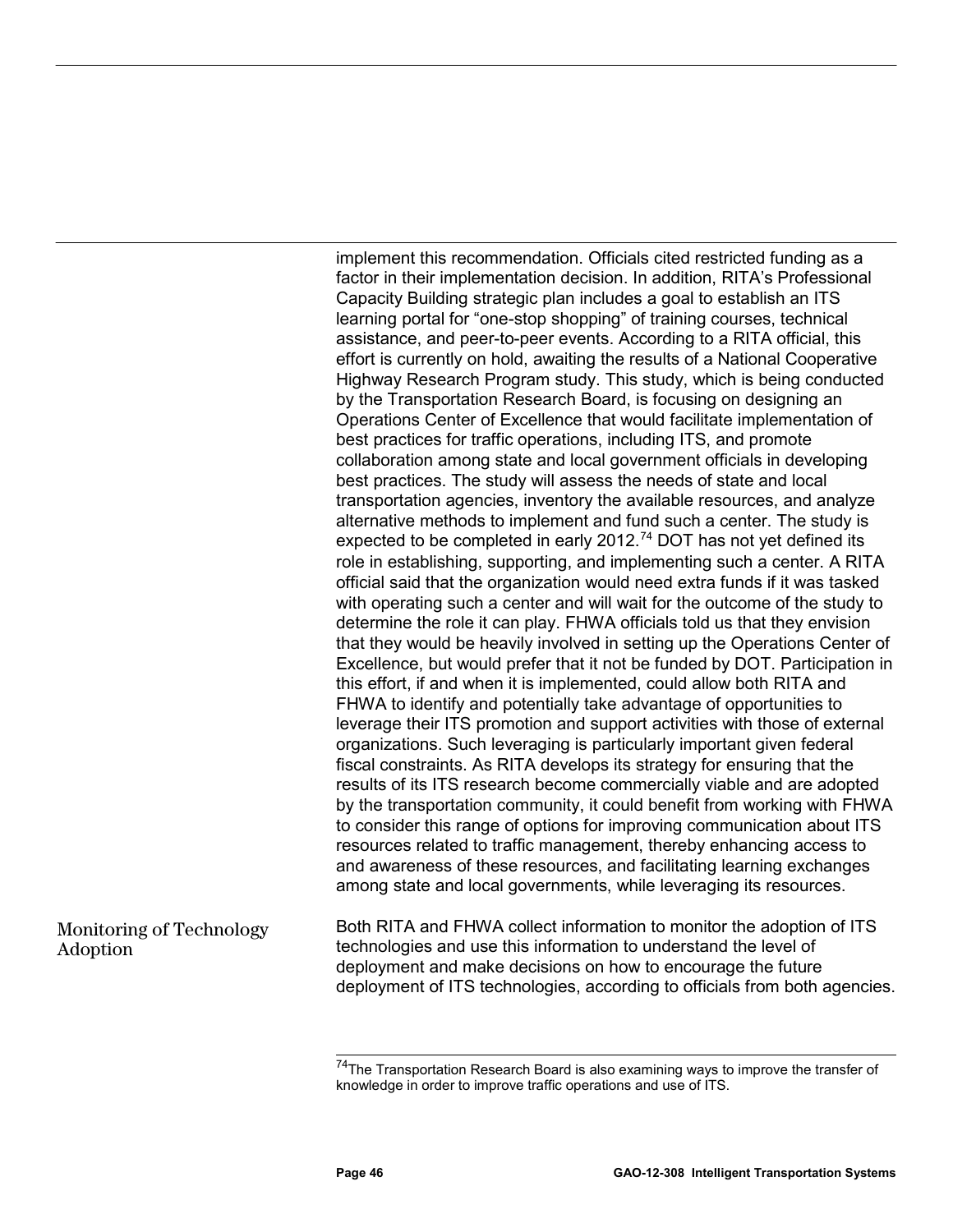implement this recommendation. Officials cited restricted funding as a factor in their implementation decision. In addition, RITA's Professional Capacity Building strategic plan includes a goal to establish an ITS learning portal for "one-stop shopping" of training courses, technical assistance, and peer-to-peer events. According to a RITA official, this effort is currently on hold, awaiting the results of a National Cooperative Highway Research Program study. This study, which is being conducted by the Transportation Research Board, is focusing on designing an Operations Center of Excellence that would facilitate implementation of best practices for traffic operations, including ITS, and promote collaboration among state and local government officials in developing best practices. The study will assess the needs of state and local transportation agencies, inventory the available resources, and analyze alternative methods to implement and fund such a center. The study is expected to be completed in early 2012.[74] DOT has not yet defined its role in establishing, supporting, and implementing such a center. A RITA official said that the organization would need extra funds if it was tasked with operating such a center and will wait for the outcome of the study to determine the role it can play. FHWA officials told us that they envision that they would be heavily involved in setting up the Operations Center of Excellence, but would prefer that it not be funded by DOT. Participation in this effort, if and when it is implemented, could allow both RITA and FHWA to identify and potentially take advantage of opportunities to leverage their ITS promotion and support activities with those of external organizations. Such leveraging is particularly important given federal fiscal constraints. As RITA develops its strategy for ensuring that the results of its ITS research become commercially viable and are adopted by the transportation community, it could benefit from working with FHWA to consider this range of options for improving communication about ITS resources related to traffic management, thereby enhancing access to and awareness of these resources, and facilitating learning exchanges among state and local governments, while leveraging its resources.

### Monitoring of Technology Adoption

Both RITA and FHWA collect information to monitor the adoption of ITS technologies and use this information to understand the level of deployment and make decisions on how to encourage the future deployment of ITS technologies, according to officials from both agencies.

---

[74] The Transportation Research Board is also examining ways to improve the transfer of knowledge in order to improve traffic operations and use of ITS.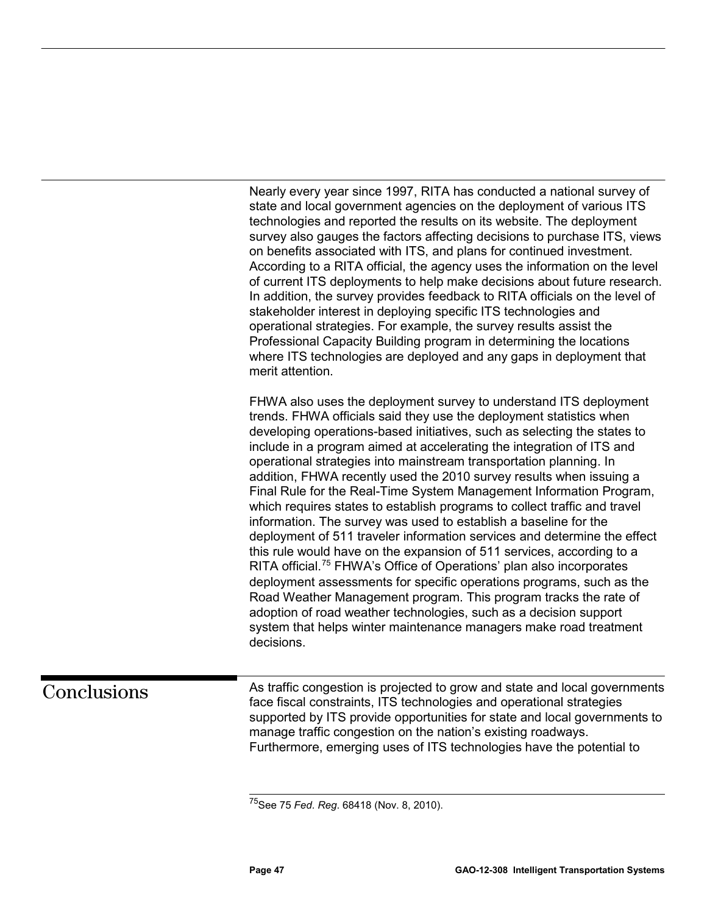Nearly every year since 1997, RITA has conducted a national survey of state and local government agencies on the deployment of various ITS technologies and reported the results on its website. The deployment survey also gauges the factors affecting decisions to purchase ITS, views on benefits associated with ITS, and plans for continued investment. According to a RITA official, the agency uses the information on the level of current ITS deployments to help make decisions about future research. In addition, the survey provides feedback to RITA officials on the level of stakeholder interest in deploying specific ITS technologies and operational strategies. For example, the survey results assist the Professional Capacity Building program in determining the locations where ITS technologies are deployed and any gaps in deployment that merit attention.

FHWA also uses the deployment survey to understand ITS deployment trends. FHWA officials said they use the deployment statistics when developing operations-based initiatives, such as selecting the states to include in a program aimed at accelerating the integration of ITS and operational strategies into mainstream transportation planning. In addition, FHWA recently used the 2010 survey results when issuing a Final Rule for the Real-Time System Management Information Program, which requires states to establish programs to collect traffic and travel information. The survey was used to establish a baseline for the deployment of 511 traveler information services and determine the effect this rule would have on the expansion of 511 services, according to a RITA official.[75] FHWA's Office of Operations' plan also incorporates deployment assessments for specific operations programs, such as the Road Weather Management program. This program tracks the rate of adoption of road weather technologies, such as a decision support system that helps winter maintenance managers make road treatment decisions.

## Conclusions

As traffic congestion is projected to grow and state and local governments face fiscal constraints, ITS technologies and operational strategies supported by ITS provide opportunities for state and local governments to manage traffic congestion on the nation's existing roadways. Furthermore, emerging uses of ITS technologies have the potential to

[75] See 75 *Fed. Reg.* 68418 (Nov. 8, 2010).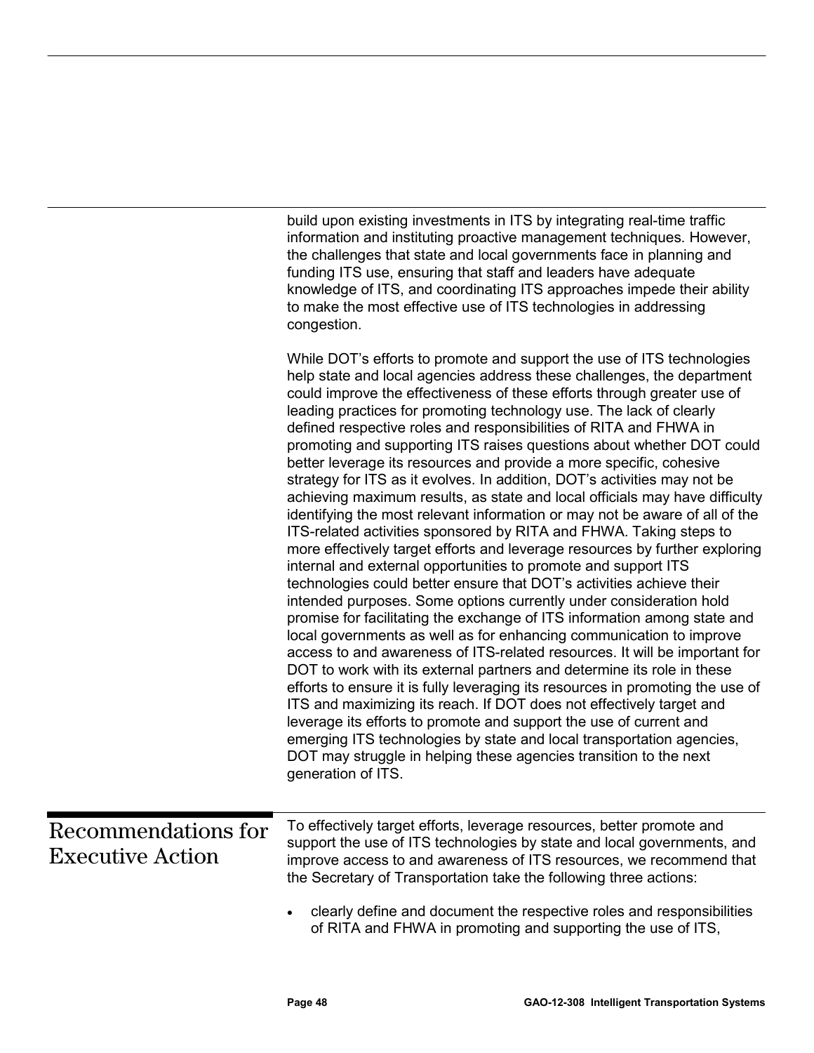build upon existing investments in ITS by integrating real-time traffic information and instituting proactive management techniques. However, the challenges that state and local governments face in planning and funding ITS use, ensuring that staff and leaders have adequate knowledge of ITS, and coordinating ITS approaches impede their ability to make the most effective use of ITS technologies in addressing congestion.

While DOT's efforts to promote and support the use of ITS technologies help state and local agencies address these challenges, the department could improve the effectiveness of these efforts through greater use of leading practices for promoting technology use. The lack of clearly defined respective roles and responsibilities of RITA and FHWA in promoting and supporting ITS raises questions about whether DOT could better leverage its resources and provide a more specific, cohesive strategy for ITS as it evolves. In addition, DOT's activities may not be achieving maximum results, as state and local officials may have difficulty identifying the most relevant information or may not be aware of all of the ITS-related activities sponsored by RITA and FHWA. Taking steps to more effectively target efforts and leverage resources by further exploring internal and external opportunities to promote and support ITS technologies could better ensure that DOT's activities achieve their intended purposes. Some options currently under consideration hold promise for facilitating the exchange of ITS information among state and local governments as well as for enhancing communication to improve access to and awareness of ITS-related resources. It will be important for DOT to work with its external partners and determine its role in these efforts to ensure it is fully leveraging its resources in promoting the use of ITS and maximizing its reach. If DOT does not effectively target and leverage its efforts to promote and support the use of current and emerging ITS technologies by state and local transportation agencies, DOT may struggle in helping these agencies transition to the next generation of ITS.

## Recommendations for Executive Action

To effectively target efforts, leverage resources, better promote and support the use of ITS technologies by state and local governments, and improve access to and awareness of ITS resources, we recommend that the Secretary of Transportation take the following three actions:

- clearly define and document the respective roles and responsibilities of RITA and FHWA in promoting and supporting the use of ITS,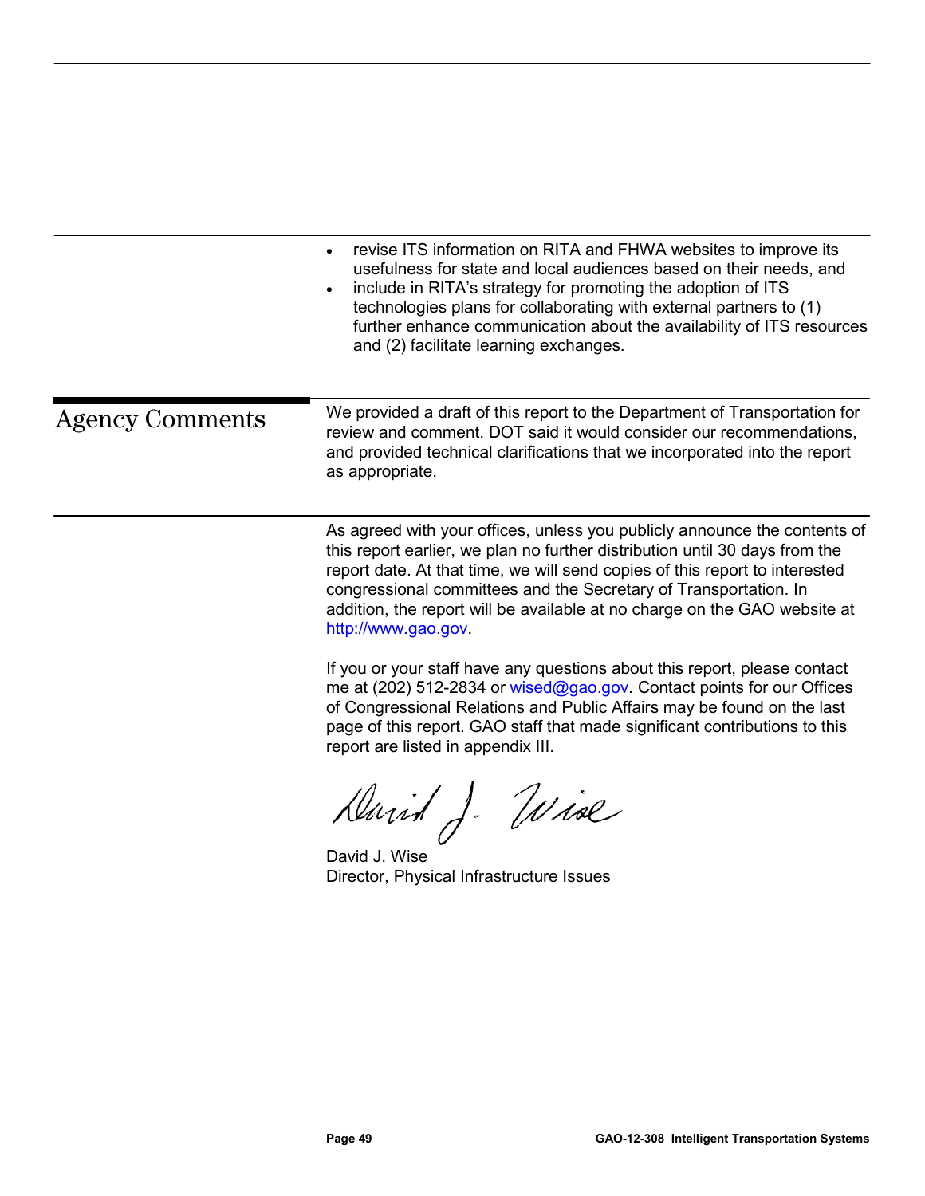- revise ITS information on RITA and FHWA websites to improve its usefulness for state and local audiences based on their needs, and
- include in RITA's strategy for promoting the adoption of ITS technologies plans for collaborating with external partners to (1) further enhance communication about the availability of ITS resources and (2) facilitate learning exchanges.

## Agency Comments

We provided a draft of this report to the Department of Transportation for review and comment. DOT said it would consider our recommendations, and provided technical clarifications that we incorporated into the report as appropriate.

As agreed with your offices, unless you publicly announce the contents of this report earlier, we plan no further distribution until 30 days from the report date. At that time, we will send copies of this report to interested congressional committees and the Secretary of Transportation. In addition, the report will be available at no charge on the GAO website at http://www.gao.gov.

If you or your staff have any questions about this report, please contact me at (202) 512-2834 or wised@gao.gov. Contact points for our Offices of Congressional Relations and Public Affairs may be found on the last page of this report. GAO staff that made significant contributions to this report are listed in appendix III.

David J. Wise
Director, Physical Infrastructure Issues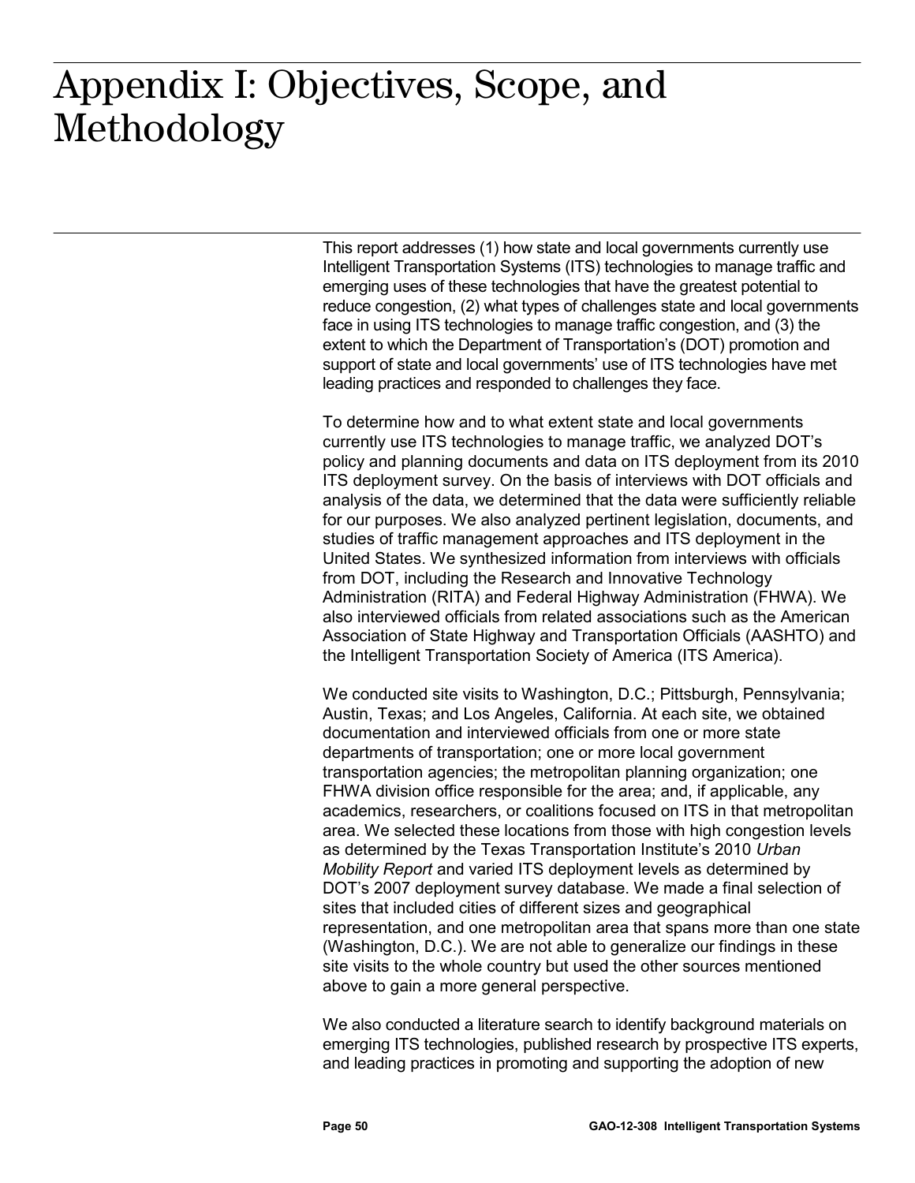# Appendix I: Objectives, Scope, and Methodology

This report addresses (1) how state and local governments currently use Intelligent Transportation Systems (ITS) technologies to manage traffic and emerging uses of these technologies that have the greatest potential to reduce congestion, (2) what types of challenges state and local governments face in using ITS technologies to manage traffic congestion, and (3) the extent to which the Department of Transportation's (DOT) promotion and support of state and local governments' use of ITS technologies have met leading practices and responded to challenges they face.

To determine how and to what extent state and local governments currently use ITS technologies to manage traffic, we analyzed DOT's policy and planning documents and data on ITS deployment from its 2010 ITS deployment survey. On the basis of interviews with DOT officials and analysis of the data, we determined that the data were sufficiently reliable for our purposes. We also analyzed pertinent legislation, documents, and studies of traffic management approaches and ITS deployment in the United States. We synthesized information from interviews with officials from DOT, including the Research and Innovative Technology Administration (RITA) and Federal Highway Administration (FHWA). We also interviewed officials from related associations such as the American Association of State Highway and Transportation Officials (AASHTO) and the Intelligent Transportation Society of America (ITS America).

We conducted site visits to Washington, D.C.; Pittsburgh, Pennsylvania; Austin, Texas; and Los Angeles, California. At each site, we obtained documentation and interviewed officials from one or more state departments of transportation; one or more local government transportation agencies; the metropolitan planning organization; one FHWA division office responsible for the area; and, if applicable, any academics, researchers, or coalitions focused on ITS in that metropolitan area. We selected these locations from those with high congestion levels as determined by the Texas Transportation Institute's 2010 *Urban Mobility Report* and varied ITS deployment levels as determined by DOT's 2007 deployment survey database. We made a final selection of sites that included cities of different sizes and geographical representation, and one metropolitan area that spans more than one state (Washington, D.C.). We are not able to generalize our findings in these site visits to the whole country but used the other sources mentioned above to gain a more general perspective.

We also conducted a literature search to identify background materials on emerging ITS technologies, published research by prospective ITS experts, and leading practices in promoting and supporting the adoption of new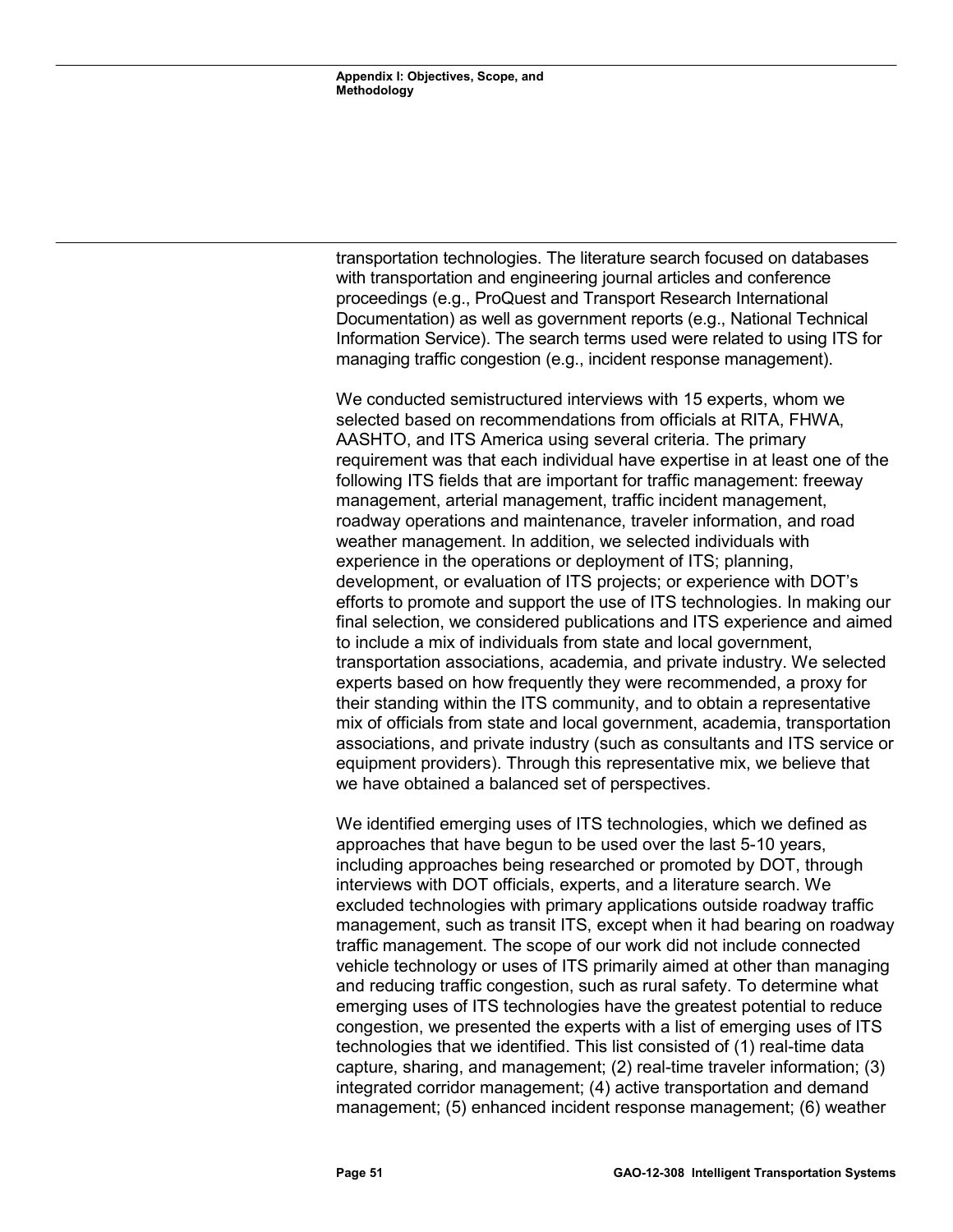transportation technologies. The literature search focused on databases with transportation and engineering journal articles and conference proceedings (e.g., ProQuest and Transport Research International Documentation) as well as government reports (e.g., National Technical Information Service). The search terms used were related to using ITS for managing traffic congestion (e.g., incident response management).

We conducted semistructured interviews with 15 experts, whom we selected based on recommendations from officials at RITA, FHWA, AASHTO, and ITS America using several criteria. The primary requirement was that each individual have expertise in at least one of the following ITS fields that are important for traffic management: freeway management, arterial management, traffic incident management, roadway operations and maintenance, traveler information, and road weather management. In addition, we selected individuals with experience in the operations or deployment of ITS; planning, development, or evaluation of ITS projects; or experience with DOT's efforts to promote and support the use of ITS technologies. In making our final selection, we considered publications and ITS experience and aimed to include a mix of individuals from state and local government, transportation associations, academia, and private industry. We selected experts based on how frequently they were recommended, a proxy for their standing within the ITS community, and to obtain a representative mix of officials from state and local government, academia, transportation associations, and private industry (such as consultants and ITS service or equipment providers). Through this representative mix, we believe that we have obtained a balanced set of perspectives.

We identified emerging uses of ITS technologies, which we defined as approaches that have begun to be used over the last 5-10 years, including approaches being researched or promoted by DOT, through interviews with DOT officials, experts, and a literature search. We excluded technologies with primary applications outside roadway traffic management, such as transit ITS, except when it had bearing on roadway traffic management. The scope of our work did not include connected vehicle technology or uses of ITS primarily aimed at other than managing and reducing traffic congestion, such as rural safety. To determine what emerging uses of ITS technologies have the greatest potential to reduce congestion, we presented the experts with a list of emerging uses of ITS technologies that we identified. This list consisted of (1) real-time data capture, sharing, and management; (2) real-time traveler information; (3) integrated corridor management; (4) active transportation and demand management; (5) enhanced incident response management; (6) weather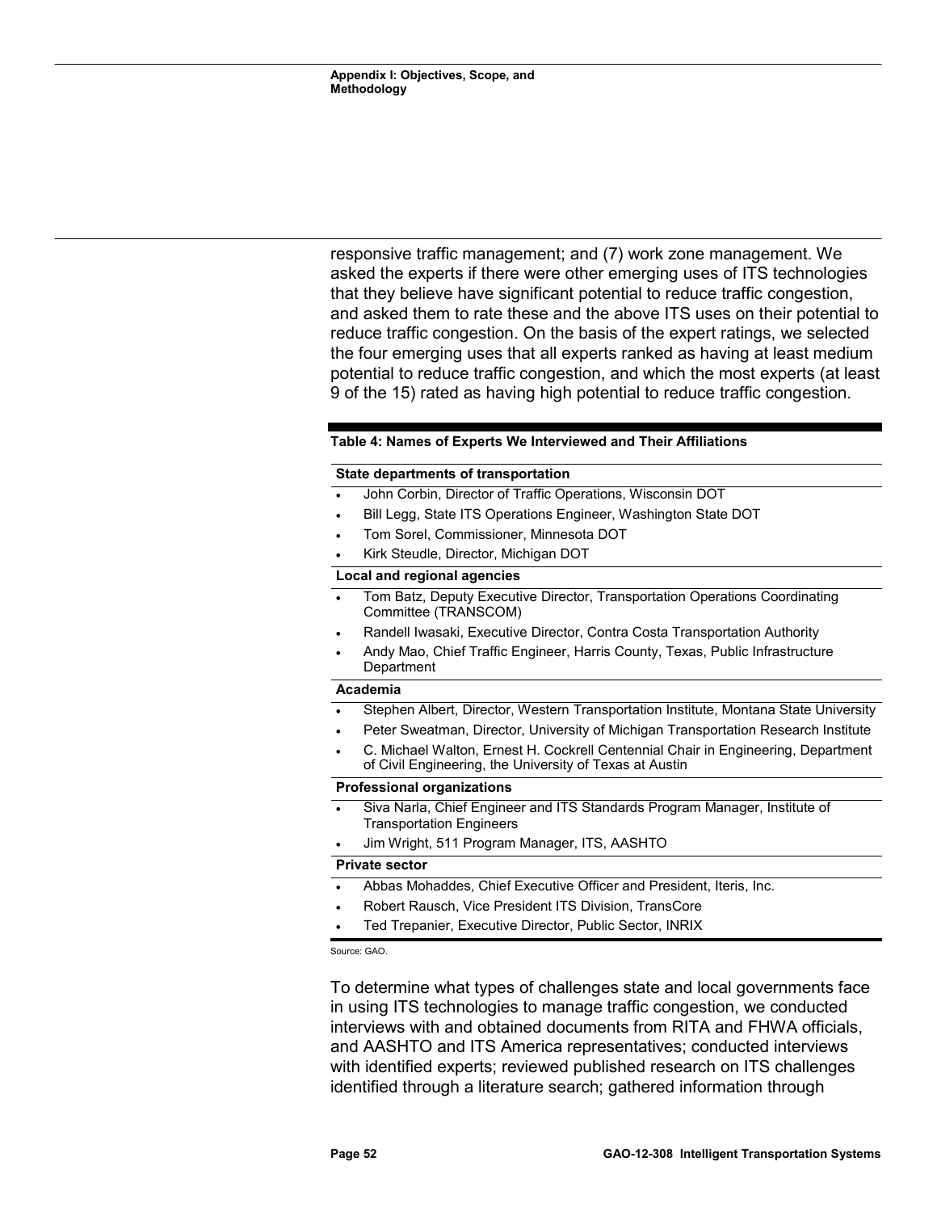responsive traffic management; and (7) work zone management. We asked the experts if there were other emerging uses of ITS technologies that they believe have significant potential to reduce traffic congestion, and asked them to rate these and the above ITS uses on their potential to reduce traffic congestion. On the basis of the expert ratings, we selected the four emerging uses that all experts ranked as having at least medium potential to reduce traffic congestion, and which the most experts (at least 9 of the 15) rated as having high potential to reduce traffic congestion.

**Table 4: Names of Experts We Interviewed and Their Affiliations**

**State departments of transportation**

- John Corbin, Director of Traffic Operations, Wisconsin DOT
- Bill Legg, State ITS Operations Engineer, Washington State DOT
- Tom Sorel, Commissioner, Minnesota DOT
- Kirk Steudle, Director, Michigan DOT

**Local and regional agencies**

- Tom Batz, Deputy Executive Director, Transportation Operations Coordinating Committee (TRANSCOM)
- Randell Iwasaki, Executive Director, Contra Costa Transportation Authority
- Andy Mao, Chief Traffic Engineer, Harris County, Texas, Public Infrastructure Department

**Academia**

- Stephen Albert, Director, Western Transportation Institute, Montana State University
- Peter Sweatman, Director, University of Michigan Transportation Research Institute
- C. Michael Walton, Ernest H. Cockrell Centennial Chair in Engineering, Department of Civil Engineering, the University of Texas at Austin

**Professional organizations**

- Siva Narla, Chief Engineer and ITS Standards Program Manager, Institute of Transportation Engineers
- Jim Wright, 511 Program Manager, ITS, AASHTO

**Private sector**

- Abbas Mohaddes, Chief Executive Officer and President, Iteris, Inc.
- Robert Rausch, Vice President ITS Division, TransCore
- Ted Trepanier, Executive Director, Public Sector, INRIX

Source: GAO.

To determine what types of challenges state and local governments face in using ITS technologies to manage traffic congestion, we conducted interviews with and obtained documents from RITA and FHWA officials, and AASHTO and ITS America representatives; conducted interviews with identified experts; reviewed published research on ITS challenges identified through a literature search; gathered information through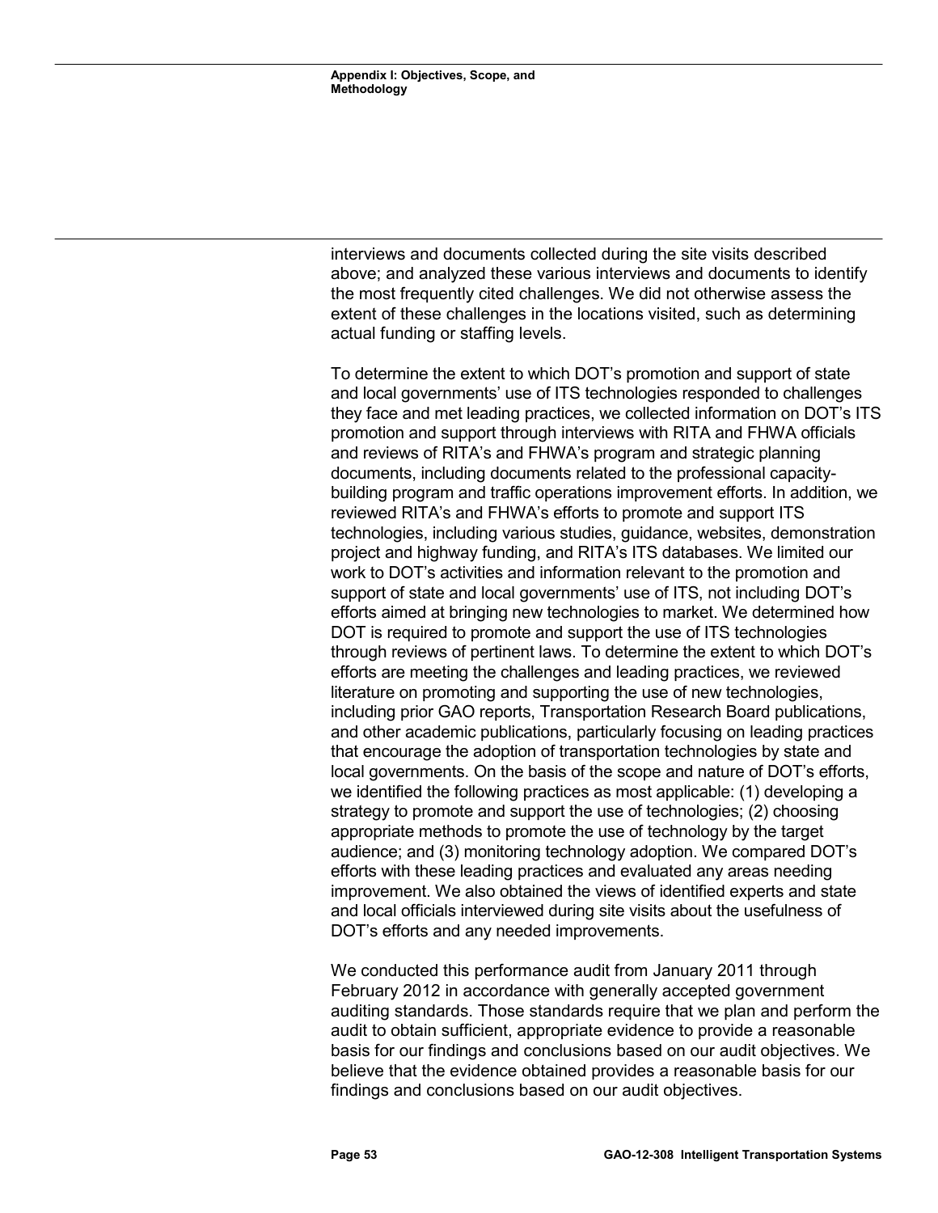interviews and documents collected during the site visits described above; and analyzed these various interviews and documents to identify the most frequently cited challenges. We did not otherwise assess the extent of these challenges in the locations visited, such as determining actual funding or staffing levels.

To determine the extent to which DOT's promotion and support of state and local governments' use of ITS technologies responded to challenges they face and met leading practices, we collected information on DOT's ITS promotion and support through interviews with RITA and FHWA officials and reviews of RITA's and FHWA's program and strategic planning documents, including documents related to the professional capacity-building program and traffic operations improvement efforts. In addition, we reviewed RITA's and FHWA's efforts to promote and support ITS technologies, including various studies, guidance, websites, demonstration project and highway funding, and RITA's ITS databases. We limited our work to DOT's activities and information relevant to the promotion and support of state and local governments' use of ITS, not including DOT's efforts aimed at bringing new technologies to market. We determined how DOT is required to promote and support the use of ITS technologies through reviews of pertinent laws. To determine the extent to which DOT's efforts are meeting the challenges and leading practices, we reviewed literature on promoting and supporting the use of new technologies, including prior GAO reports, Transportation Research Board publications, and other academic publications, particularly focusing on leading practices that encourage the adoption of transportation technologies by state and local governments. On the basis of the scope and nature of DOT's efforts, we identified the following practices as most applicable: (1) developing a strategy to promote and support the use of technologies; (2) choosing appropriate methods to promote the use of technology by the target audience; and (3) monitoring technology adoption. We compared DOT's efforts with these leading practices and evaluated any areas needing improvement. We also obtained the views of identified experts and state and local officials interviewed during site visits about the usefulness of DOT's efforts and any needed improvements.

We conducted this performance audit from January 2011 through February 2012 in accordance with generally accepted government auditing standards. Those standards require that we plan and perform the audit to obtain sufficient, appropriate evidence to provide a reasonable basis for our findings and conclusions based on our audit objectives. We believe that the evidence obtained provides a reasonable basis for our findings and conclusions based on our audit objectives.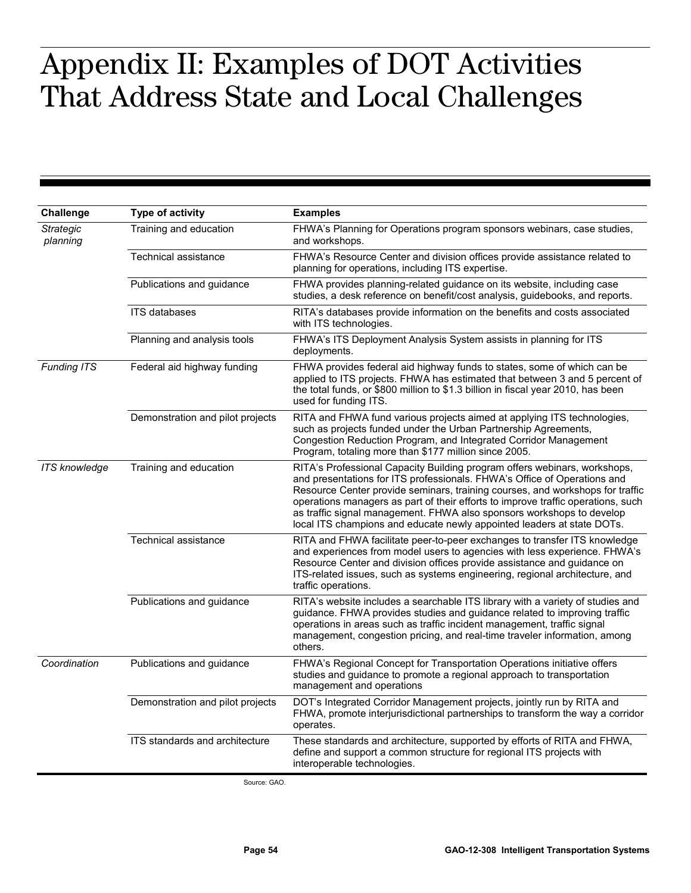# Appendix II: Examples of DOT Activities That Address State and Local Challenges

| Challenge | Type of activity | Examples |
| --- | --- | --- |
| *Strategic planning* | Training and education | FHWA's Planning for Operations program sponsors webinars, case studies, and workshops. |
| | Technical assistance | FHWA's Resource Center and division offices provide assistance related to planning for operations, including ITS expertise. |
| | Publications and guidance | FHWA provides planning-related guidance on its website, including case studies, a desk reference on benefit/cost analysis, guidebooks, and reports. |
| | ITS databases | RITA's databases provide information on the benefits and costs associated with ITS technologies. |
| | Planning and analysis tools | FHWA's ITS Deployment Analysis System assists in planning for ITS deployments. |
| *Funding ITS* | Federal aid highway funding | FHWA provides federal aid highway funds to states, some of which can be applied to ITS projects. FHWA has estimated that between 3 and 5 percent of the total funds, or $800 million to $1.3 billion in fiscal year 2010, has been used for funding ITS. |
| | Demonstration and pilot projects | RITA and FHWA fund various projects aimed at applying ITS technologies, such as projects funded under the Urban Partnership Agreements, Congestion Reduction Program, and Integrated Corridor Management Program, totaling more than $177 million since 2005. |
| *ITS knowledge* | Training and education | RITA's Professional Capacity Building program offers webinars, workshops, and presentations for ITS professionals. FHWA's Office of Operations and Resource Center provide seminars, training courses, and workshops for traffic operations managers as part of their efforts to improve traffic operations, such as traffic signal management. FHWA also sponsors workshops to develop local ITS champions and educate newly appointed leaders at state DOTs. |
| | Technical assistance | RITA and FHWA facilitate peer-to-peer exchanges to transfer ITS knowledge and experiences from model users to agencies with less experience. FHWA's Resource Center and division offices provide assistance and guidance on ITS-related issues, such as systems engineering, regional architecture, and traffic operations. |
| | Publications and guidance | RITA's website includes a searchable ITS library with a variety of studies and guidance. FHWA provides studies and guidance related to improving traffic operations in areas such as traffic incident management, traffic signal management, congestion pricing, and real-time traveler information, among others. |
| *Coordination* | Publications and guidance | FHWA's Regional Concept for Transportation Operations initiative offers studies and guidance to promote a regional approach to transportation management and operations |
| | Demonstration and pilot projects | DOT's Integrated Corridor Management projects, jointly run by RITA and FHWA, promote interjurisdictional partnerships to transform the way a corridor operates. |
| | ITS standards and architecture | These standards and architecture, supported by efforts of RITA and FHWA, define and support a common structure for regional ITS projects with interoperable technologies. |

Source: GAO.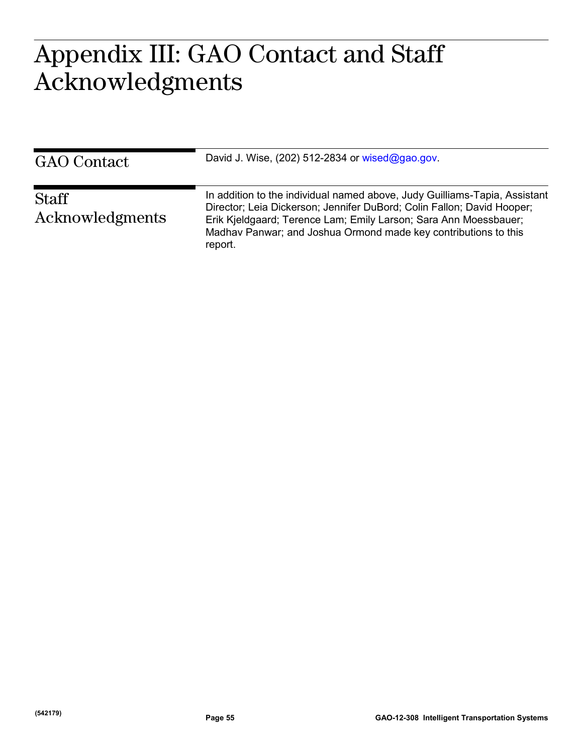# Appendix III: GAO Contact and Staff Acknowledgments

## GAO Contact

David J. Wise, (202) 512-2834 or wised@gao.gov.

## Staff Acknowledgments

In addition to the individual named above, Judy Guilliams-Tapia, Assistant Director; Leia Dickerson; Jennifer DuBord; Colin Fallon; David Hooper; Erik Kjeldgaard; Terence Lam; Emily Larson; Sara Ann Moessbauer; Madhav Panwar; and Joshua Ormond made key contributions to this report.

(542179)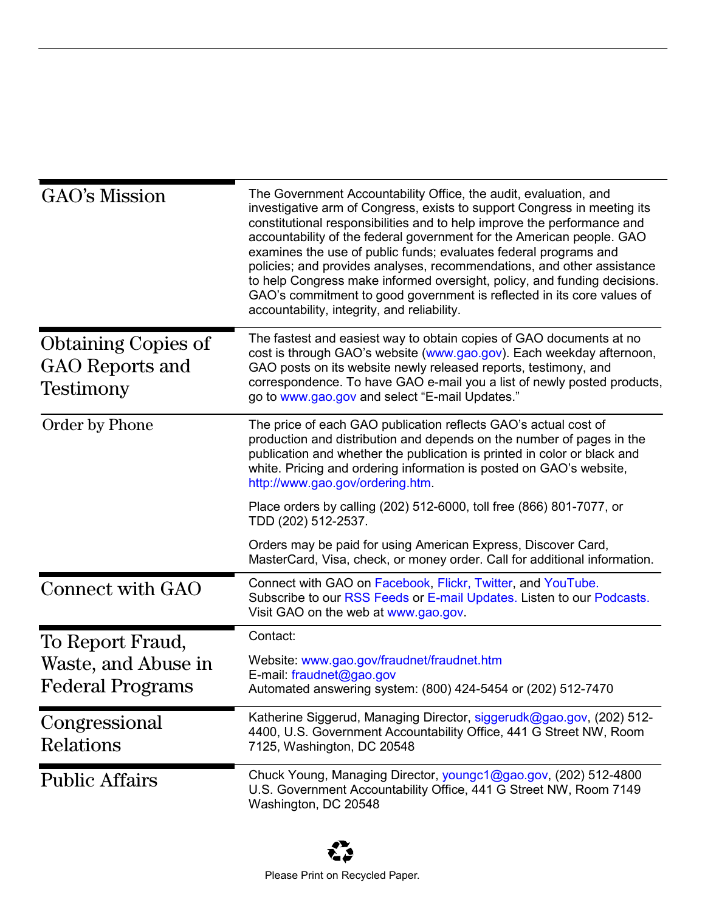## GAO's Mission

The Government Accountability Office, the audit, evaluation, and investigative arm of Congress, exists to support Congress in meeting its constitutional responsibilities and to help improve the performance and accountability of the federal government for the American people. GAO examines the use of public funds; evaluates federal programs and policies; and provides analyses, recommendations, and other assistance to help Congress make informed oversight, policy, and funding decisions. GAO's commitment to good government is reflected in its core values of accountability, integrity, and reliability.

## Obtaining Copies of GAO Reports and Testimony

The fastest and easiest way to obtain copies of GAO documents at no cost is through GAO's website (www.gao.gov). Each weekday afternoon, GAO posts on its website newly released reports, testimony, and correspondence. To have GAO e-mail you a list of newly posted products, go to www.gao.gov and select "E-mail Updates."

### Order by Phone

The price of each GAO publication reflects GAO's actual cost of production and distribution and depends on the number of pages in the publication and whether the publication is printed in color or black and white. Pricing and ordering information is posted on GAO's website, http://www.gao.gov/ordering.htm.

Place orders by calling (202) 512-6000, toll free (866) 801-7077, or TDD (202) 512-2537.

Orders may be paid for using American Express, Discover Card, MasterCard, Visa, check, or money order. Call for additional information.

## Connect with GAO

Connect with GAO on Facebook, Flickr, Twitter, and YouTube. Subscribe to our RSS Feeds or E-mail Updates. Listen to our Podcasts. Visit GAO on the web at www.gao.gov.

## To Report Fraud, Waste, and Abuse in Federal Programs

Contact:

Website: www.gao.gov/fraudnet/fraudnet.htm
E-mail: fraudnet@gao.gov
Automated answering system: (800) 424-5454 or (202) 512-7470

## Congressional Relations

Katherine Siggerud, Managing Director, siggerudk@gao.gov, (202) 512-4400, U.S. Government Accountability Office, 441 G Street NW, Room 7125, Washington, DC 20548

## Public Affairs

Chuck Young, Managing Director, youngc1@gao.gov, (202) 512-4800
U.S. Government Accountability Office, 441 G Street NW, Room 7149
Washington, DC 20548

Please Print on Recycled Paper.